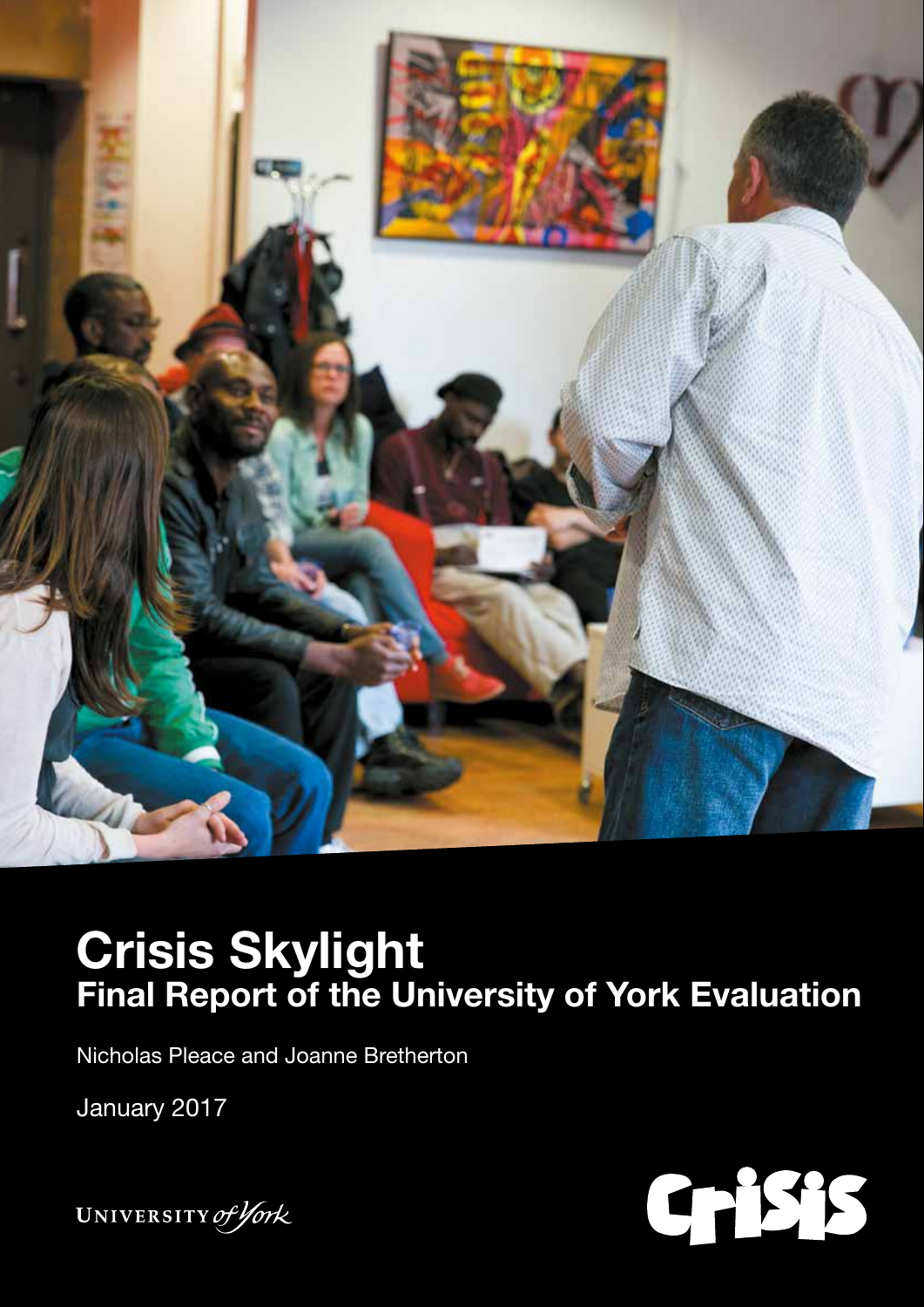# Crisis Skylight
## Final Report of the University of York Evaluation

Nicholas Pleace and Joanne Bretherton

January 2017

UNIVERSITY *of York*

Crisis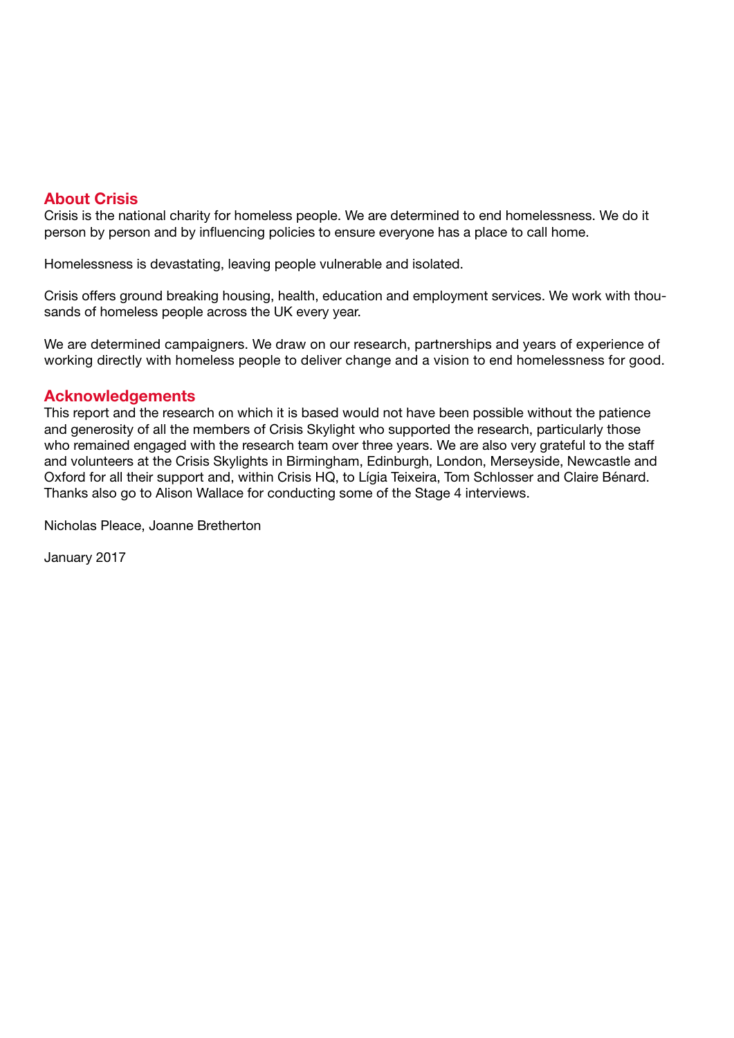## About Crisis

Crisis is the national charity for homeless people. We are determined to end homelessness. We do it person by person and by influencing policies to ensure everyone has a place to call home.

Homelessness is devastating, leaving people vulnerable and isolated.

Crisis offers ground breaking housing, health, education and employment services. We work with thousands of homeless people across the UK every year.

We are determined campaigners. We draw on our research, partnerships and years of experience of working directly with homeless people to deliver change and a vision to end homelessness for good.

## Acknowledgements

This report and the research on which it is based would not have been possible without the patience and generosity of all the members of Crisis Skylight who supported the research, particularly those who remained engaged with the research team over three years. We are also very grateful to the staff and volunteers at the Crisis Skylights in Birmingham, Edinburgh, London, Merseyside, Newcastle and Oxford for all their support and, within Crisis HQ, to Lígia Teixeira, Tom Schlosser and Claire Bénard. Thanks also go to Alison Wallace for conducting some of the Stage 4 interviews.

Nicholas Pleace, Joanne Bretherton

January 2017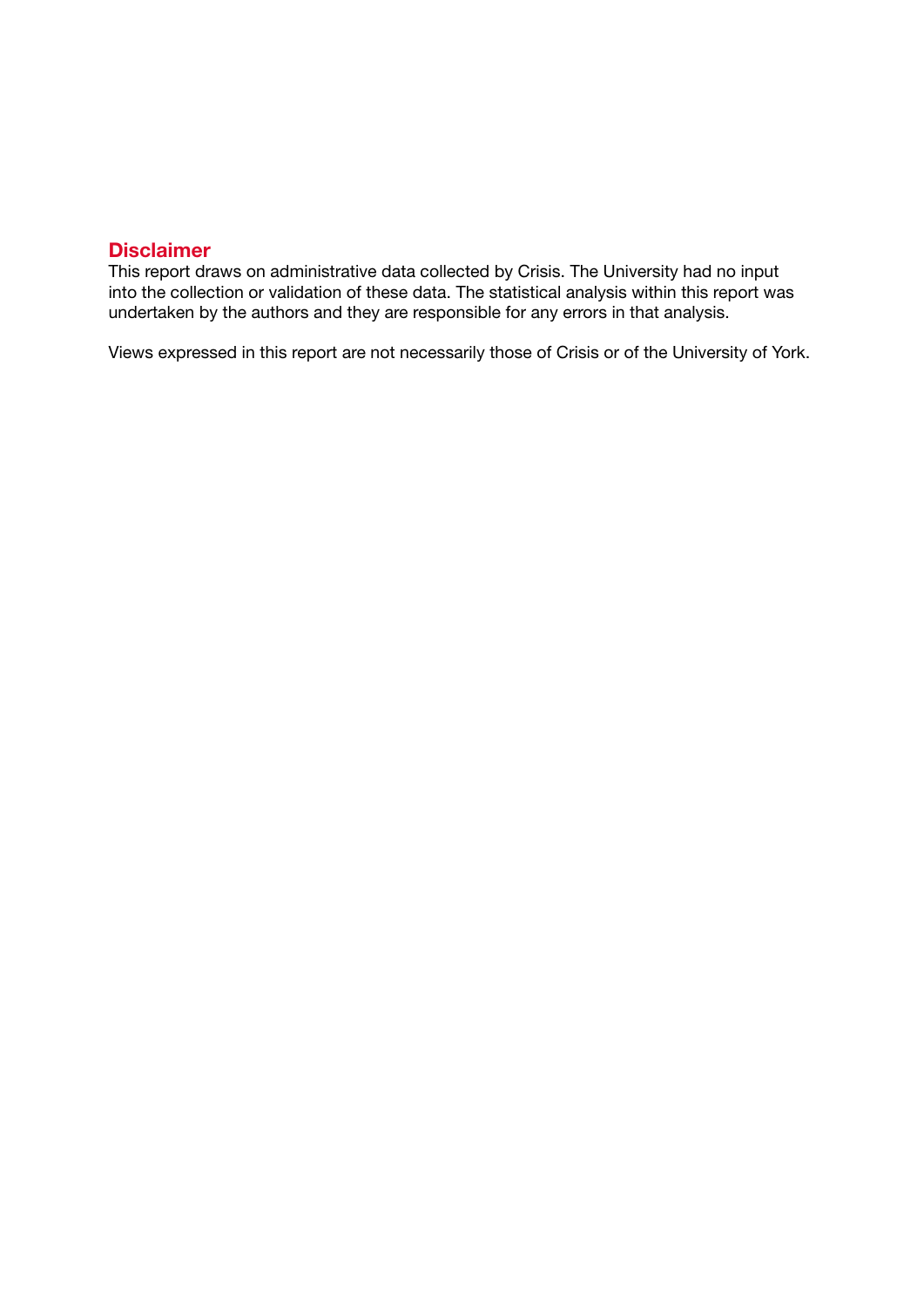## Disclaimer

This report draws on administrative data collected by Crisis. The University had no input into the collection or validation of these data. The statistical analysis within this report was undertaken by the authors and they are responsible for any errors in that analysis.

Views expressed in this report are not necessarily those of Crisis or of the University of York.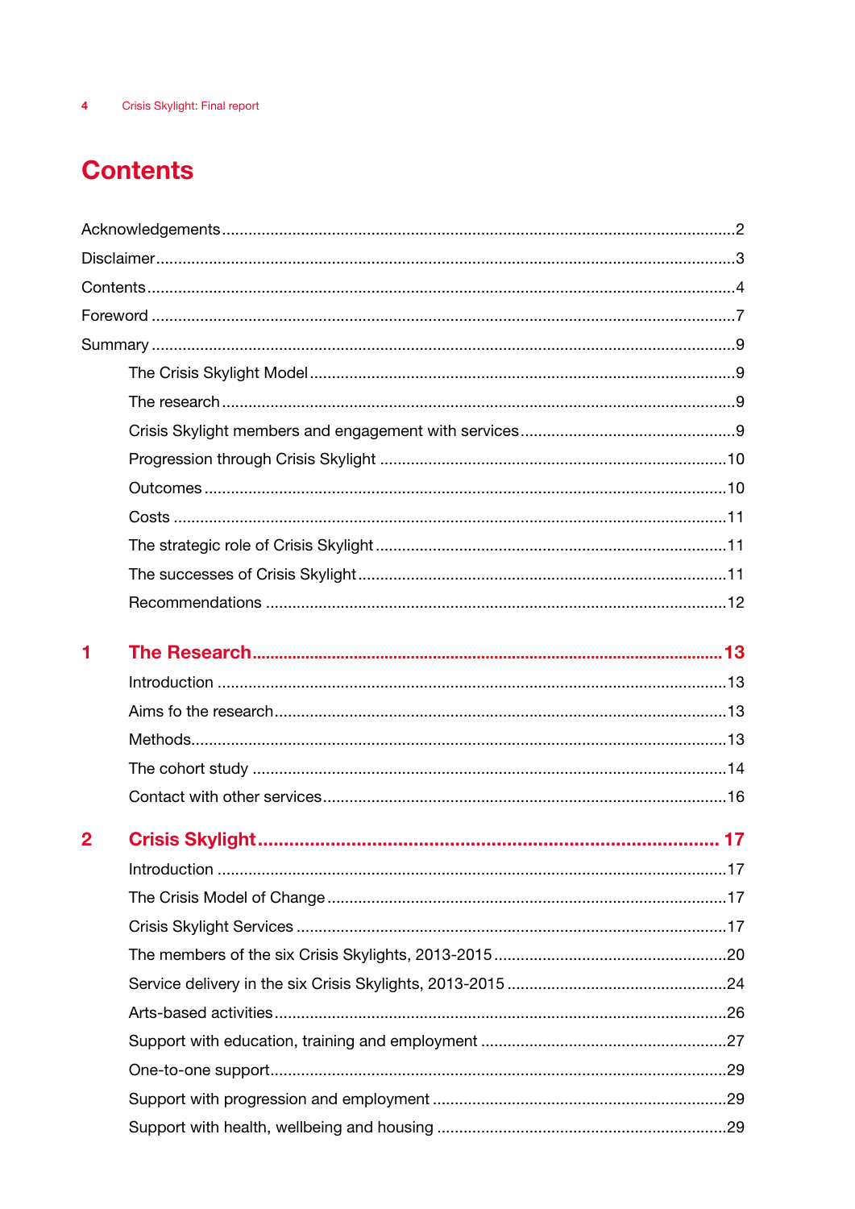# Contents

Acknowledgements ..... 2

Disclaimer ..... 3

Contents ..... 4

Foreword ..... 7

Summary ..... 9

- The Crisis Skylight Model ..... 9
- The research ..... 9
- Crisis Skylight members and engagement with services ..... 9
- Progression through Crisis Skylight ..... 10
- Outcomes ..... 10
- Costs ..... 11
- The strategic role of Crisis Skylight ..... 11
- The successes of Crisis Skylight ..... 11
- Recommendations ..... 12

## 1 The Research ..... 13

- Introduction ..... 13
- Aims fo the research ..... 13
- Methods ..... 13
- The cohort study ..... 14
- Contact with other services ..... 16

## 2 Crisis Skylight ..... 17

- Introduction ..... 17
- The Crisis Model of Change ..... 17
- Crisis Skylight Services ..... 17
- The members of the six Crisis Skylights, 2013-2015 ..... 20
- Service delivery in the six Crisis Skylights, 2013-2015 ..... 24
- Arts-based activities ..... 26
- Support with education, training and employment ..... 27
- One-to-one support ..... 29
- Support with progression and employment ..... 29
- Support with health, wellbeing and housing ..... 29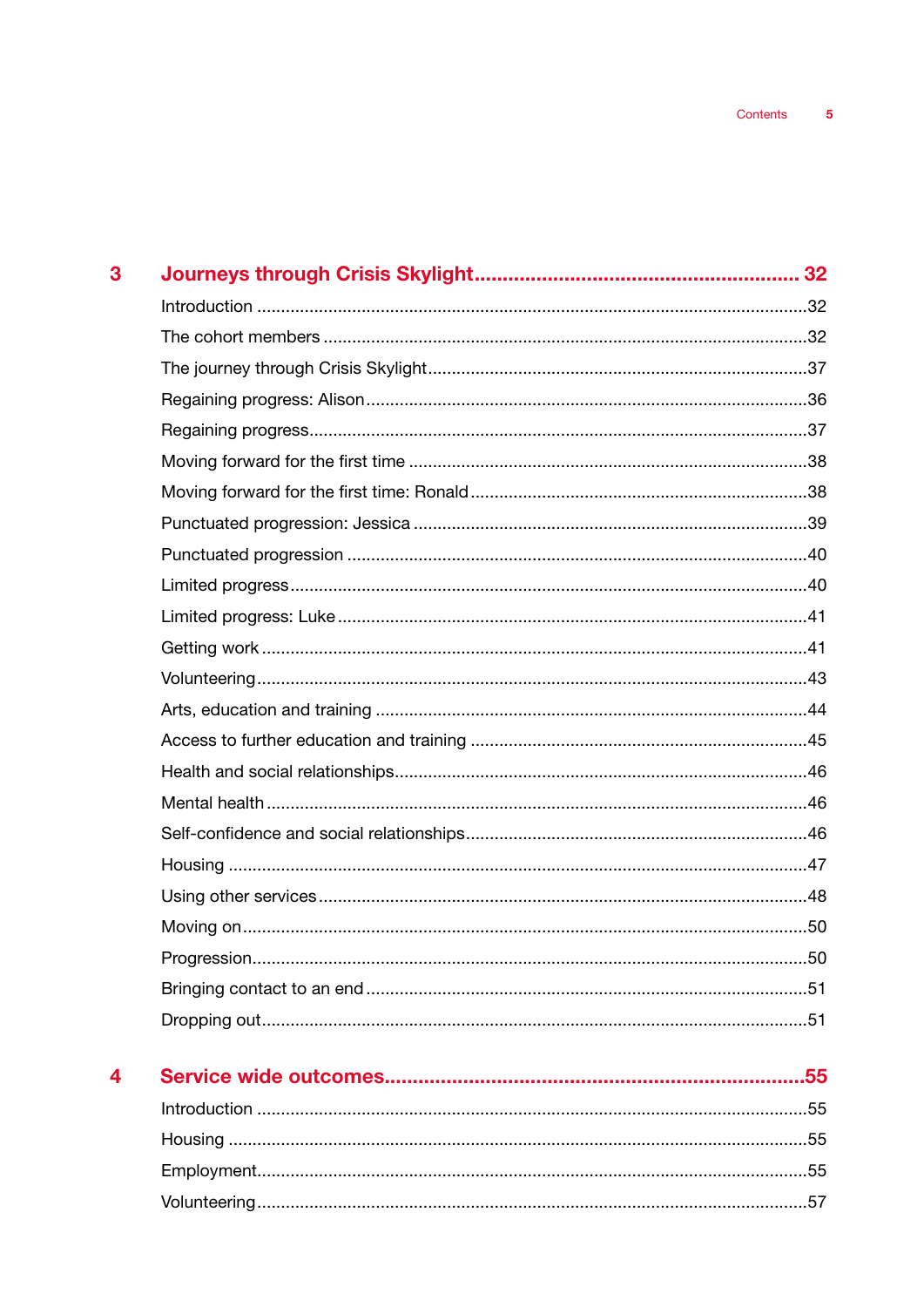**3 Journeys through Crisis Skylight ........................................................ 32**

Introduction ........................................................ 32

The cohort members ........................................................ 32

The journey through Crisis Skylight ........................................................ 37

Regaining progress: Alison ........................................................ 36

Regaining progress ........................................................ 37

Moving forward for the first time ........................................................ 38

Moving forward for the first time: Ronald ........................................................ 38

Punctuated progression: Jessica ........................................................ 39

Punctuated progression ........................................................ 40

Limited progress ........................................................ 40

Limited progress: Luke ........................................................ 41

Getting work ........................................................ 41

Volunteering ........................................................ 43

Arts, education and training ........................................................ 44

Access to further education and training ........................................................ 45

Health and social relationships ........................................................ 46

Mental health ........................................................ 46

Self-confidence and social relationships ........................................................ 46

Housing ........................................................ 47

Using other services ........................................................ 48

Moving on ........................................................ 50

Progression ........................................................ 50

Bringing contact to an end ........................................................ 51

Dropping out ........................................................ 51

**4 Service wide outcomes ........................................................ 55**

Introduction ........................................................ 55

Housing ........................................................ 55

Employment ........................................................ 55

Volunteering ........................................................ 57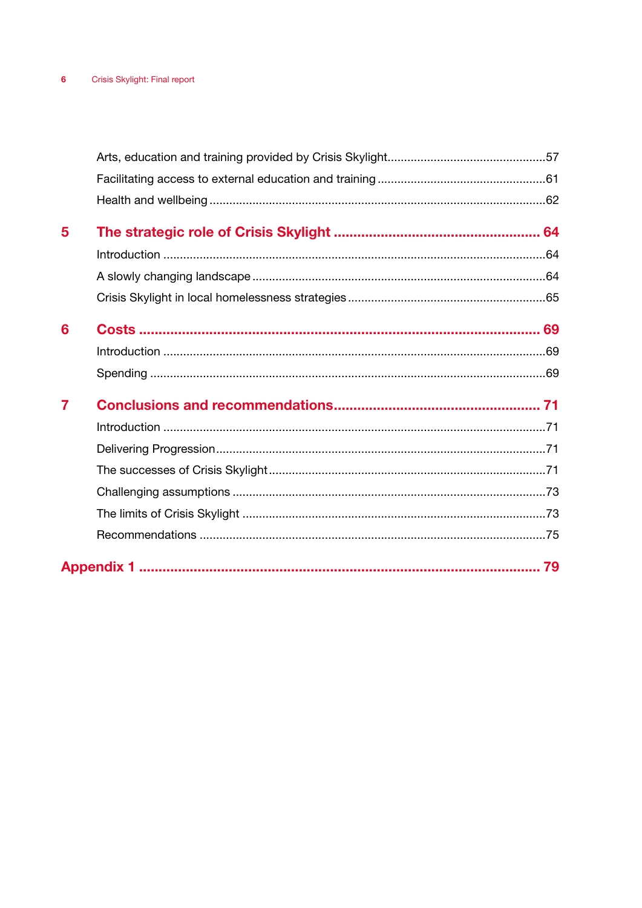Arts, education and training provided by Crisis Skylight....57

Facilitating access to external education and training....61

Health and wellbeing....62

**5 The strategic role of Crisis Skylight .... 64**

Introduction....64

A slowly changing landscape....64

Crisis Skylight in local homelessness strategies....65

**6 Costs .... 69**

Introduction....69

Spending....69

**7 Conclusions and recommendations.... 71**

Introduction....71

Delivering Progression....71

The successes of Crisis Skylight....71

Challenging assumptions....73

The limits of Crisis Skylight....73

Recommendations....75

**Appendix 1 .... 79**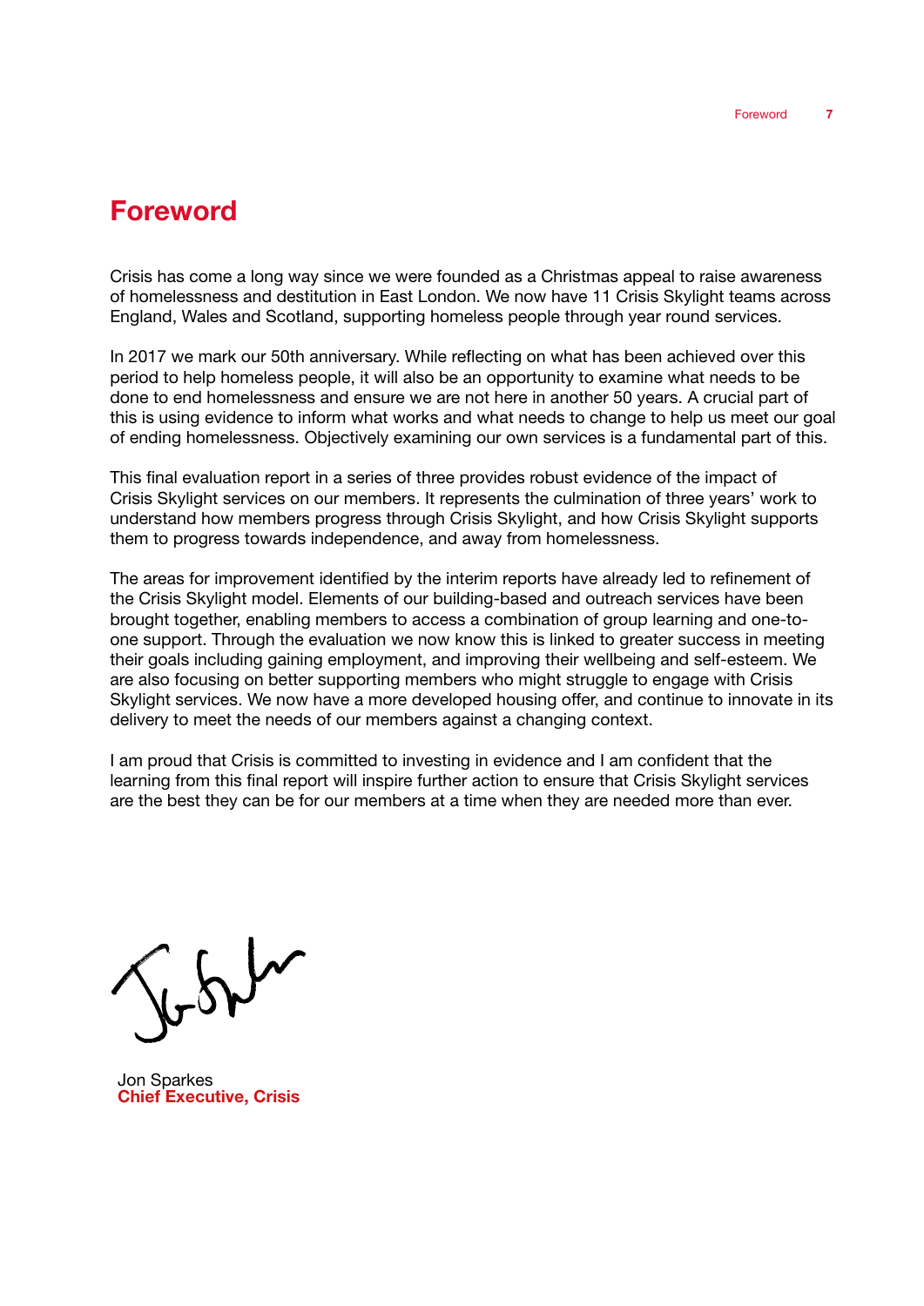# Foreword

Crisis has come a long way since we were founded as a Christmas appeal to raise awareness of homelessness and destitution in East London. We now have 11 Crisis Skylight teams across England, Wales and Scotland, supporting homeless people through year round services.

In 2017 we mark our 50th anniversary. While reflecting on what has been achieved over this period to help homeless people, it will also be an opportunity to examine what needs to be done to end homelessness and ensure we are not here in another 50 years. A crucial part of this is using evidence to inform what works and what needs to change to help us meet our goal of ending homelessness. Objectively examining our own services is a fundamental part of this.

This final evaluation report in a series of three provides robust evidence of the impact of Crisis Skylight services on our members. It represents the culmination of three years' work to understand how members progress through Crisis Skylight, and how Crisis Skylight supports them to progress towards independence, and away from homelessness.

The areas for improvement identified by the interim reports have already led to refinement of the Crisis Skylight model. Elements of our building-based and outreach services have been brought together, enabling members to access a combination of group learning and one-to-one support. Through the evaluation we now know this is linked to greater success in meeting their goals including gaining employment, and improving their wellbeing and self-esteem. We are also focusing on better supporting members who might struggle to engage with Crisis Skylight services. We now have a more developed housing offer, and continue to innovate in its delivery to meet the needs of our members against a changing context.

I am proud that Crisis is committed to investing in evidence and I am confident that the learning from this final report will inspire further action to ensure that Crisis Skylight services are the best they can be for our members at a time when they are needed more than ever.

Jon Sparkes
**Chief Executive, Crisis**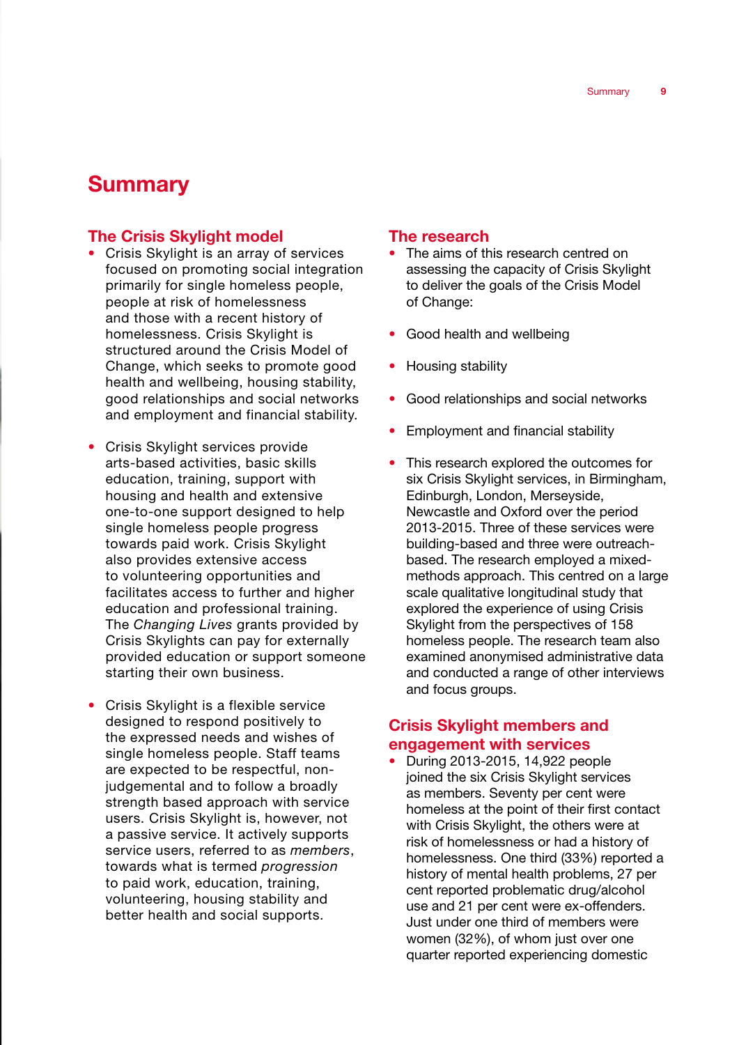# Summary

## The Crisis Skylight model

- Crisis Skylight is an array of services focused on promoting social integration primarily for single homeless people, people at risk of homelessness and those with a recent history of homelessness. Crisis Skylight is structured around the Crisis Model of Change, which seeks to promote good health and wellbeing, housing stability, good relationships and social networks and employment and financial stability.

- Crisis Skylight services provide arts-based activities, basic skills education, training, support with housing and health and extensive one-to-one support designed to help single homeless people progress towards paid work. Crisis Skylight also provides extensive access to volunteering opportunities and facilitates access to further and higher education and professional training. The *Changing Lives* grants provided by Crisis Skylights can pay for externally provided education or support someone starting their own business.

- Crisis Skylight is a flexible service designed to respond positively to the expressed needs and wishes of single homeless people. Staff teams are expected to be respectful, non-judgemental and to follow a broadly strength based approach with service users. Crisis Skylight is, however, not a passive service. It actively supports service users, referred to as *members*, towards what is termed *progression* to paid work, education, training, volunteering, housing stability and better health and social supports.

## The research

- The aims of this research centred on assessing the capacity of Crisis Skylight to deliver the goals of the Crisis Model of Change:

- Good health and wellbeing

- Housing stability

- Good relationships and social networks

- Employment and financial stability

- This research explored the outcomes for six Crisis Skylight services, in Birmingham, Edinburgh, London, Merseyside, Newcastle and Oxford over the period 2013-2015. Three of these services were building-based and three were outreach-based. The research employed a mixed-methods approach. This centred on a large scale qualitative longitudinal study that explored the experience of using Crisis Skylight from the perspectives of 158 homeless people. The research team also examined anonymised administrative data and conducted a range of other interviews and focus groups.

## Crisis Skylight members and engagement with services

- During 2013-2015, 14,922 people joined the six Crisis Skylight services as members. Seventy per cent were homeless at the point of their first contact with Crisis Skylight, the others were at risk of homelessness or had a history of homelessness. One third (33%) reported a history of mental health problems, 27 per cent reported problematic drug/alcohol use and 21 per cent were ex-offenders. Just under one third of members were women (32%), of whom just over one quarter reported experiencing domestic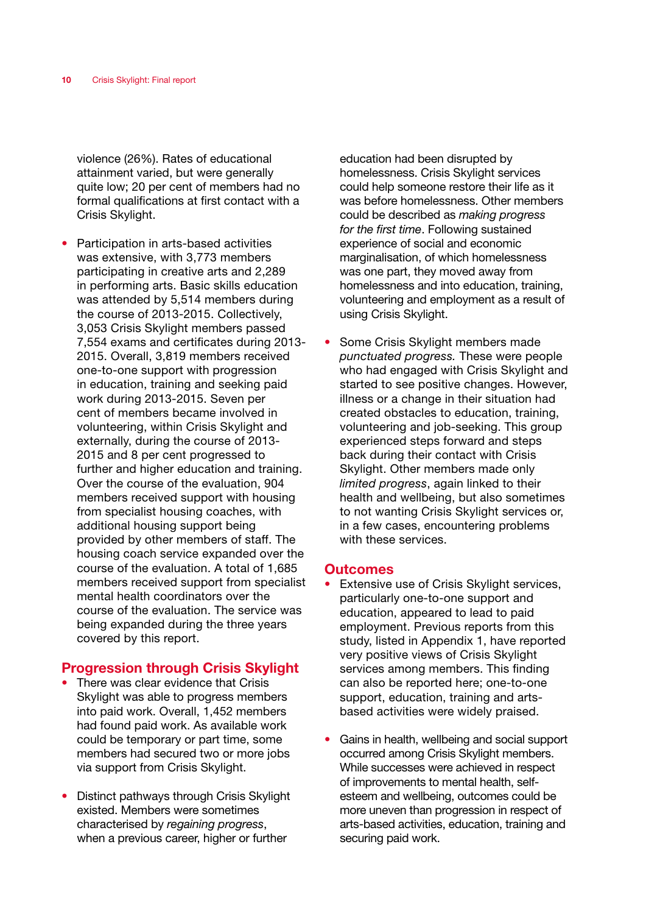violence (26%). Rates of educational attainment varied, but were generally quite low; 20 per cent of members had no formal qualifications at first contact with a Crisis Skylight.

- Participation in arts-based activities was extensive, with 3,773 members participating in creative arts and 2,289 in performing arts. Basic skills education was attended by 5,514 members during the course of 2013-2015. Collectively, 3,053 Crisis Skylight members passed 7,554 exams and certificates during 2013-2015. Overall, 3,819 members received one-to-one support with progression in education, training and seeking paid work during 2013-2015. Seven per cent of members became involved in volunteering, within Crisis Skylight and externally, during the course of 2013-2015 and 8 per cent progressed to further and higher education and training. Over the course of the evaluation, 904 members received support with housing from specialist housing coaches, with additional housing support being provided by other members of staff. The housing coach service expanded over the course of the evaluation. A total of 1,685 members received support from specialist mental health coordinators over the course of the evaluation. The service was being expanded during the three years covered by this report.

## Progression through Crisis Skylight

- There was clear evidence that Crisis Skylight was able to progress members into paid work. Overall, 1,452 members had found paid work. As available work could be temporary or part time, some members had secured two or more jobs via support from Crisis Skylight.

- Distinct pathways through Crisis Skylight existed. Members were sometimes characterised by *regaining progress*, when a previous career, higher or further education had been disrupted by homelessness. Crisis Skylight services could help someone restore their life as it was before homelessness. Other members could be described as *making progress for the first time*. Following sustained experience of social and economic marginalisation, of which homelessness was one part, they moved away from homelessness and into education, training, volunteering and employment as a result of using Crisis Skylight.

- Some Crisis Skylight members made *punctuated progress.* These were people who had engaged with Crisis Skylight and started to see positive changes. However, illness or a change in their situation had created obstacles to education, training, volunteering and job-seeking. This group experienced steps forward and steps back during their contact with Crisis Skylight. Other members made only *limited progress*, again linked to their health and wellbeing, but also sometimes to not wanting Crisis Skylight services or, in a few cases, encountering problems with these services.

## Outcomes

- Extensive use of Crisis Skylight services, particularly one-to-one support and education, appeared to lead to paid employment. Previous reports from this study, listed in Appendix 1, have reported very positive views of Crisis Skylight services among members. This finding can also be reported here; one-to-one support, education, training and arts-based activities were widely praised.

- Gains in health, wellbeing and social support occurred among Crisis Skylight members. While successes were achieved in respect of improvements to mental health, self-esteem and wellbeing, outcomes could be more uneven than progression in respect of arts-based activities, education, training and securing paid work.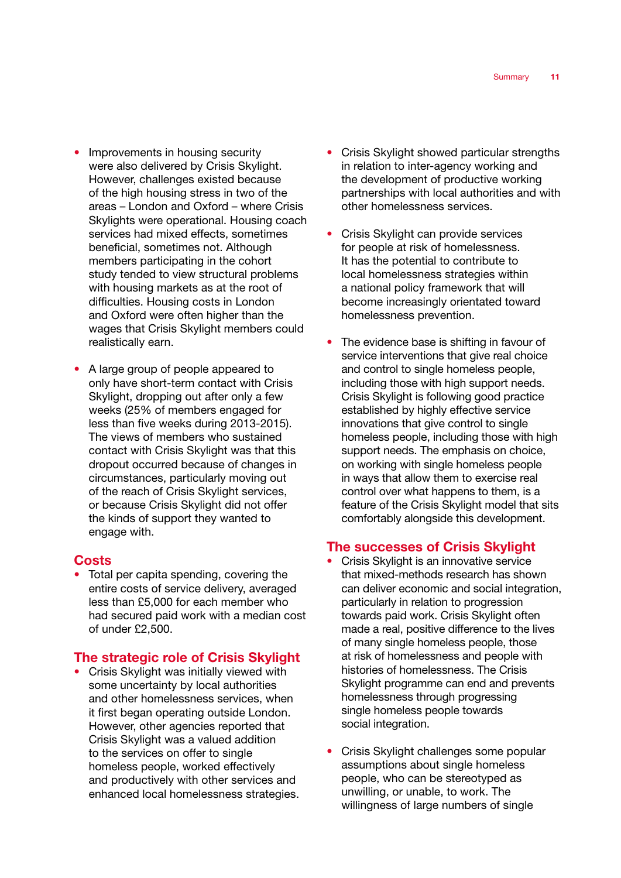- Improvements in housing security were also delivered by Crisis Skylight. However, challenges existed because of the high housing stress in two of the areas – London and Oxford – where Crisis Skylights were operational. Housing coach services had mixed effects, sometimes beneficial, sometimes not. Although members participating in the cohort study tended to view structural problems with housing markets as at the root of difficulties. Housing costs in London and Oxford were often higher than the wages that Crisis Skylight members could realistically earn.

- A large group of people appeared to only have short-term contact with Crisis Skylight, dropping out after only a few weeks (25% of members engaged for less than five weeks during 2013-2015). The views of members who sustained contact with Crisis Skylight was that this dropout occurred because of changes in circumstances, particularly moving out of the reach of Crisis Skylight services, or because Crisis Skylight did not offer the kinds of support they wanted to engage with.

## Costs

- Total per capita spending, covering the entire costs of service delivery, averaged less than £5,000 for each member who had secured paid work with a median cost of under £2,500.

## The strategic role of Crisis Skylight

- Crisis Skylight was initially viewed with some uncertainty by local authorities and other homelessness services, when it first began operating outside London. However, other agencies reported that Crisis Skylight was a valued addition to the services on offer to single homeless people, worked effectively and productively with other services and enhanced local homelessness strategies.

- Crisis Skylight showed particular strengths in relation to inter-agency working and the development of productive working partnerships with local authorities and with other homelessness services.

- Crisis Skylight can provide services for people at risk of homelessness. It has the potential to contribute to local homelessness strategies within a national policy framework that will become increasingly orientated toward homelessness prevention.

- The evidence base is shifting in favour of service interventions that give real choice and control to single homeless people, including those with high support needs. Crisis Skylight is following good practice established by highly effective service innovations that give control to single homeless people, including those with high support needs. The emphasis on choice, on working with single homeless people in ways that allow them to exercise real control over what happens to them, is a feature of the Crisis Skylight model that sits comfortably alongside this development.

## The successes of Crisis Skylight

- Crisis Skylight is an innovative service that mixed-methods research has shown can deliver economic and social integration, particularly in relation to progression towards paid work. Crisis Skylight often made a real, positive difference to the lives of many single homeless people, those at risk of homelessness and people with histories of homelessness. The Crisis Skylight programme can end and prevents homelessness through progressing single homeless people towards social integration.

- Crisis Skylight challenges some popular assumptions about single homeless people, who can be stereotyped as unwilling, or unable, to work. The willingness of large numbers of single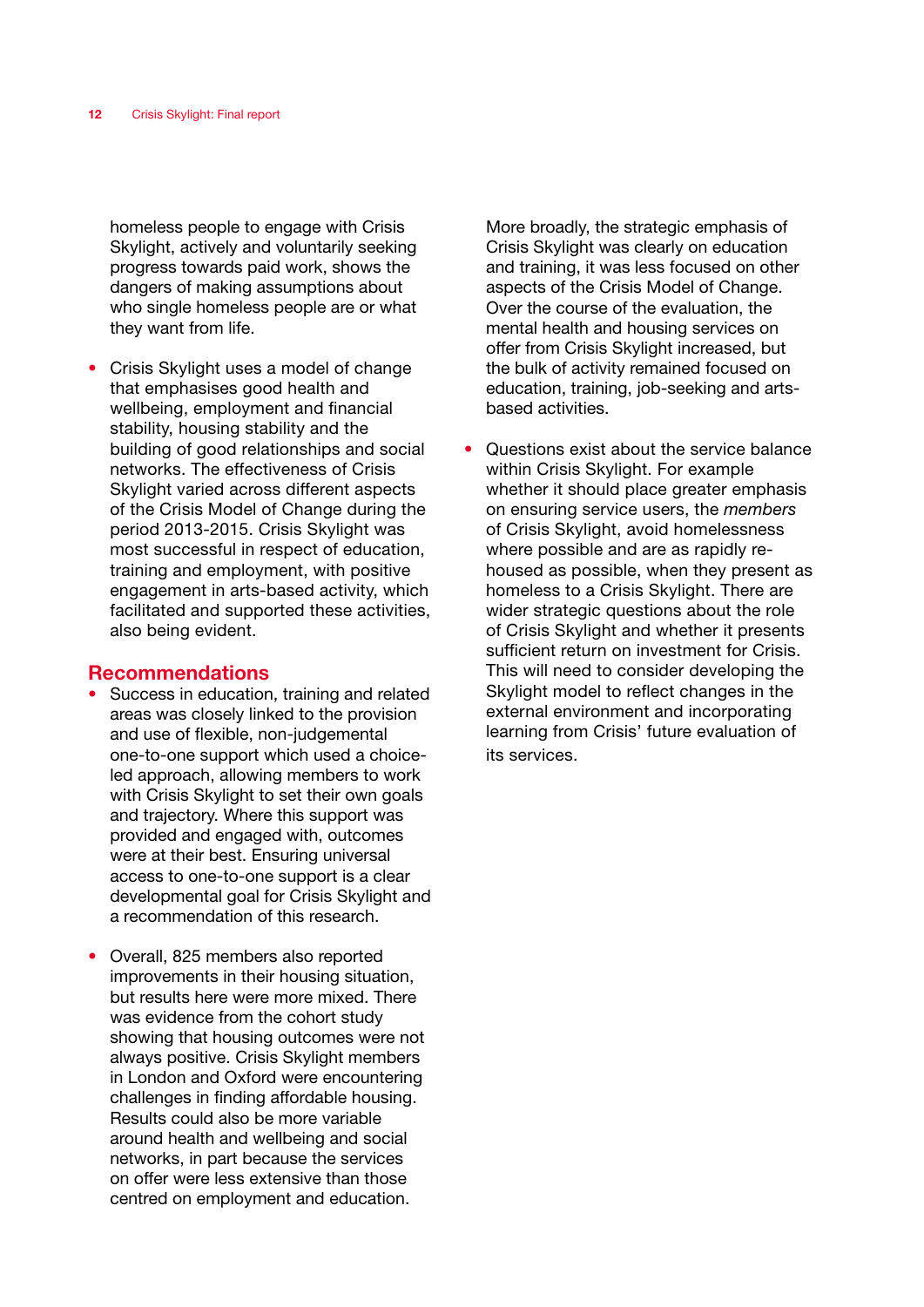homeless people to engage with Crisis Skylight, actively and voluntarily seeking progress towards paid work, shows the dangers of making assumptions about who single homeless people are or what they want from life.

- Crisis Skylight uses a model of change that emphasises good health and wellbeing, employment and financial stability, housing stability and the building of good relationships and social networks. The effectiveness of Crisis Skylight varied across different aspects of the Crisis Model of Change during the period 2013-2015. Crisis Skylight was most successful in respect of education, training and employment, with positive engagement in arts-based activity, which facilitated and supported these activities, also being evident.

## Recommendations

- Success in education, training and related areas was closely linked to the provision and use of flexible, non-judgemental one-to-one support which used a choice-led approach, allowing members to work with Crisis Skylight to set their own goals and trajectory. Where this support was provided and engaged with, outcomes were at their best. Ensuring universal access to one-to-one support is a clear developmental goal for Crisis Skylight and a recommendation of this research.

- Overall, 825 members also reported improvements in their housing situation, but results here were more mixed. There was evidence from the cohort study showing that housing outcomes were not always positive. Crisis Skylight members in London and Oxford were encountering challenges in finding affordable housing. Results could also be more variable around health and wellbeing and social networks, in part because the services on offer were less extensive than those centred on employment and education.

  More broadly, the strategic emphasis of Crisis Skylight was clearly on education and training, it was less focused on other aspects of the Crisis Model of Change. Over the course of the evaluation, the mental health and housing services on offer from Crisis Skylight increased, but the bulk of activity remained focused on education, training, job-seeking and arts-based activities.

- Questions exist about the service balance within Crisis Skylight. For example whether it should place greater emphasis on ensuring service users, the *members* of Crisis Skylight, avoid homelessness where possible and are as rapidly re-housed as possible, when they present as homeless to a Crisis Skylight. There are wider strategic questions about the role of Crisis Skylight and whether it presents sufficient return on investment for Crisis. This will need to consider developing the Skylight model to reflect changes in the external environment and incorporating learning from Crisis' future evaluation of its services.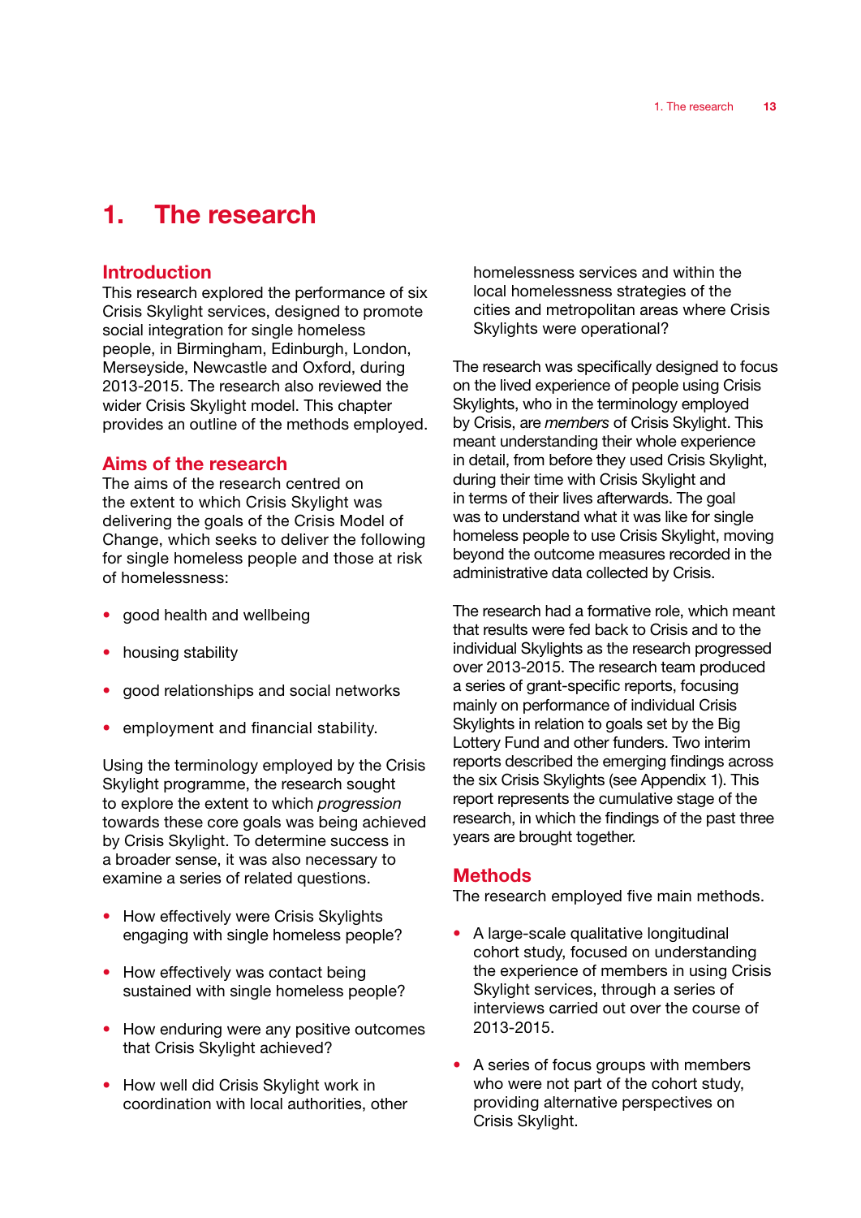# 1. The research

## Introduction

This research explored the performance of six Crisis Skylight services, designed to promote social integration for single homeless people, in Birmingham, Edinburgh, London, Merseyside, Newcastle and Oxford, during 2013-2015. The research also reviewed the wider Crisis Skylight model. This chapter provides an outline of the methods employed.

## Aims of the research

The aims of the research centred on the extent to which Crisis Skylight was delivering the goals of the Crisis Model of Change, which seeks to deliver the following for single homeless people and those at risk of homelessness:

- good health and wellbeing
- housing stability
- good relationships and social networks
- employment and financial stability.

Using the terminology employed by the Crisis Skylight programme, the research sought to explore the extent to which *progression* towards these core goals was being achieved by Crisis Skylight. To determine success in a broader sense, it was also necessary to examine a series of related questions.

- How effectively were Crisis Skylights engaging with single homeless people?
- How effectively was contact being sustained with single homeless people?
- How enduring were any positive outcomes that Crisis Skylight achieved?
- How well did Crisis Skylight work in coordination with local authorities, other homelessness services and within the local homelessness strategies of the cities and metropolitan areas where Crisis Skylights were operational?

The research was specifically designed to focus on the lived experience of people using Crisis Skylights, who in the terminology employed by Crisis, are *members* of Crisis Skylight. This meant understanding their whole experience in detail, from before they used Crisis Skylight, during their time with Crisis Skylight and in terms of their lives afterwards. The goal was to understand what it was like for single homeless people to use Crisis Skylight, moving beyond the outcome measures recorded in the administrative data collected by Crisis.

The research had a formative role, which meant that results were fed back to Crisis and to the individual Skylights as the research progressed over 2013-2015. The research team produced a series of grant-specific reports, focusing mainly on performance of individual Crisis Skylights in relation to goals set by the Big Lottery Fund and other funders. Two interim reports described the emerging findings across the six Crisis Skylights (see Appendix 1). This report represents the cumulative stage of the research, in which the findings of the past three years are brought together.

## Methods

The research employed five main methods.

- A large-scale qualitative longitudinal cohort study, focused on understanding the experience of members in using Crisis Skylight services, through a series of interviews carried out over the course of 2013-2015.
- A series of focus groups with members who were not part of the cohort study, providing alternative perspectives on Crisis Skylight.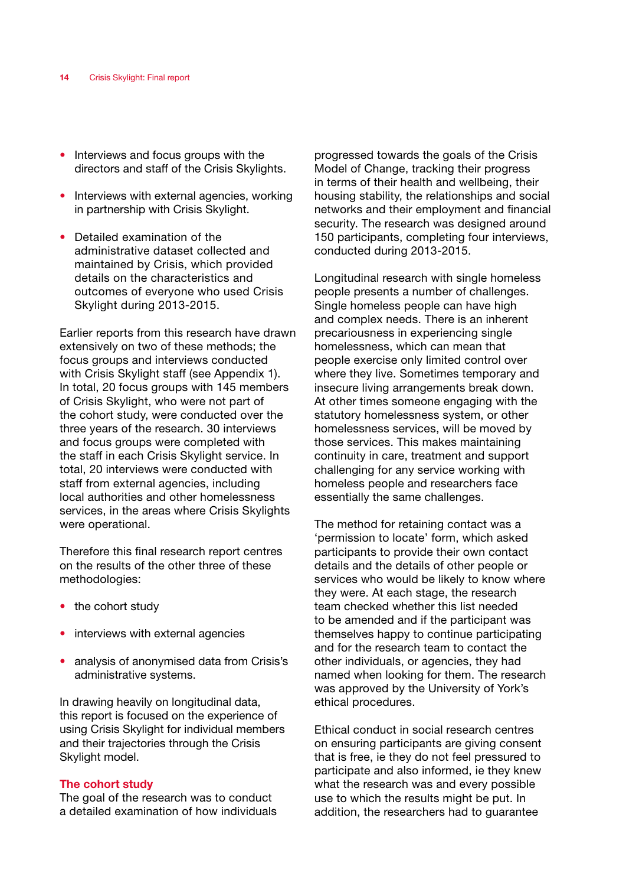- Interviews and focus groups with the directors and staff of the Crisis Skylights.

- Interviews with external agencies, working in partnership with Crisis Skylight.

- Detailed examination of the administrative dataset collected and maintained by Crisis, which provided details on the characteristics and outcomes of everyone who used Crisis Skylight during 2013-2015.

Earlier reports from this research have drawn extensively on two of these methods; the focus groups and interviews conducted with Crisis Skylight staff (see Appendix 1). In total, 20 focus groups with 145 members of Crisis Skylight, who were not part of the cohort study, were conducted over the three years of the research. 30 interviews and focus groups were completed with the staff in each Crisis Skylight service. In total, 20 interviews were conducted with staff from external agencies, including local authorities and other homelessness services, in the areas where Crisis Skylights were operational.

Therefore this final research report centres on the results of the other three of these methodologies:

- the cohort study

- interviews with external agencies

- analysis of anonymised data from Crisis's administrative systems.

In drawing heavily on longitudinal data, this report is focused on the experience of using Crisis Skylight for individual members and their trajectories through the Crisis Skylight model.

## The cohort study

The goal of the research was to conduct a detailed examination of how individuals progressed towards the goals of the Crisis Model of Change, tracking their progress in terms of their health and wellbeing, their housing stability, the relationships and social networks and their employment and financial security. The research was designed around 150 participants, completing four interviews, conducted during 2013-2015.

Longitudinal research with single homeless people presents a number of challenges. Single homeless people can have high and complex needs. There is an inherent precariousness in experiencing single homelessness, which can mean that people exercise only limited control over where they live. Sometimes temporary and insecure living arrangements break down. At other times someone engaging with the statutory homelessness system, or other homelessness services, will be moved by those services. This makes maintaining continuity in care, treatment and support challenging for any service working with homeless people and researchers face essentially the same challenges.

The method for retaining contact was a 'permission to locate' form, which asked participants to provide their own contact details and the details of other people or services who would be likely to know where they were. At each stage, the research team checked whether this list needed to be amended and if the participant was themselves happy to continue participating and for the research team to contact the other individuals, or agencies, they had named when looking for them. The research was approved by the University of York's ethical procedures.

Ethical conduct in social research centres on ensuring participants are giving consent that is free, ie they do not feel pressured to participate and also informed, ie they knew what the research was and every possible use to which the results might be put. In addition, the researchers had to guarantee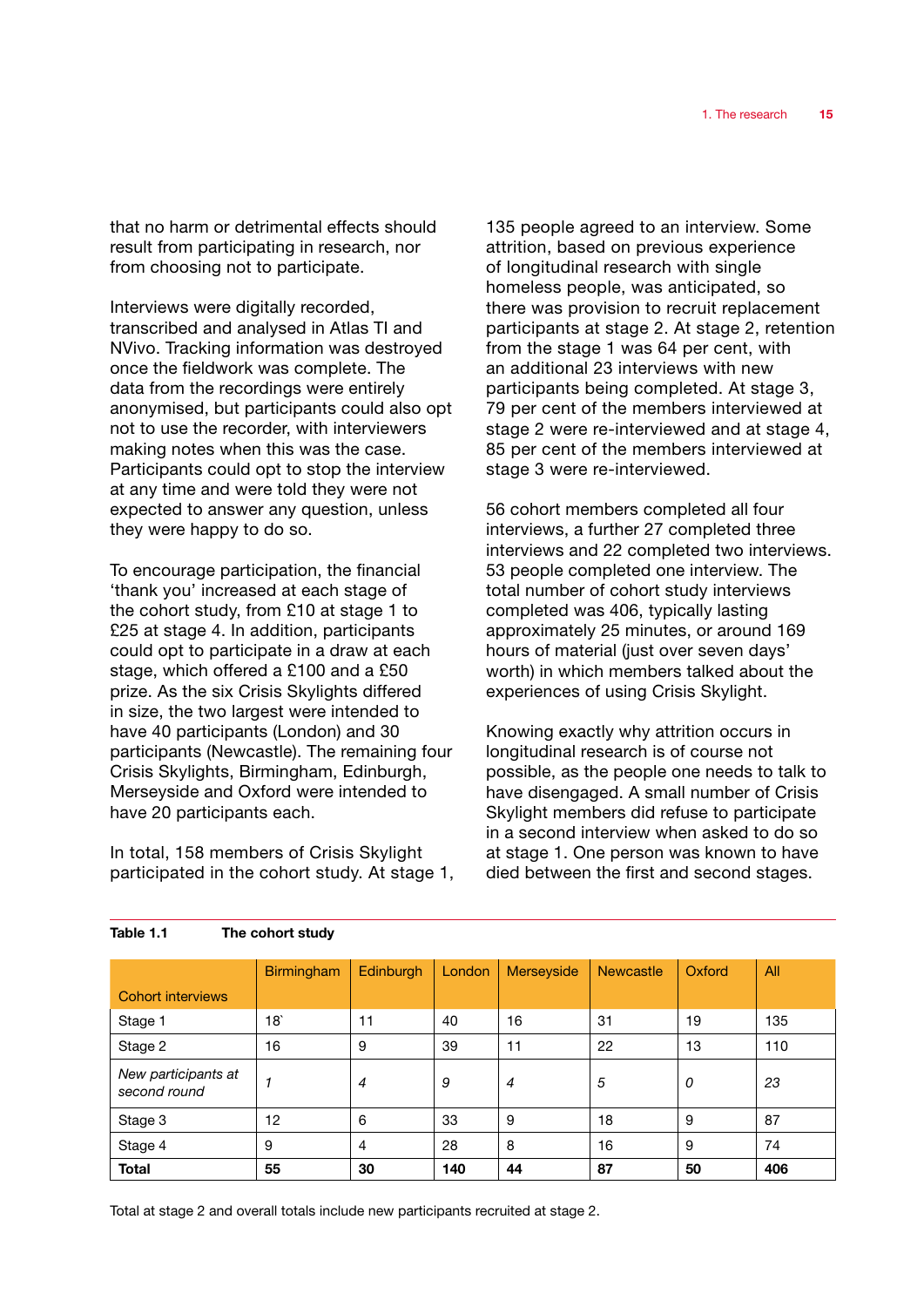that no harm or detrimental effects should result from participating in research, nor from choosing not to participate.

Interviews were digitally recorded, transcribed and analysed in Atlas TI and NVivo. Tracking information was destroyed once the fieldwork was complete. The data from the recordings were entirely anonymised, but participants could also opt not to use the recorder, with interviewers making notes when this was the case. Participants could opt to stop the interview at any time and were told they were not expected to answer any question, unless they were happy to do so.

To encourage participation, the financial 'thank you' increased at each stage of the cohort study, from £10 at stage 1 to £25 at stage 4. In addition, participants could opt to participate in a draw at each stage, which offered a £100 and a £50 prize. As the six Crisis Skylights differed in size, the two largest were intended to have 40 participants (London) and 30 participants (Newcastle). The remaining four Crisis Skylights, Birmingham, Edinburgh, Merseyside and Oxford were intended to have 20 participants each.

In total, 158 members of Crisis Skylight participated in the cohort study. At stage 1, 135 people agreed to an interview. Some attrition, based on previous experience of longitudinal research with single homeless people, was anticipated, so there was provision to recruit replacement participants at stage 2. At stage 2, retention from the stage 1 was 64 per cent, with an additional 23 interviews with new participants being completed. At stage 3, 79 per cent of the members interviewed at stage 2 were re-interviewed and at stage 4, 85 per cent of the members interviewed at stage 3 were re-interviewed.

56 cohort members completed all four interviews, a further 27 completed three interviews and 22 completed two interviews. 53 people completed one interview. The total number of cohort study interviews completed was 406, typically lasting approximately 25 minutes, or around 169 hours of material (just over seven days' worth) in which members talked about the experiences of using Crisis Skylight.

Knowing exactly why attrition occurs in longitudinal research is of course not possible, as the people one needs to talk to have disengaged. A small number of Crisis Skylight members did refuse to participate in a second interview when asked to do so at stage 1. One person was known to have died between the first and second stages.

**Table 1.1 The cohort study**

| Cohort interviews | Birmingham | Edinburgh | London | Merseyside | Newcastle | Oxford | All |
|---|---|---|---|---|---|---|---|
| Stage 1 | 18` | 11 | 40 | 16 | 31 | 19 | 135 |
| Stage 2 | 16 | 9 | 39 | 11 | 22 | 13 | 110 |
| *New participants at second round* | *1* | *4* | *9* | *4* | *5* | *0* | *23* |
| Stage 3 | 12 | 6 | 33 | 9 | 18 | 9 | 87 |
| Stage 4 | 9 | 4 | 28 | 8 | 16 | 9 | 74 |
| **Total** | **55** | **30** | **140** | **44** | **87** | **50** | **406** |

Total at stage 2 and overall totals include new participants recruited at stage 2.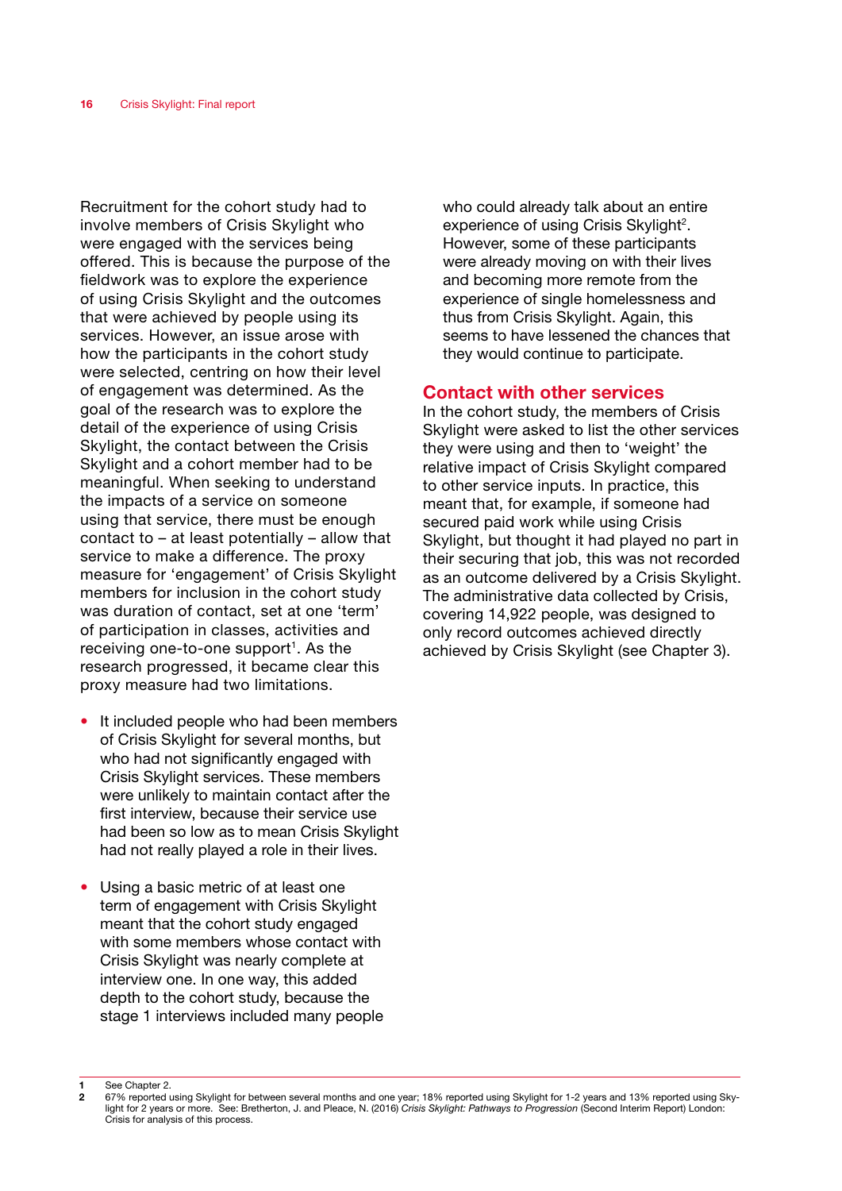Recruitment for the cohort study had to involve members of Crisis Skylight who were engaged with the services being offered. This is because the purpose of the fieldwork was to explore the experience of using Crisis Skylight and the outcomes that were achieved by people using its services. However, an issue arose with how the participants in the cohort study were selected, centring on how their level of engagement was determined. As the goal of the research was to explore the detail of the experience of using Crisis Skylight, the contact between the Crisis Skylight and a cohort member had to be meaningful. When seeking to understand the impacts of a service on someone using that service, there must be enough contact to – at least potentially – allow that service to make a difference. The proxy measure for 'engagement' of Crisis Skylight members for inclusion in the cohort study was duration of contact, set at one 'term' of participation in classes, activities and receiving one-to-one support[1]. As the research progressed, it became clear this proxy measure had two limitations.

- It included people who had been members of Crisis Skylight for several months, but who had not significantly engaged with Crisis Skylight services. These members were unlikely to maintain contact after the first interview, because their service use had been so low as to mean Crisis Skylight had not really played a role in their lives.
- Using a basic metric of at least one term of engagement with Crisis Skylight meant that the cohort study engaged with some members whose contact with Crisis Skylight was nearly complete at interview one. In one way, this added depth to the cohort study, because the stage 1 interviews included many people who could already talk about an entire experience of using Crisis Skylight[2]. However, some of these participants were already moving on with their lives and becoming more remote from the experience of single homelessness and thus from Crisis Skylight. Again, this seems to have lessened the chances that they would continue to participate.

## Contact with other services

In the cohort study, the members of Crisis Skylight were asked to list the other services they were using and then to 'weight' the relative impact of Crisis Skylight compared to other service inputs. In practice, this meant that, for example, if someone had secured paid work while using Crisis Skylight, but thought it had played no part in their securing that job, this was not recorded as an outcome delivered by a Crisis Skylight. The administrative data collected by Crisis, covering 14,922 people, was designed to only record outcomes achieved directly achieved by Crisis Skylight (see Chapter 3).

---

1 See Chapter 2.

2 67% reported using Skylight for between several months and one year; 18% reported using Skylight for 1-2 years and 13% reported using Skylight for 2 years or more. See: Bretherton, J. and Pleace, N. (2016) *Crisis Skylight: Pathways to Progression* (Second Interim Report) London: Crisis for analysis of this process.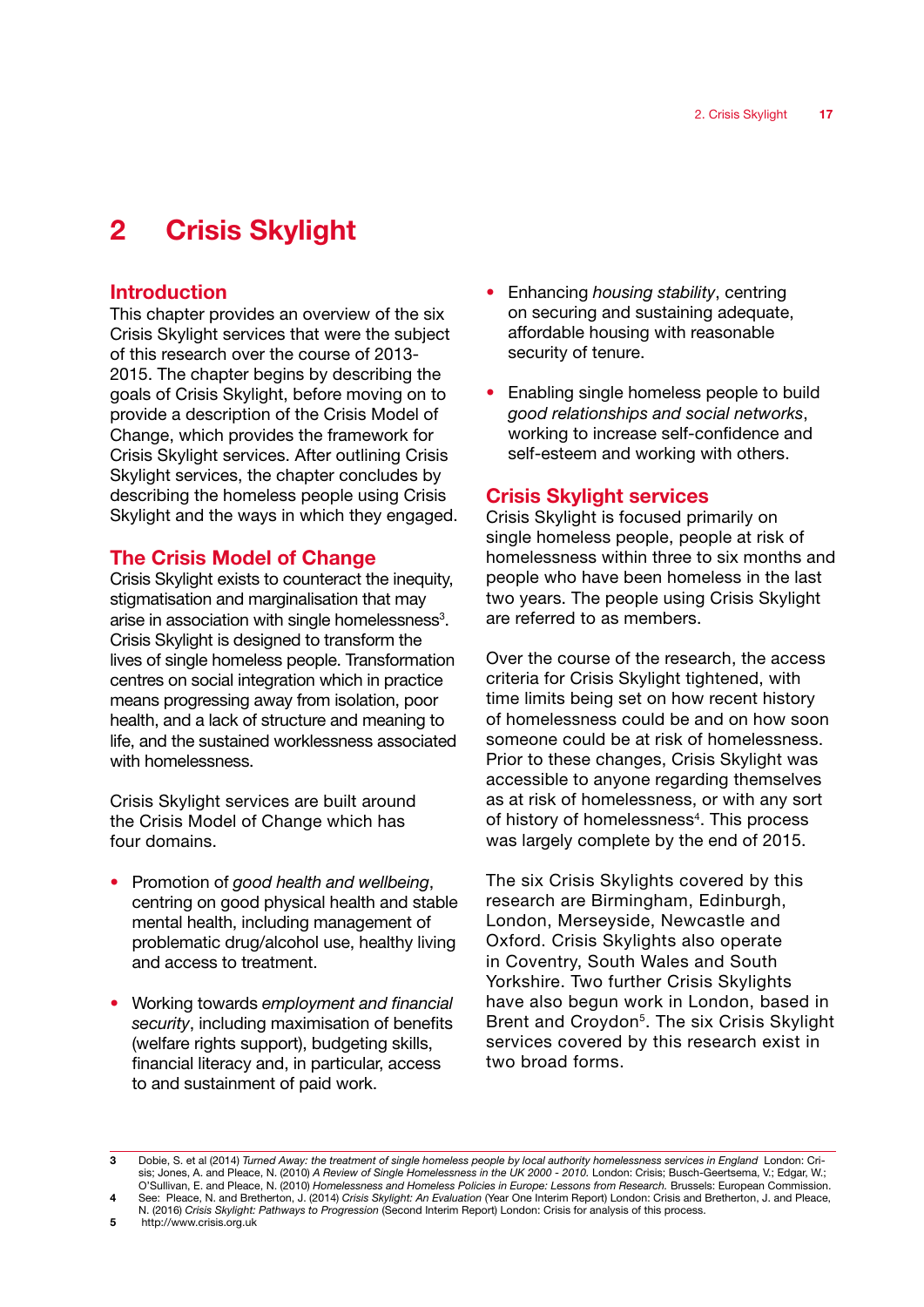# 2 Crisis Skylight

## Introduction

This chapter provides an overview of the six Crisis Skylight services that were the subject of this research over the course of 2013-2015. The chapter begins by describing the goals of Crisis Skylight, before moving on to provide a description of the Crisis Model of Change, which provides the framework for Crisis Skylight services. After outlining Crisis Skylight services, the chapter concludes by describing the homeless people using Crisis Skylight and the ways in which they engaged.

## The Crisis Model of Change

Crisis Skylight exists to counteract the inequity, stigmatisation and marginalisation that may arise in association with single homelessness[3]. Crisis Skylight is designed to transform the lives of single homeless people. Transformation centres on social integration which in practice means progressing away from isolation, poor health, and a lack of structure and meaning to life, and the sustained worklessness associated with homelessness.

Crisis Skylight services are built around the Crisis Model of Change which has four domains.

- Promotion of *good health and wellbeing*, centring on good physical health and stable mental health, including management of problematic drug/alcohol use, healthy living and access to treatment.
- Working towards *employment and financial security*, including maximisation of benefits (welfare rights support), budgeting skills, financial literacy and, in particular, access to and sustainment of paid work.
- Enhancing *housing stability*, centring on securing and sustaining adequate, affordable housing with reasonable security of tenure.
- Enabling single homeless people to build *good relationships and social networks*, working to increase self-confidence and self-esteem and working with others.

## Crisis Skylight services

Crisis Skylight is focused primarily on single homeless people, people at risk of homelessness within three to six months and people who have been homeless in the last two years. The people using Crisis Skylight are referred to as members.

Over the course of the research, the access criteria for Crisis Skylight tightened, with time limits being set on how recent history of homelessness could be and on how soon someone could be at risk of homelessness. Prior to these changes, Crisis Skylight was accessible to anyone regarding themselves as at risk of homelessness, or with any sort of history of homelessness[4]. This process was largely complete by the end of 2015.

The six Crisis Skylights covered by this research are Birmingham, Edinburgh, London, Merseyside, Newcastle and Oxford. Crisis Skylights also operate in Coventry, South Wales and South Yorkshire. Two further Crisis Skylights have also begun work in London, based in Brent and Croydon[5]. The six Crisis Skylight services covered by this research exist in two broad forms.

---

3 Dobie, S. et al (2014) *Turned Away: the treatment of single homeless people by local authority homelessness services in England* London: Crisis; Jones, A. and Pleace, N. (2010) *A Review of Single Homelessness in the UK 2000 - 2010.* London: Crisis; Busch-Geertsema, V.; Edgar, W.; O'Sullivan, E. and Pleace, N. (2010) *Homelessness and Homeless Policies in Europe: Lessons from Research.* Brussels: European Commission.

4 See: Pleace, N. and Bretherton, J. (2014) *Crisis Skylight: An Evaluation* (Year One Interim Report) London: Crisis and Bretherton, J. and Pleace, N. (2016) *Crisis Skylight: Pathways to Progression* (Second Interim Report) London: Crisis for analysis of this process.

5 http://www.crisis.org.uk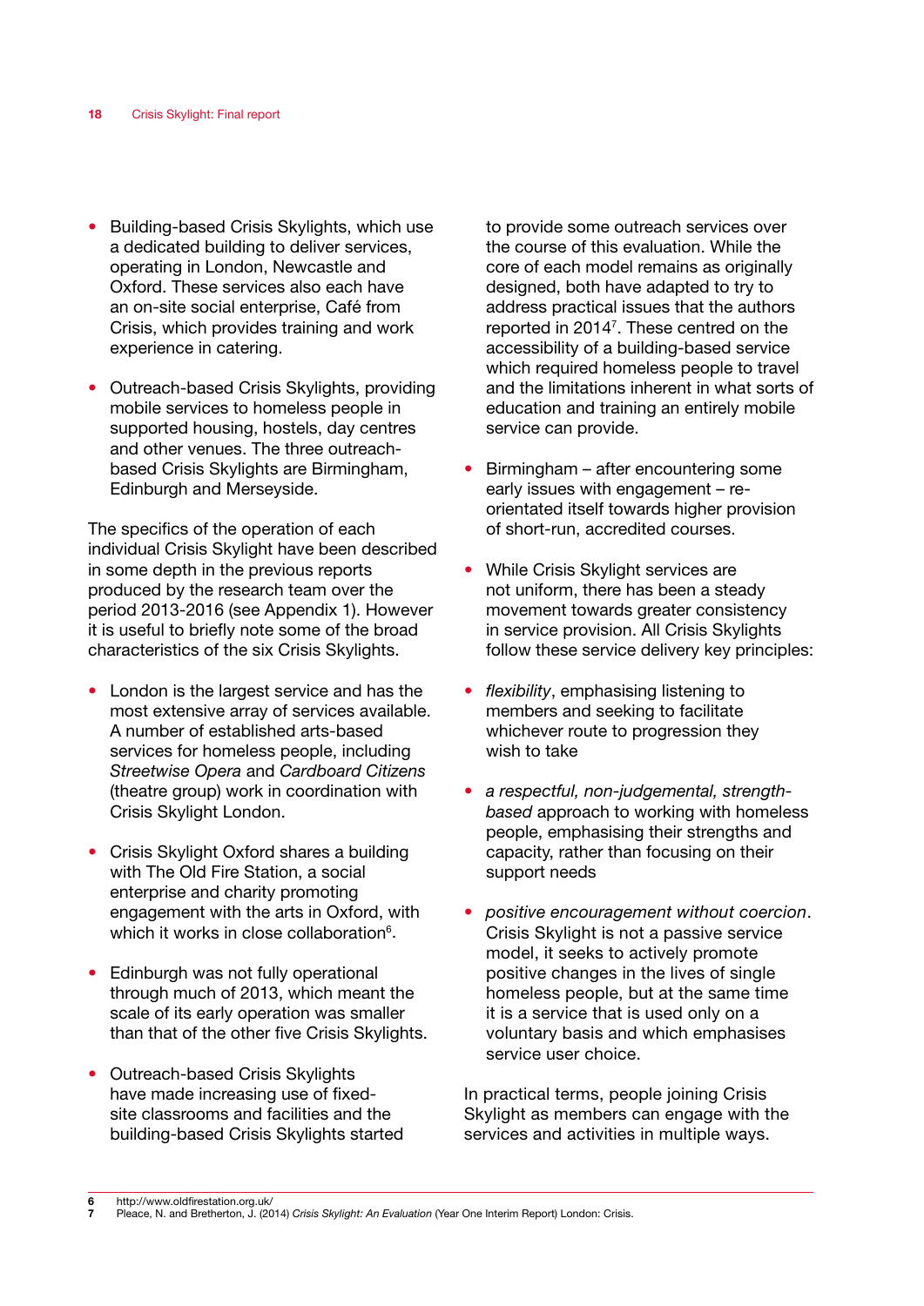- Building-based Crisis Skylights, which use a dedicated building to deliver services, operating in London, Newcastle and Oxford. These services also each have an on-site social enterprise, Café from Crisis, which provides training and work experience in catering.
- Outreach-based Crisis Skylights, providing mobile services to homeless people in supported housing, hostels, day centres and other venues. The three outreach-based Crisis Skylights are Birmingham, Edinburgh and Merseyside.

The specifics of the operation of each individual Crisis Skylight have been described in some depth in the previous reports produced by the research team over the period 2013-2016 (see Appendix 1). However it is useful to briefly note some of the broad characteristics of the six Crisis Skylights.

- London is the largest service and has the most extensive array of services available. A number of established arts-based services for homeless people, including *Streetwise Opera* and *Cardboard Citizens* (theatre group) work in coordination with Crisis Skylight London.
- Crisis Skylight Oxford shares a building with The Old Fire Station, a social enterprise and charity promoting engagement with the arts in Oxford, with which it works in close collaboration[6].
- Edinburgh was not fully operational through much of 2013, which meant the scale of its early operation was smaller than that of the other five Crisis Skylights.
- Outreach-based Crisis Skylights have made increasing use of fixed-site classrooms and facilities and the building-based Crisis Skylights started to provide some outreach services over the course of this evaluation. While the core of each model remains as originally designed, both have adapted to try to address practical issues that the authors reported in 2014[7]. These centred on the accessibility of a building-based service which required homeless people to travel and the limitations inherent in what sorts of education and training an entirely mobile service can provide.
- Birmingham – after encountering some early issues with engagement – re-orientated itself towards higher provision of short-run, accredited courses.
- While Crisis Skylight services are not uniform, there has been a steady movement towards greater consistency in service provision. All Crisis Skylights follow these service delivery key principles:
- *flexibility*, emphasising listening to members and seeking to facilitate whichever route to progression they wish to take
- *a respectful, non-judgemental, strength-based* approach to working with homeless people, emphasising their strengths and capacity, rather than focusing on their support needs
- *positive encouragement without coercion*. Crisis Skylight is not a passive service model, it seeks to actively promote positive changes in the lives of single homeless people, but at the same time it is a service that is used only on a voluntary basis and which emphasises service user choice.

In practical terms, people joining Crisis Skylight as members can engage with the services and activities in multiple ways.

---

6 http://www.oldfirestation.org.uk/

7 Pleace, N. and Bretherton, J. (2014) *Crisis Skylight: An Evaluation* (Year One Interim Report) London: Crisis.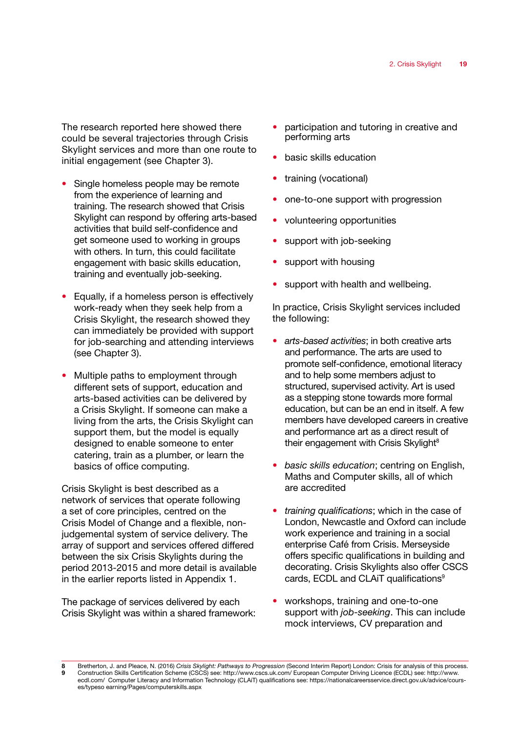The research reported here showed there could be several trajectories through Crisis Skylight services and more than one route to initial engagement (see Chapter 3).

- Single homeless people may be remote from the experience of learning and training. The research showed that Crisis Skylight can respond by offering arts-based activities that build self-confidence and get someone used to working in groups with others. In turn, this could facilitate engagement with basic skills education, training and eventually job-seeking.
- Equally, if a homeless person is effectively work-ready when they seek help from a Crisis Skylight, the research showed they can immediately be provided with support for job-searching and attending interviews (see Chapter 3).
- Multiple paths to employment through different sets of support, education and arts-based activities can be delivered by a Crisis Skylight. If someone can make a living from the arts, the Crisis Skylight can support them, but the model is equally designed to enable someone to enter catering, train as a plumber, or learn the basics of office computing.

Crisis Skylight is best described as a network of services that operate following a set of core principles, centred on the Crisis Model of Change and a flexible, non-judgemental system of service delivery. The array of support and services offered differed between the six Crisis Skylights during the period 2013-2015 and more detail is available in the earlier reports listed in Appendix 1.

The package of services delivered by each Crisis Skylight was within a shared framework:

- participation and tutoring in creative and performing arts
- basic skills education
- training (vocational)
- one-to-one support with progression
- volunteering opportunities
- support with job-seeking
- support with housing
- support with health and wellbeing.

In practice, Crisis Skylight services included the following:

- *arts-based activities*; in both creative arts and performance. The arts are used to promote self-confidence, emotional literacy and to help some members adjust to structured, supervised activity. Art is used as a stepping stone towards more formal education, but can be an end in itself. A few members have developed careers in creative and performance art as a direct result of their engagement with Crisis Skylight[8]
- *basic skills education*; centring on English, Maths and Computer skills, all of which are accredited
- *training qualifications*; which in the case of London, Newcastle and Oxford can include work experience and training in a social enterprise Café from Crisis. Merseyside offers specific qualifications in building and decorating. Crisis Skylights also offer CSCS cards, ECDL and CLAiT qualifications[9]
- workshops, training and one-to-one support with *job-seeking*. This can include mock interviews, CV preparation and

---

8 Bretherton, J. and Pleace, N. (2016) *Crisis Skylight: Pathways to Progression* (Second Interim Report) London: Crisis for analysis of this process.

9 Construction Skills Certification Scheme (CSCS) see: http://www.cscs.uk.com/ European Computer Driving Licence (ECDL) see: http://www.ecdl.com/ Computer Literacy and Information Technology (CLAiT) qualifications see: https://nationalcareersservice.direct.gov.uk/advice/courses/typeso earning/Pages/computerskills.aspx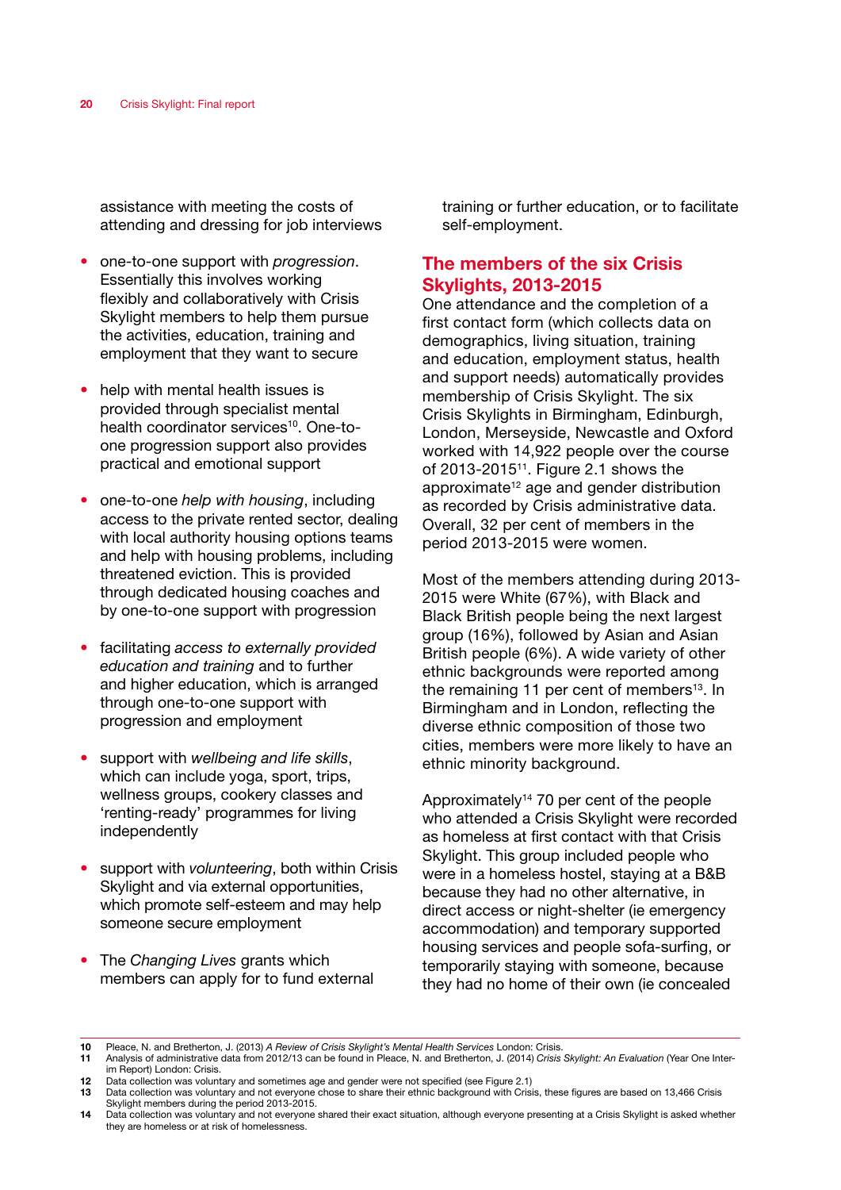assistance with meeting the costs of attending and dressing for job interviews

- one-to-one support with *progression*. Essentially this involves working flexibly and collaboratively with Crisis Skylight members to help them pursue the activities, education, training and employment that they want to secure
- help with mental health issues is provided through specialist mental health coordinator services[10]. One-to-one progression support also provides practical and emotional support
- one-to-one *help with housing*, including access to the private rented sector, dealing with local authority housing options teams and help with housing problems, including threatened eviction. This is provided through dedicated housing coaches and by one-to-one support with progression
- facilitating *access to externally provided education and training* and to further and higher education, which is arranged through one-to-one support with progression and employment
- support with *wellbeing and life skills*, which can include yoga, sport, trips, wellness groups, cookery classes and 'renting-ready' programmes for living independently
- support with *volunteering*, both within Crisis Skylight and via external opportunities, which promote self-esteem and may help someone secure employment
- The *Changing Lives* grants which members can apply for to fund external training or further education, or to facilitate self-employment.

## The members of the six Crisis Skylights, 2013-2015

One attendance and the completion of a first contact form (which collects data on demographics, living situation, training and education, employment status, health and support needs) automatically provides membership of Crisis Skylight. The six Crisis Skylights in Birmingham, Edinburgh, London, Merseyside, Newcastle and Oxford worked with 14,922 people over the course of 2013-2015[11]. Figure 2.1 shows the approximate[12] age and gender distribution as recorded by Crisis administrative data. Overall, 32 per cent of members in the period 2013-2015 were women.

Most of the members attending during 2013-2015 were White (67%), with Black and Black British people being the next largest group (16%), followed by Asian and Asian British people (6%). A wide variety of other ethnic backgrounds were reported among the remaining 11 per cent of members[13]. In Birmingham and in London, reflecting the diverse ethnic composition of those two cities, members were more likely to have an ethnic minority background.

Approximately[14] 70 per cent of the people who attended a Crisis Skylight were recorded as homeless at first contact with that Crisis Skylight. This group included people who were in a homeless hostel, staying at a B&B because they had no other alternative, in direct access or night-shelter (ie emergency accommodation) and temporary supported housing services and people sofa-surfing, or temporarily staying with someone, because they had no home of their own (ie concealed

---

10 Pleace, N. and Bretherton, J. (2013) *A Review of Crisis Skylight's Mental Health Services* London: Crisis.
11 Analysis of administrative data from 2012/13 can be found in Pleace, N. and Bretherton, J. (2014) *Crisis Skylight: An Evaluation* (Year One Interim Report) London: Crisis.
12 Data collection was voluntary and sometimes age and gender were not specified (see Figure 2.1)
13 Data collection was voluntary and not everyone chose to share their ethnic background with Crisis, these figures are based on 13,466 Crisis Skylight members during the period 2013-2015.
14 Data collection was voluntary and not everyone shared their exact situation, although everyone presenting at a Crisis Skylight is asked whether they are homeless or at risk of homelessness.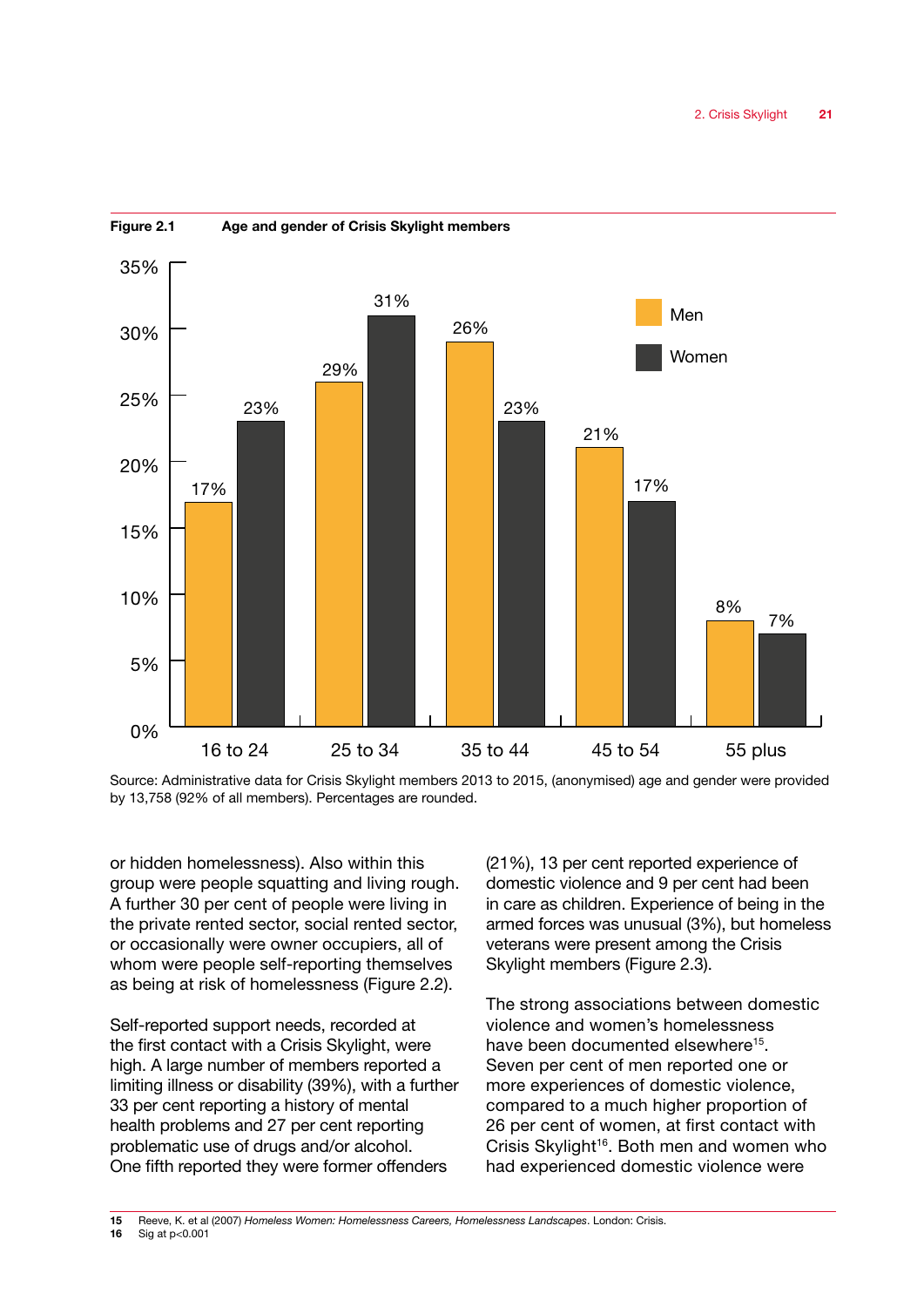**Figure 2.1** **Age and gender of Crisis Skylight members**

| Age | Men | Women |
|---|---|---|
| 16 to 24 | 17% | 23% |
| 25 to 34 | 29% | 31% |
| 35 to 44 | 26% | 23% |
| 45 to 54 | 21% | 17% |
| 55 plus | 8% | 7% |

Source: Administrative data for Crisis Skylight members 2013 to 2015, (anonymised) age and gender were provided by 13,758 (92% of all members). Percentages are rounded.

or hidden homelessness). Also within this group were people squatting and living rough. A further 30 per cent of people were living in the private rented sector, social rented sector, or occasionally were owner occupiers, all of whom were people self-reporting themselves as being at risk of homelessness (Figure 2.2).

Self-reported support needs, recorded at the first contact with a Crisis Skylight, were high. A large number of members reported a limiting illness or disability (39%), with a further 33 per cent reporting a history of mental health problems and 27 per cent reporting problematic use of drugs and/or alcohol. One fifth reported they were former offenders (21%), 13 per cent reported experience of domestic violence and 9 per cent had been in care as children. Experience of being in the armed forces was unusual (3%), but homeless veterans were present among the Crisis Skylight members (Figure 2.3).

The strong associations between domestic violence and women's homelessness have been documented elsewhere[15]. Seven per cent of men reported one or more experiences of domestic violence, compared to a much higher proportion of 26 per cent of women, at first contact with Crisis Skylight[16]. Both men and women who had experienced domestic violence were

---

15 Reeve, K. et al (2007) *Homeless Women: Homelessness Careers, Homelessness Landscapes*. London: Crisis.

16 Sig at $p<0.001$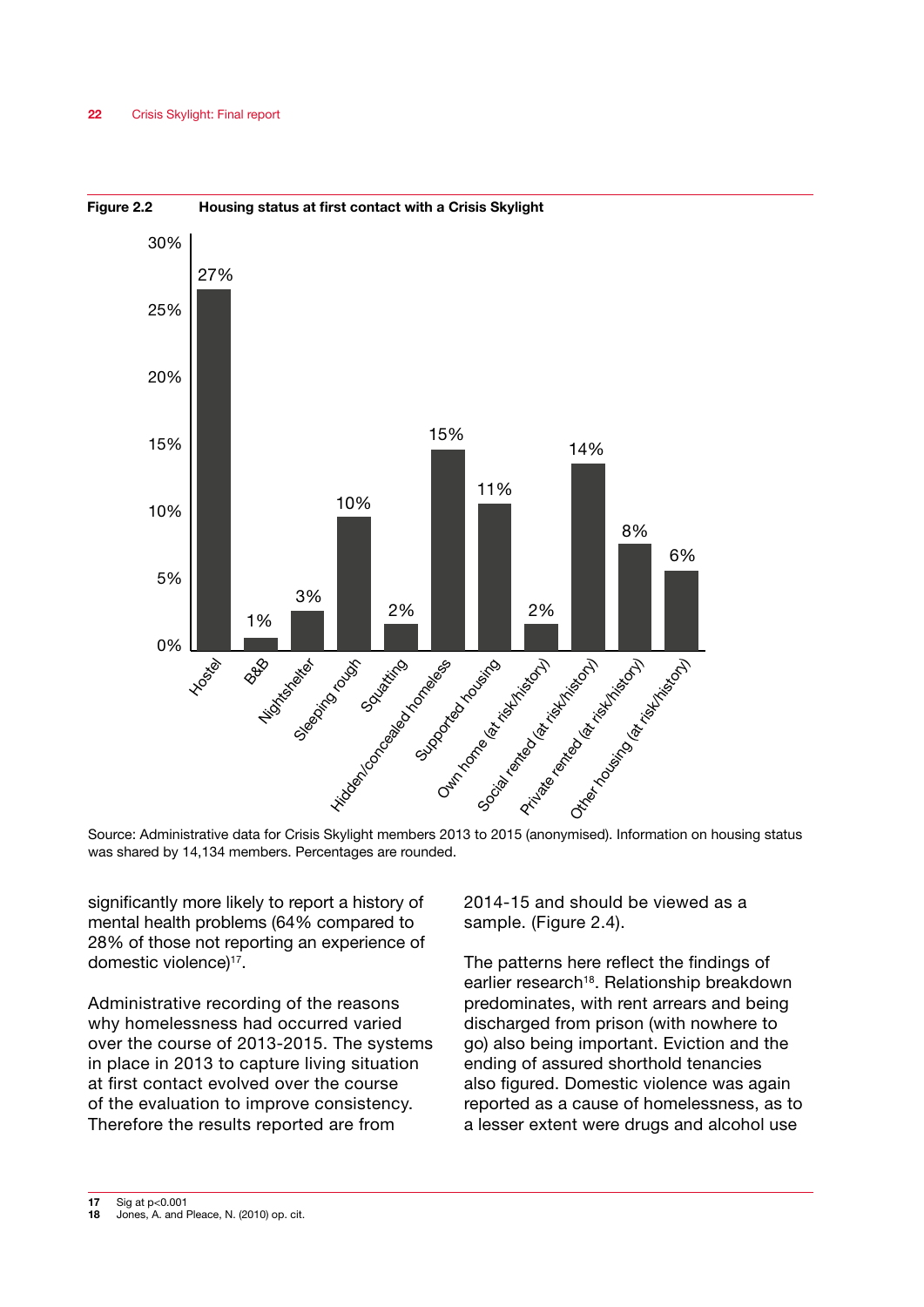**Figure 2.2** **Housing status at first contact with a Crisis Skylight**

| Housing status | % |
|---|---|
| Hostel | 27% |
| B&B | 1% |
| Nightshelter | 3% |
| Sleeping rough | 10% |
| Squatting | 2% |
| Hidden/concealed homeless | 15% |
| Supported housing | 11% |
| Own home (at risk/history) | 2% |
| Social rented (at risk/history) | 14% |
| Private rented (at risk/history) | 8% |
| Other housing (at risk/history) | 6% |

Source: Administrative data for Crisis Skylight members 2013 to 2015 (anonymised). Information on housing status was shared by 14,134 members. Percentages are rounded.

significantly more likely to report a history of mental health problems (64% compared to 28% of those not reporting an experience of domestic violence)[17].

Administrative recording of the reasons why homelessness had occurred varied over the course of 2013-2015. The systems in place in 2013 to capture living situation at first contact evolved over the course of the evaluation to improve consistency. Therefore the results reported are from 2014-15 and should be viewed as a sample. (Figure 2.4).

The patterns here reflect the findings of earlier research[18]. Relationship breakdown predominates, with rent arrears and being discharged from prison (with nowhere to go) also being important. Eviction and the ending of assured shorthold tenancies also figured. Domestic violence was again reported as a cause of homelessness, as to a lesser extent were drugs and alcohol use

17 Sig at $p<0.001$
18 Jones, A. and Pleace, N. (2010) op. cit.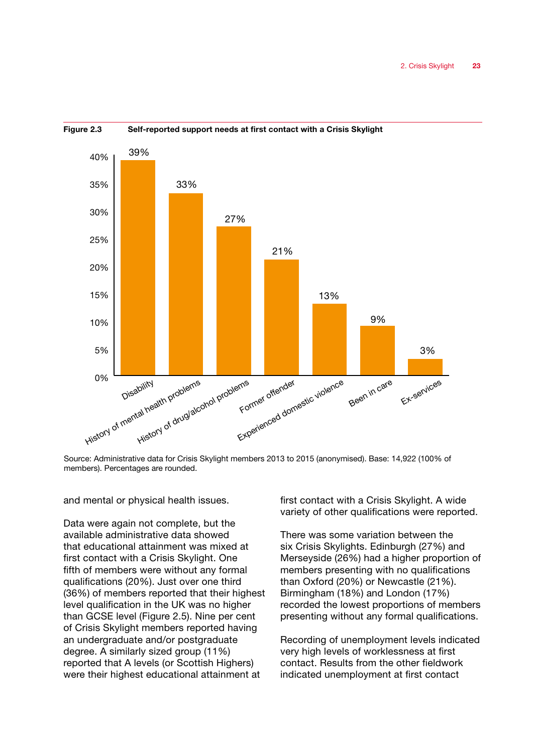**Figure 2.3** **Self-reported support needs at first contact with a Crisis Skylight**

| Support need | Percentage |
|---|---|
| Disability | 39% |
| History of mental health problems | 33% |
| History of drug/alcohol problems | 27% |
| Former offender | 21% |
| Experienced domestic violence | 13% |
| Been in care | 9% |
| Ex-services | 3% |

Source: Administrative data for Crisis Skylight members 2013 to 2015 (anonymised). Base: 14,922 (100% of members). Percentages are rounded.

and mental or physical health issues.

Data were again not complete, but the available administrative data showed that educational attainment was mixed at first contact with a Crisis Skylight. One fifth of members were without any formal qualifications (20%). Just over one third (36%) of members reported that their highest level qualification in the UK was no higher than GCSE level (Figure 2.5). Nine per cent of Crisis Skylight members reported having an undergraduate and/or postgraduate degree. A similarly sized group (11%) reported that A levels (or Scottish Highers) were their highest educational attainment at first contact with a Crisis Skylight. A wide variety of other qualifications were reported.

There was some variation between the six Crisis Skylights. Edinburgh (27%) and Merseyside (26%) had a higher proportion of members presenting with no qualifications than Oxford (20%) or Newcastle (21%). Birmingham (18%) and London (17%) recorded the lowest proportions of members presenting without any formal qualifications.

Recording of unemployment levels indicated very high levels of worklessness at first contact. Results from the other fieldwork indicated unemployment at first contact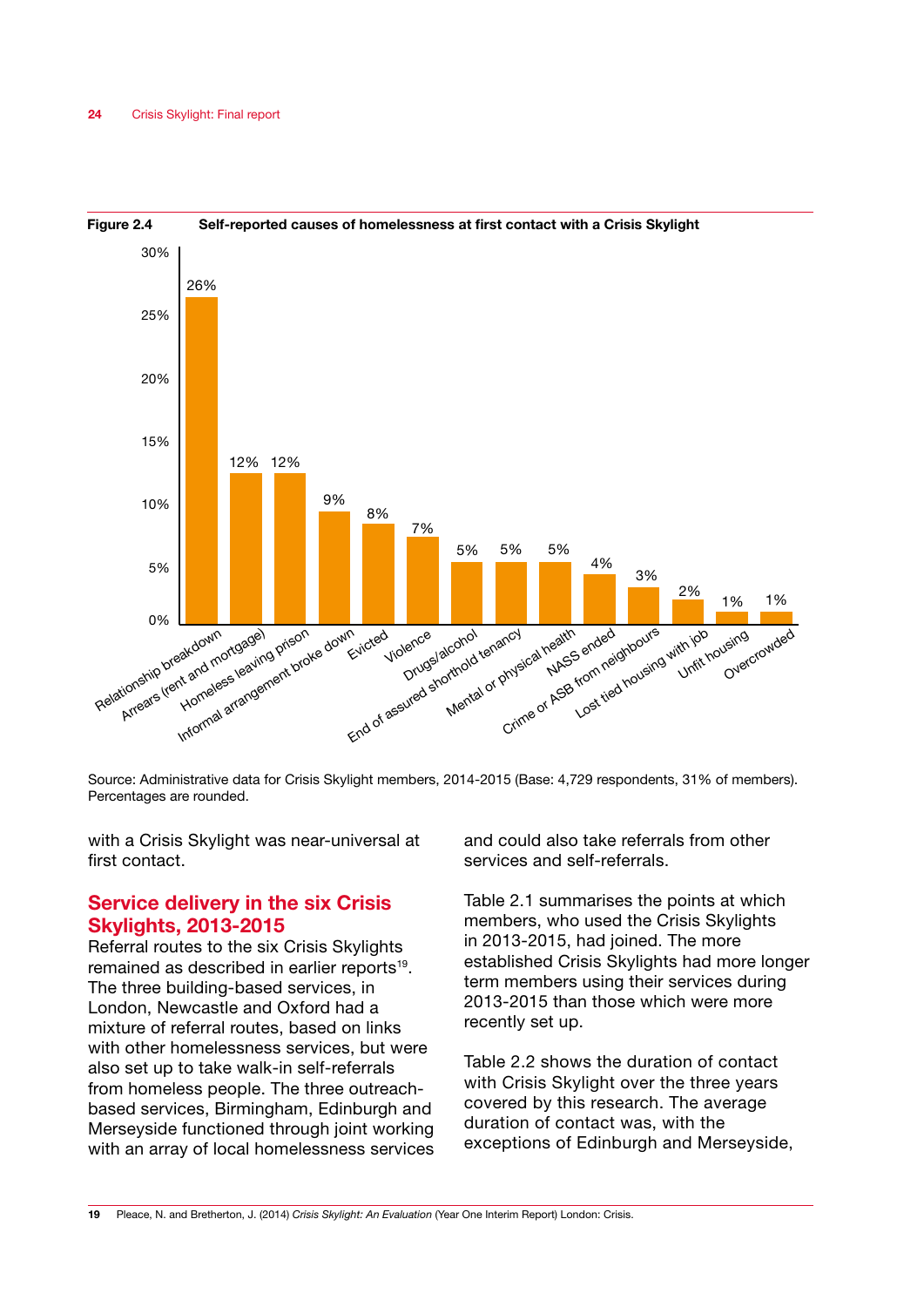**Figure 2.4 Self-reported causes of homelessness at first contact with a Crisis Skylight**

| Cause | % |
|---|---|
| Relationship breakdown | 26% |
| Arrears (rent and mortgage) | 12% |
| Homeless leaving prison | 12% |
| Informal arrangement broke down | 9% |
| Evicted | 8% |
| Violence | 7% |
| Drugs/alcohol | 5% |
| End of assured shorthold tenancy | 5% |
| Mental or physical health | 5% |
| NASS ended | 4% |
| Crime or ASB from neighbours | 3% |
| Lost tied housing with job | 2% |
| Unfit housing | 1% |
| Overcrowded | 1% |

Source: Administrative data for Crisis Skylight members, 2014-2015 (Base: 4,729 respondents, 31% of members). Percentages are rounded.

with a Crisis Skylight was near-universal at first contact.

## Service delivery in the six Crisis Skylights, 2013-2015

Referral routes to the six Crisis Skylights remained as described in earlier reports[19]. The three building-based services, in London, Newcastle and Oxford had a mixture of referral routes, based on links with other homelessness services, but were also set up to take walk-in self-referrals from homeless people. The three outreach-based services, Birmingham, Edinburgh and Merseyside functioned through joint working with an array of local homelessness services and could also take referrals from other services and self-referrals.

Table 2.1 summarises the points at which members, who used the Crisis Skylights in 2013-2015, had joined. The more established Crisis Skylights had more longer term members using their services during 2013-2015 than those which were more recently set up.

Table 2.2 shows the duration of contact with Crisis Skylight over the three years covered by this research. The average duration of contact was, with the exceptions of Edinburgh and Merseyside,

[19] Pleace, N. and Bretherton, J. (2014) *Crisis Skylight: An Evaluation* (Year One Interim Report) London: Crisis.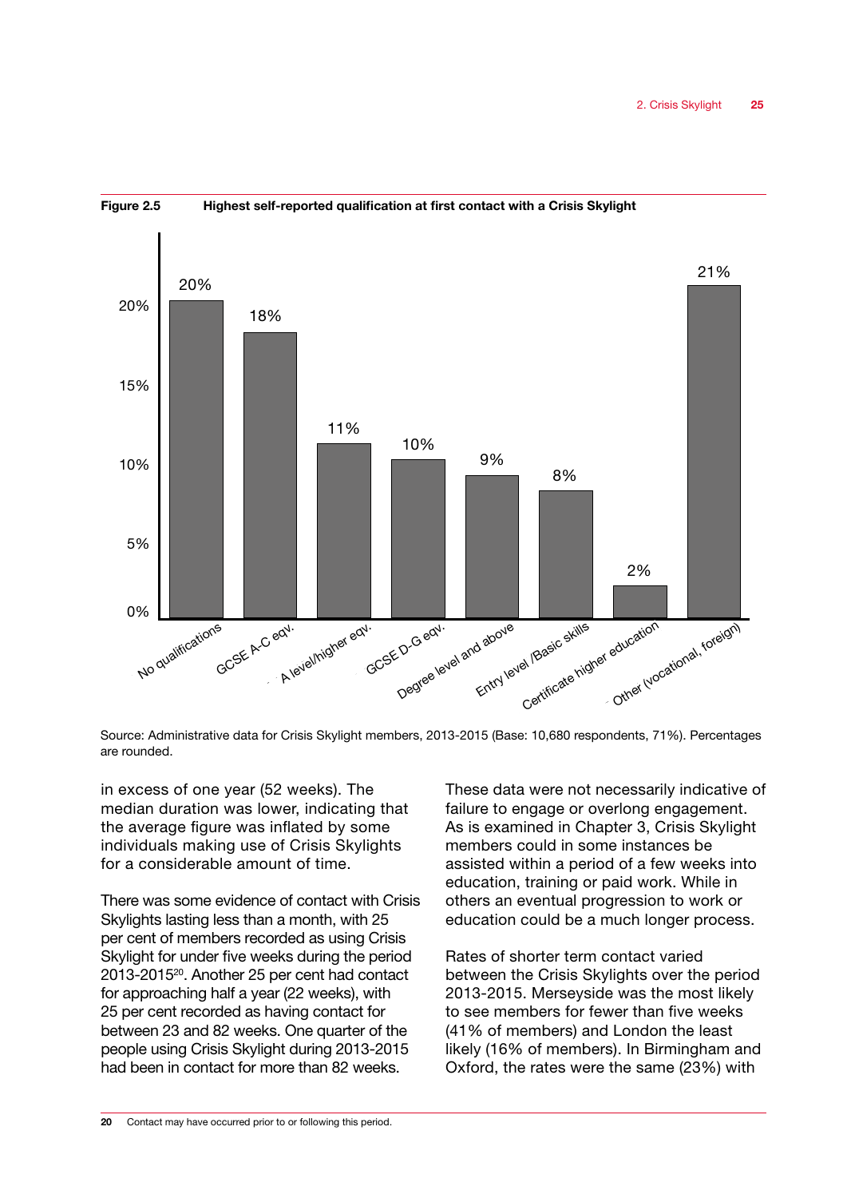**Figure 2.5 Highest self-reported qualification at first contact with a Crisis Skylight**

| Qualification | Percentage |
|---|---|
| No qualifications | 20% |
| GCSE A-C eqv. | 18% |
| A level/higher eqv. | 11% |
| GCSE D-G eqv. | 10% |
| Degree level and above | 9% |
| Entry level /Basic skills | 8% |
| Certificate higher education | 2% |
| Other (vocational, foreign) | 21% |

Source: Administrative data for Crisis Skylight members, 2013-2015 (Base: 10,680 respondents, 71%). Percentages are rounded.

in excess of one year (52 weeks). The median duration was lower, indicating that the average figure was inflated by some individuals making use of Crisis Skylights for a considerable amount of time.

There was some evidence of contact with Crisis Skylights lasting less than a month, with 25 per cent of members recorded as using Crisis Skylight for under five weeks during the period 2013-2015[20]. Another 25 per cent had contact for approaching half a year (22 weeks), with 25 per cent recorded as having contact for between 23 and 82 weeks. One quarter of the people using Crisis Skylight during 2013-2015 had been in contact for more than 82 weeks.

These data were not necessarily indicative of failure to engage or overlong engagement. As is examined in Chapter 3, Crisis Skylight members could in some instances be assisted within a period of a few weeks into education, training or paid work. While in others an eventual progression to work or education could be a much longer process.

Rates of shorter term contact varied between the Crisis Skylights over the period 2013-2015. Merseyside was the most likely to see members for fewer than five weeks (41% of members) and London the least likely (16% of members). In Birmingham and Oxford, the rates were the same (23%) with

[20] Contact may have occurred prior to or following this period.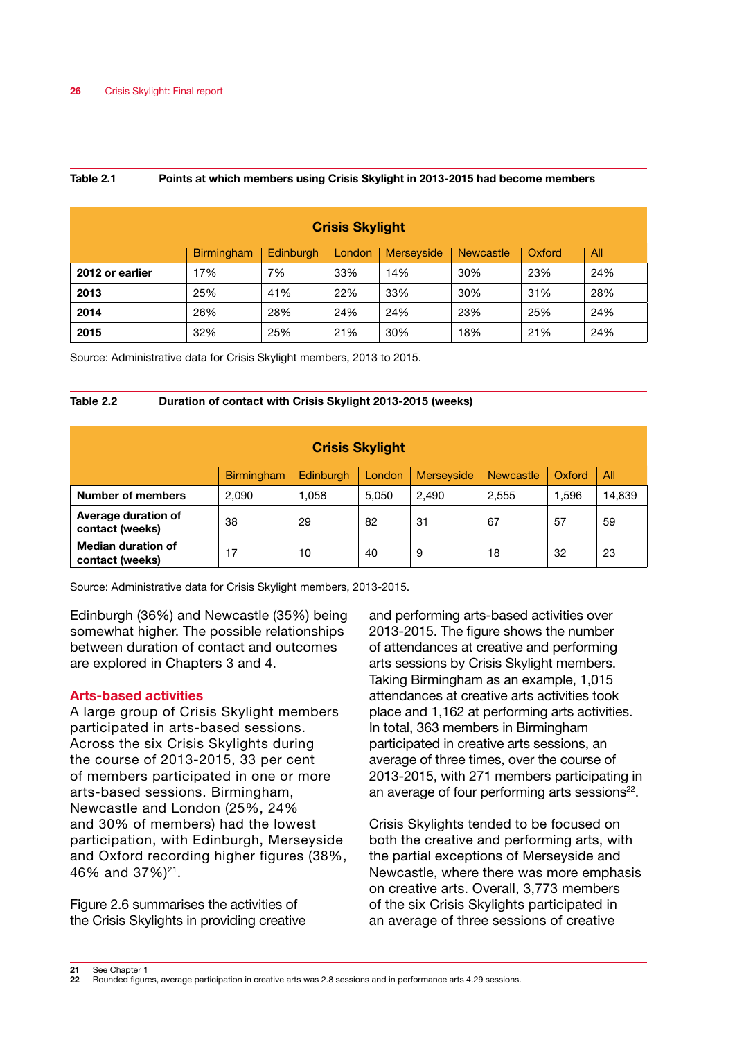**Table 2.1 Points at which members using Crisis Skylight in 2013-2015 had become members**

| | Crisis Skylight | | | | | | |
|---|---|---|---|---|---|---|---|
| | Birmingham | Edinburgh | London | Merseyside | Newcastle | Oxford | All |
| **2012 or earlier** | 17% | 7% | 33% | 14% | 30% | 23% | 24% |
| **2013** | 25% | 41% | 22% | 33% | 30% | 31% | 28% |
| **2014** | 26% | 28% | 24% | 24% | 23% | 25% | 24% |
| **2015** | 32% | 25% | 21% | 30% | 18% | 21% | 24% |

Source: Administrative data for Crisis Skylight members, 2013 to 2015.

**Table 2.2 Duration of contact with Crisis Skylight 2013-2015 (weeks)**

| | Crisis Skylight | | | | | | |
|---|---|---|---|---|---|---|---|
| | Birmingham | Edinburgh | London | Merseyside | Newcastle | Oxford | All |
| **Number of members** | 2,090 | 1,058 | 5,050 | 2,490 | 2,555 | 1,596 | 14,839 |
| **Average duration of contact (weeks)** | 38 | 29 | 82 | 31 | 67 | 57 | 59 |
| **Median duration of contact (weeks)** | 17 | 10 | 40 | 9 | 18 | 32 | 23 |

Source: Administrative data for Crisis Skylight members, 2013-2015.

Edinburgh (36%) and Newcastle (35%) being somewhat higher. The possible relationships between duration of contact and outcomes are explored in Chapters 3 and 4.

## Arts-based activities

A large group of Crisis Skylight members participated in arts-based sessions. Across the six Crisis Skylights during the course of 2013-2015, 33 per cent of members participated in one or more arts-based sessions. Birmingham, Newcastle and London (25%, 24% and 30% of members) had the lowest participation, with Edinburgh, Merseyside and Oxford recording higher figures (38%, 46% and 37%)[21].

Figure 2.6 summarises the activities of the Crisis Skylights in providing creative and performing arts-based activities over 2013-2015. The figure shows the number of attendances at creative and performing arts sessions by Crisis Skylight members. Taking Birmingham as an example, 1,015 attendances at creative arts activities took place and 1,162 at performing arts activities. In total, 363 members in Birmingham participated in creative arts sessions, an average of three times, over the course of 2013-2015, with 271 members participating in an average of four performing arts sessions[22].

Crisis Skylights tended to be focused on both the creative and performing arts, with the partial exceptions of Merseyside and Newcastle, where there was more emphasis on creative arts. Overall, 3,773 members of the six Crisis Skylights participated in an average of three sessions of creative

21 See Chapter 1
22 Rounded figures, average participation in creative arts was 2.8 sessions and in performance arts 4.29 sessions.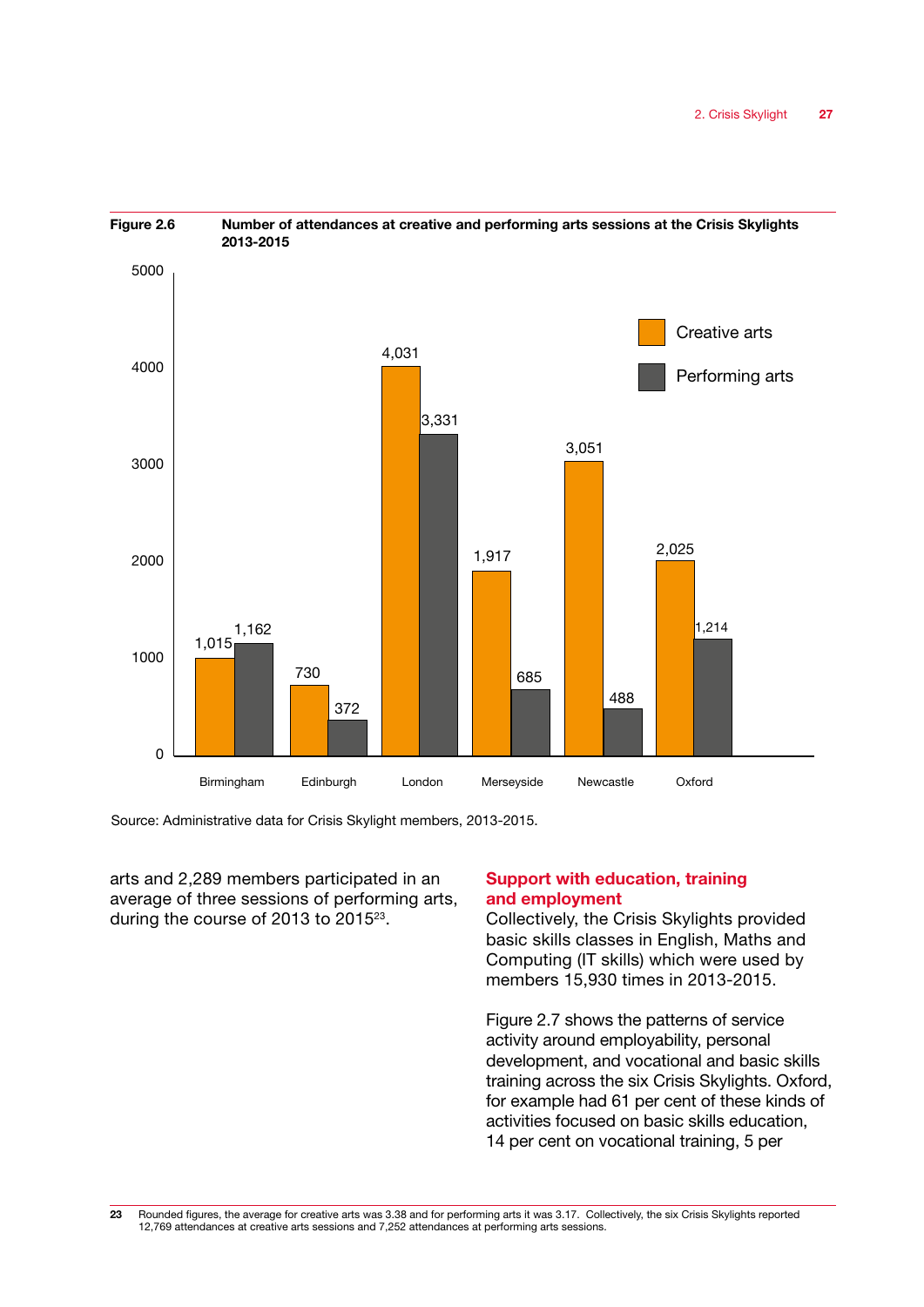**Figure 2.6** **Number of attendances at creative and performing arts sessions at the Crisis Skylights 2013-2015**

| | Creative arts | Performing arts |
|---|---|---|
| Birmingham | 1,015 | 1,162 |
| Edinburgh | 730 | 372 |
| London | 4,031 | 3,331 |
| Merseyside | 1,917 | 685 |
| Newcastle | 3,051 | 488 |
| Oxford | 2,025 | 1,214 |

Source: Administrative data for Crisis Skylight members, 2013-2015.

arts and 2,289 members participated in an average of three sessions of performing arts, during the course of 2013 to 2015[23].

### Support with education, training and employment

Collectively, the Crisis Skylights provided basic skills classes in English, Maths and Computing (IT skills) which were used by members 15,930 times in 2013-2015.

Figure 2.7 shows the patterns of service activity around employability, personal development, and vocational and basic skills training across the six Crisis Skylights. Oxford, for example had 61 per cent of these kinds of activities focused on basic skills education, 14 per cent on vocational training, 5 per

23 Rounded figures, the average for creative arts was 3.38 and for performing arts it was 3.17. Collectively, the six Crisis Skylights reported 12,769 attendances at creative arts sessions and 7,252 attendances at performing arts sessions.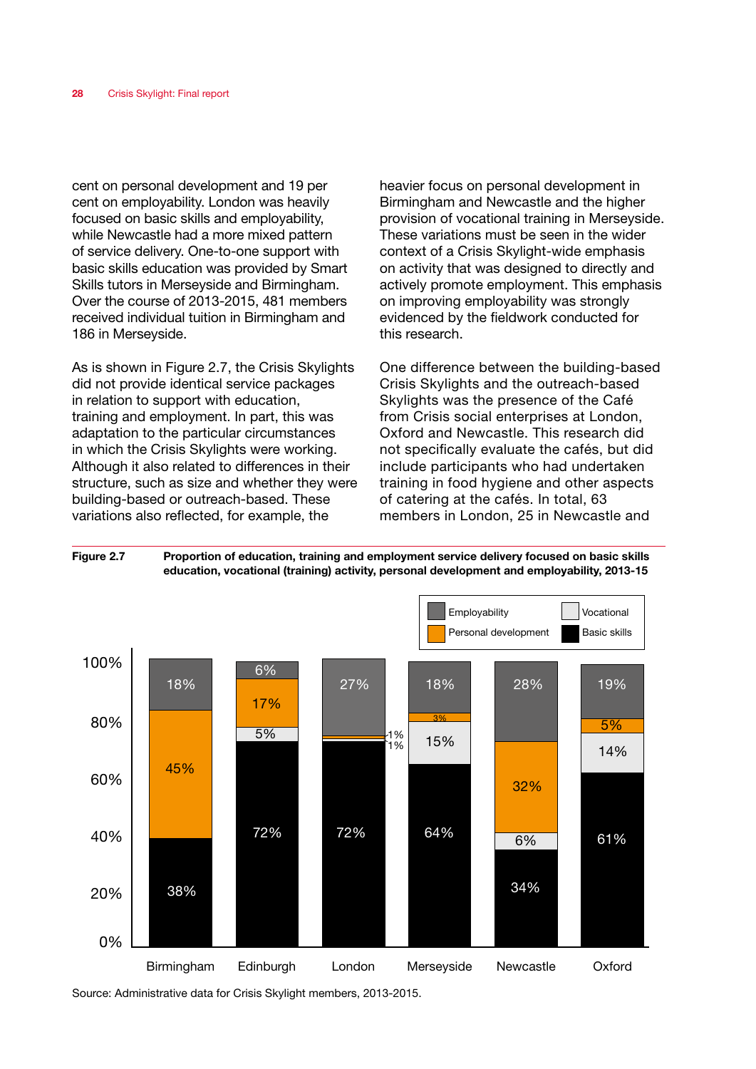cent on personal development and 19 per cent on employability. London was heavily focused on basic skills and employability, while Newcastle had a more mixed pattern of service delivery. One-to-one support with basic skills education was provided by Smart Skills tutors in Merseyside and Birmingham. Over the course of 2013-2015, 481 members received individual tuition in Birmingham and 186 in Merseyside.

As is shown in Figure 2.7, the Crisis Skylights did not provide identical service packages in relation to support with education, training and employment. In part, this was adaptation to the particular circumstances in which the Crisis Skylights were working. Although it also related to differences in their structure, such as size and whether they were building-based or outreach-based. These variations also reflected, for example, the heavier focus on personal development in Birmingham and Newcastle and the higher provision of vocational training in Merseyside. These variations must be seen in the wider context of a Crisis Skylight-wide emphasis on activity that was designed to directly and actively promote employment. This emphasis on improving employability was strongly evidenced by the fieldwork conducted for this research.

One difference between the building-based Crisis Skylights and the outreach-based Skylights was the presence of the Café from Crisis social enterprises at London, Oxford and Newcastle. This research did not specifically evaluate the cafés, but did include participants who had undertaken training in food hygiene and other aspects of catering at the cafés. In total, 63 members in London, 25 in Newcastle and

**Figure 2.7** **Proportion of education, training and employment service delivery focused on basic skills education, vocational (training) activity, personal development and employability, 2013-15**

| | Basic skills | Vocational | Personal development | Employability |
|---|---|---|---|---|
| Birmingham | 38% | | 45% | 18% |
| Edinburgh | 72% | 5% | 17% | 6% |
| London | 72% | 1% | 1% | 27% |
| Merseyside | 64% | 15% | 3% | 18% |
| Newcastle | 34% | 6% | 32% | 28% |
| Oxford | 61% | 14% | 5% | 19% |

Source: Administrative data for Crisis Skylight members, 2013-2015.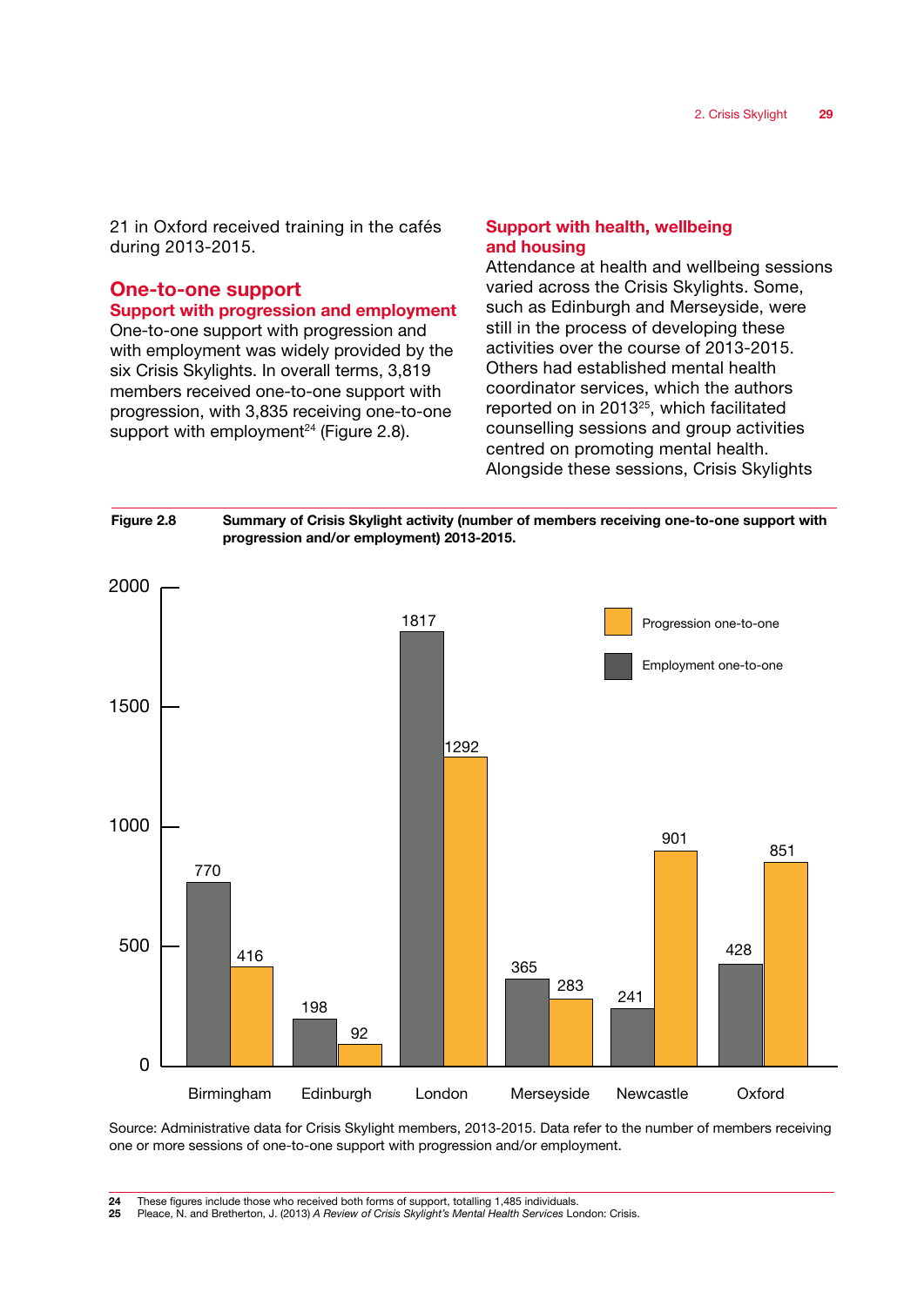21 in Oxford received training in the cafés during 2013-2015.

## One-to-one support

### Support with progression and employment

One-to-one support with progression and with employment was widely provided by the six Crisis Skylights. In overall terms, 3,819 members received one-to-one support with progression, with 3,835 receiving one-to-one support with employment[24] (Figure 2.8).

### Support with health, wellbeing and housing

Attendance at health and wellbeing sessions varied across the Crisis Skylights. Some, such as Edinburgh and Merseyside, were still in the process of developing these activities over the course of 2013-2015. Others had established mental health coordinator services, which the authors reported on in 2013[25], which facilitated counselling sessions and group activities centred on promoting mental health. Alongside these sessions, Crisis Skylights

**Figure 2.8** **Summary of Crisis Skylight activity (number of members receiving one-to-one support with progression and/or employment) 2013-2015.**

| | Employment one-to-one | Progression one-to-one |
|---|---|---|
| Birmingham | 770 | 416 |
| Edinburgh | 198 | 92 |
| London | 1817 | 1292 |
| Merseyside | 365 | 283 |
| Newcastle | 241 | 901 |
| Oxford | 428 | 851 |

Source: Administrative data for Crisis Skylight members, 2013-2015. Data refer to the number of members receiving one or more sessions of one-to-one support with progression and/or employment.

24 These figures include those who received both forms of support, totalling 1,485 individuals.
25 Pleace, N. and Bretherton, J. (2013) *A Review of Crisis Skylight's Mental Health Services* London: Crisis.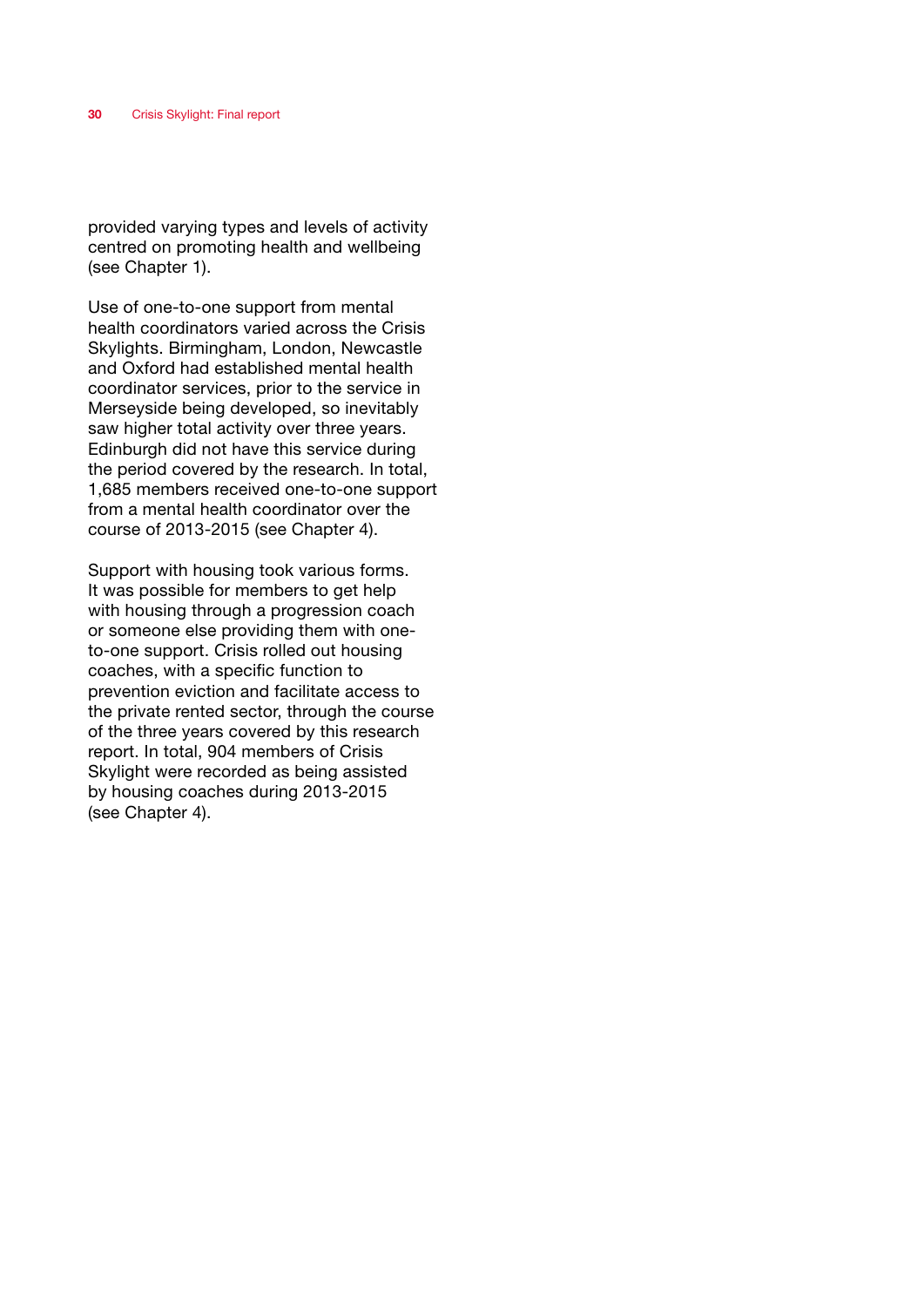provided varying types and levels of activity centred on promoting health and wellbeing (see Chapter 1).

Use of one-to-one support from mental health coordinators varied across the Crisis Skylights. Birmingham, London, Newcastle and Oxford had established mental health coordinator services, prior to the service in Merseyside being developed, so inevitably saw higher total activity over three years. Edinburgh did not have this service during the period covered by the research. In total, 1,685 members received one-to-one support from a mental health coordinator over the course of 2013-2015 (see Chapter 4).

Support with housing took various forms. It was possible for members to get help with housing through a progression coach or someone else providing them with one-to-one support. Crisis rolled out housing coaches, with a specific function to prevention eviction and facilitate access to the private rented sector, through the course of the three years covered by this research report. In total, 904 members of Crisis Skylight were recorded as being assisted by housing coaches during 2013-2015 (see Chapter 4).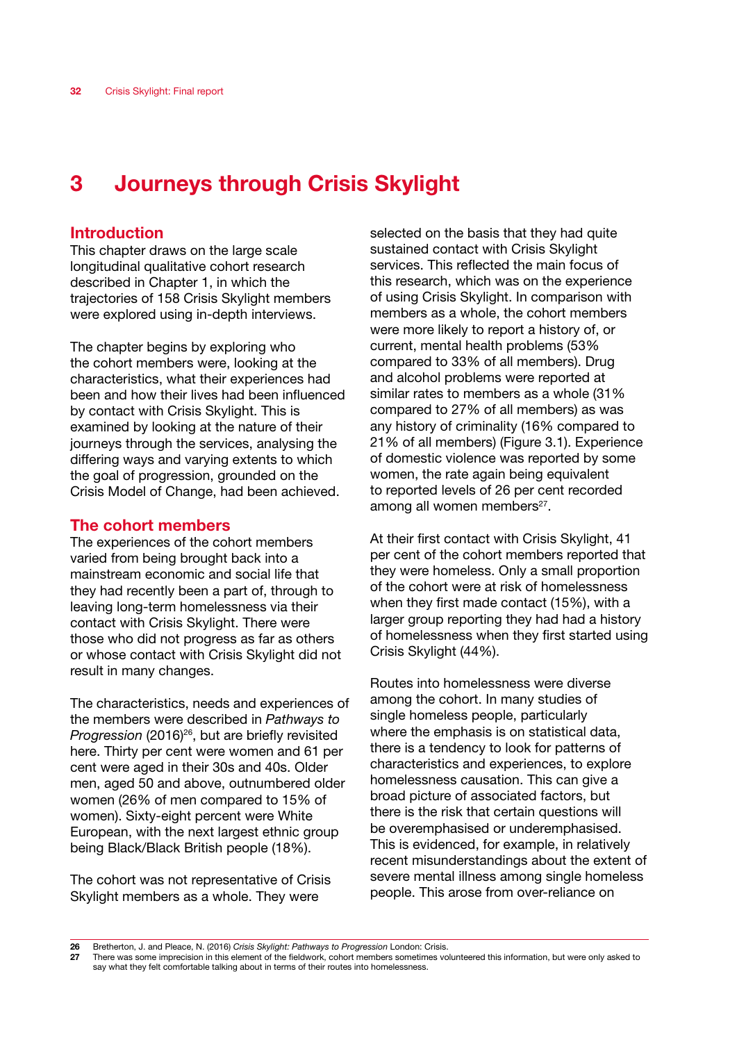# 3 Journeys through Crisis Skylight

## Introduction

This chapter draws on the large scale longitudinal qualitative cohort research described in Chapter 1, in which the trajectories of 158 Crisis Skylight members were explored using in-depth interviews.

The chapter begins by exploring who the cohort members were, looking at the characteristics, what their experiences had been and how their lives had been influenced by contact with Crisis Skylight. This is examined by looking at the nature of their journeys through the services, analysing the differing ways and varying extents to which the goal of progression, grounded on the Crisis Model of Change, had been achieved.

## The cohort members

The experiences of the cohort members varied from being brought back into a mainstream economic and social life that they had recently been a part of, through to leaving long-term homelessness via their contact with Crisis Skylight. There were those who did not progress as far as others or whose contact with Crisis Skylight did not result in many changes.

The characteristics, needs and experiences of the members were described in *Pathways to Progression* (2016)[26], but are briefly revisited here. Thirty per cent were women and 61 per cent were aged in their 30s and 40s. Older men, aged 50 and above, outnumbered older women (26% of men compared to 15% of women). Sixty-eight percent were White European, with the next largest ethnic group being Black/Black British people (18%).

The cohort was not representative of Crisis Skylight members as a whole. They were selected on the basis that they had quite sustained contact with Crisis Skylight services. This reflected the main focus of this research, which was on the experience of using Crisis Skylight. In comparison with members as a whole, the cohort members were more likely to report a history of, or current, mental health problems (53% compared to 33% of all members). Drug and alcohol problems were reported at similar rates to members as a whole (31% compared to 27% of all members) as was any history of criminality (16% compared to 21% of all members) (Figure 3.1). Experience of domestic violence was reported by some women, the rate again being equivalent to reported levels of 26 per cent recorded among all women members[27].

At their first contact with Crisis Skylight, 41 per cent of the cohort members reported that they were homeless. Only a small proportion of the cohort were at risk of homelessness when they first made contact (15%), with a larger group reporting they had had a history of homelessness when they first started using Crisis Skylight (44%).

Routes into homelessness were diverse among the cohort. In many studies of single homeless people, particularly where the emphasis is on statistical data, there is a tendency to look for patterns of characteristics and experiences, to explore homelessness causation. This can give a broad picture of associated factors, but there is the risk that certain questions will be overemphasised or underemphasised. This is evidenced, for example, in relatively recent misunderstandings about the extent of severe mental illness among single homeless people. This arose from over-reliance on

---

26 Bretherton, J. and Pleace, N. (2016) *Crisis Skylight: Pathways to Progression* London: Crisis.

27 There was some imprecision in this element of the fieldwork, cohort members sometimes volunteered this information, but were only asked to say what they felt comfortable talking about in terms of their routes into homelessness.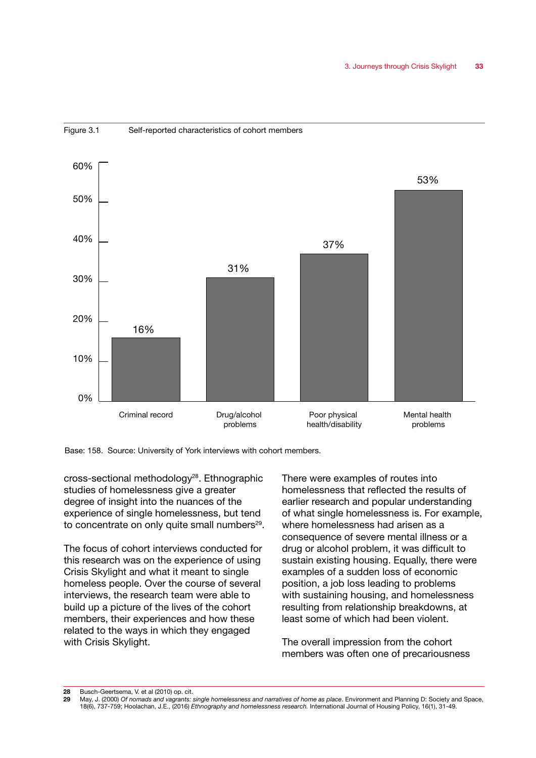Figure 3.1 Self-reported characteristics of cohort members

| Characteristic | Percentage |
| --- | --- |
| Criminal record | 16% |
| Drug/alcohol problems | 31% |
| Poor physical health/disability | 37% |
| Mental health problems | 53% |

Base: 158. Source: University of York interviews with cohort members.

cross-sectional methodology[28]. Ethnographic studies of homelessness give a greater degree of insight into the nuances of the experience of single homelessness, but tend to concentrate on only quite small numbers[29].

The focus of cohort interviews conducted for this research was on the experience of using Crisis Skylight and what it meant to single homeless people. Over the course of several interviews, the research team were able to build up a picture of the lives of the cohort members, their experiences and how these related to the ways in which they engaged with Crisis Skylight.

There were examples of routes into homelessness that reflected the results of earlier research and popular understanding of what single homelessness is. For example, where homelessness had arisen as a consequence of severe mental illness or a drug or alcohol problem, it was difficult to sustain existing housing. Equally, there were examples of a sudden loss of economic position, a job loss leading to problems with sustaining housing, and homelessness resulting from relationship breakdowns, at least some of which had been violent.

The overall impression from the cohort members was often one of precariousness

---

**28** Busch-Geertsema, V. et al (2010) op. cit.

**29** May, J. (2000) *Of nomads and vagrants: single homelessness and narratives of home as place*. Environment and Planning D: Society and Space, 18(6), 737-759; Hoolachan, J.E., (2016) *Ethnography and homelessness research.* International Journal of Housing Policy, 16(1), 31-49.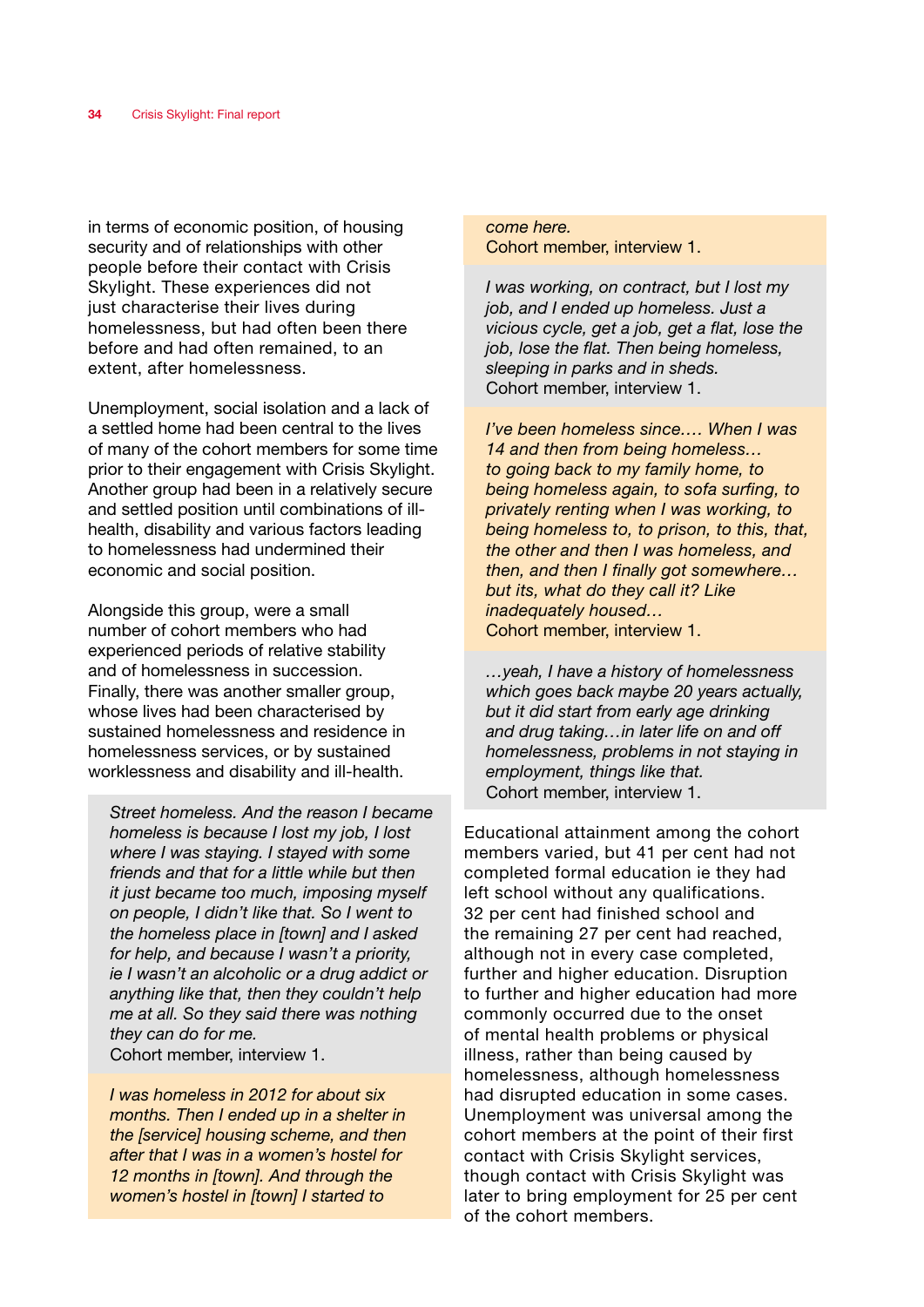in terms of economic position, of housing security and of relationships with other people before their contact with Crisis Skylight. These experiences did not just characterise their lives during homelessness, but had often been there before and had often remained, to an extent, after homelessness.

Unemployment, social isolation and a lack of a settled home had been central to the lives of many of the cohort members for some time prior to their engagement with Crisis Skylight. Another group had been in a relatively secure and settled position until combinations of ill-health, disability and various factors leading to homelessness had undermined their economic and social position.

Alongside this group, were a small number of cohort members who had experienced periods of relative stability and of homelessness in succession. Finally, there was another smaller group, whose lives had been characterised by sustained homelessness and residence in homelessness services, or by sustained worklessness and disability and ill-health.

> *Street homeless. And the reason I became homeless is because I lost my job, I lost where I was staying. I stayed with some friends and that for a little while but then it just became too much, imposing myself on people, I didn't like that. So I went to the homeless place in [town] and I asked for help, and because I wasn't a priority, ie I wasn't an alcoholic or a drug addict or anything like that, then they couldn't help me at all. So they said there was nothing they can do for me.*
> Cohort member, interview 1.

> *I was homeless in 2012 for about six months. Then I ended up in a shelter in the [service] housing scheme, and then after that I was in a women's hostel for 12 months in [town]. And through the women's hostel in [town] I started to come here.*
> Cohort member, interview 1.

> *I was working, on contract, but I lost my job, and I ended up homeless. Just a vicious cycle, get a job, get a flat, lose the job, lose the flat. Then being homeless, sleeping in parks and in sheds.*
> Cohort member, interview 1.

> *I've been homeless since.… When I was 14 and then from being homeless… to going back to my family home, to being homeless again, to sofa surfing, to privately renting when I was working, to being homeless to, to prison, to this, that, the other and then I was homeless, and then, and then I finally got somewhere… but its, what do they call it? Like inadequately housed…*
> Cohort member, interview 1.

> *…yeah, I have a history of homelessness which goes back maybe 20 years actually, but it did start from early age drinking and drug taking…in later life on and off homelessness, problems in not staying in employment, things like that.*
> Cohort member, interview 1.

Educational attainment among the cohort members varied, but 41 per cent had not completed formal education ie they had left school without any qualifications. 32 per cent had finished school and the remaining 27 per cent had reached, although not in every case completed, further and higher education. Disruption to further and higher education had more commonly occurred due to the onset of mental health problems or physical illness, rather than being caused by homelessness, although homelessness had disrupted education in some cases. Unemployment was universal among the cohort members at the point of their first contact with Crisis Skylight services, though contact with Crisis Skylight was later to bring employment for 25 per cent of the cohort members.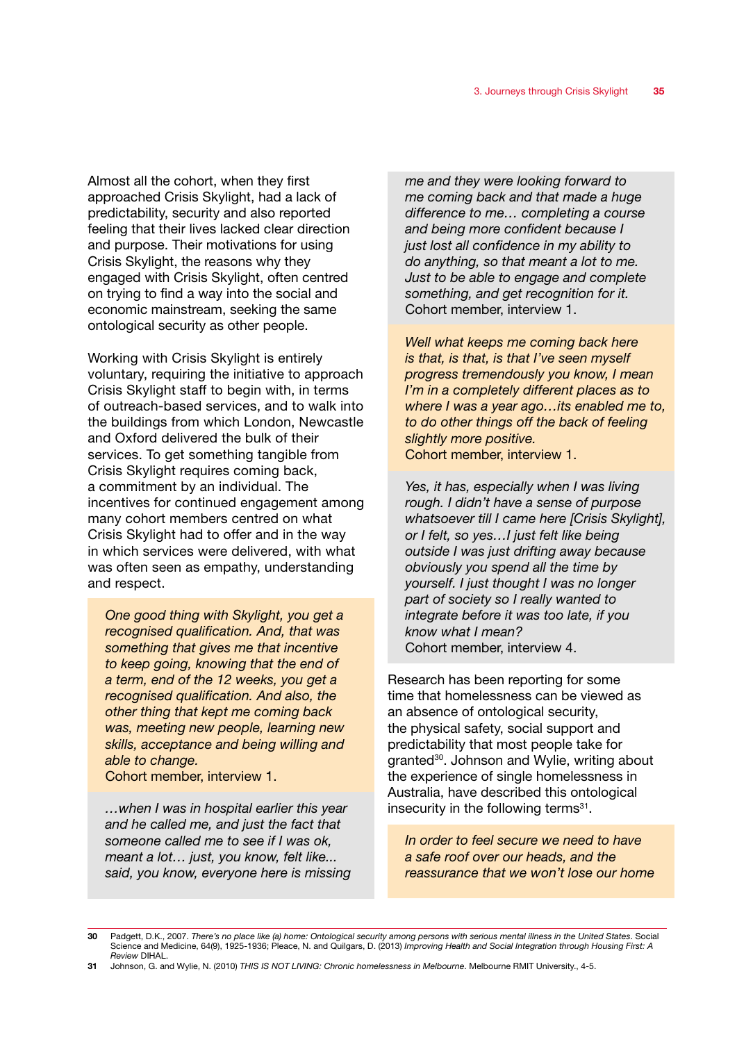Almost all the cohort, when they first approached Crisis Skylight, had a lack of predictability, security and also reported feeling that their lives lacked clear direction and purpose. Their motivations for using Crisis Skylight, the reasons why they engaged with Crisis Skylight, often centred on trying to find a way into the social and economic mainstream, seeking the same ontological security as other people.

Working with Crisis Skylight is entirely voluntary, requiring the initiative to approach Crisis Skylight staff to begin with, in terms of outreach-based services, and to walk into the buildings from which London, Newcastle and Oxford delivered the bulk of their services. To get something tangible from Crisis Skylight requires coming back, a commitment by an individual. The incentives for continued engagement among many cohort members centred on what Crisis Skylight had to offer and in the way in which services were delivered, with what was often seen as empathy, understanding and respect.

> *One good thing with Skylight, you get a recognised qualification. And, that was something that gives me that incentive to keep going, knowing that the end of a term, end of the 12 weeks, you get a recognised qualification. And also, the other thing that kept me coming back was, meeting new people, learning new skills, acceptance and being willing and able to change.*
> Cohort member, interview 1.

> *…when I was in hospital earlier this year and he called me, and just the fact that someone called me to see if I was ok, meant a lot… just, you know, felt like... said, you know, everyone here is missing me and they were looking forward to me coming back and that made a huge difference to me… completing a course and being more confident because I just lost all confidence in my ability to do anything, so that meant a lot to me. Just to be able to engage and complete something, and get recognition for it.*
> Cohort member, interview 1.

> *Well what keeps me coming back here is that, is that, is that I've seen myself progress tremendously you know, I mean I'm in a completely different places as to where I was a year ago…its enabled me to, to do other things off the back of feeling slightly more positive.*
> Cohort member, interview 1.

> *Yes, it has, especially when I was living rough. I didn't have a sense of purpose whatsoever till I came here [Crisis Skylight], or I felt, so yes…I just felt like being outside I was just drifting away because obviously you spend all the time by yourself. I just thought I was no longer part of society so I really wanted to integrate before it was too late, if you know what I mean?*
> Cohort member, interview 4.

Research has been reporting for some time that homelessness can be viewed as an absence of ontological security, the physical safety, social support and predictability that most people take for granted[30]. Johnson and Wylie, writing about the experience of single homelessness in Australia, have described this ontological insecurity in the following terms[31].

> *In order to feel secure we need to have a safe roof over our heads, and the reassurance that we won't lose our home*

---

30 Padgett, D.K., 2007. *There's no place like (a) home: Ontological security among persons with serious mental illness in the United States*. Social Science and Medicine, 64(9), 1925-1936; Pleace, N. and Quilgars, D. (2013) *Improving Health and Social Integration through Housing First: A Review* DIHAL.

31 Johnson, G. and Wylie, N. (2010) *THIS IS NOT LIVING: Chronic homelessness in Melbourne*. Melbourne RMIT University., 4-5.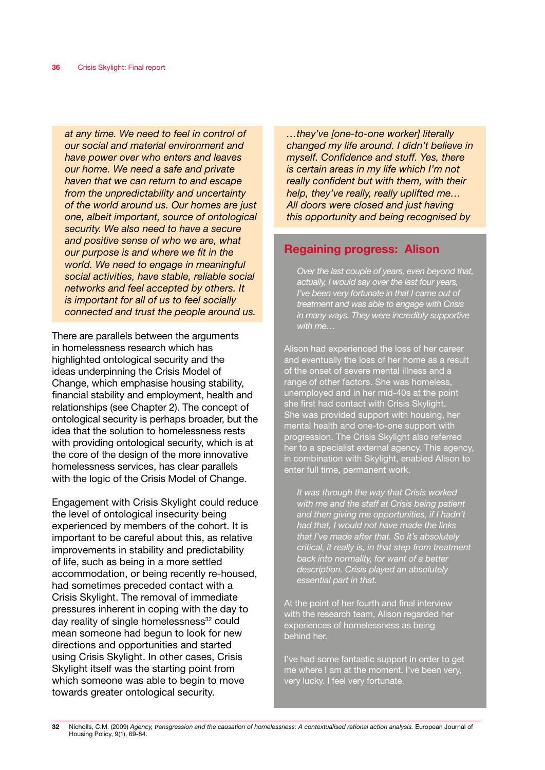*at any time. We need to feel in control of our social and material environment and have power over who enters and leaves our home. We need a safe and private haven that we can return to and escape from the unpredictability and uncertainty of the world around us. Our homes are just one, albeit important, source of ontological security. We also need to have a secure and positive sense of who we are, what our purpose is and where we fit in the world. We need to engage in meaningful social activities, have stable, reliable social networks and feel accepted by others. It is important for all of us to feel socially connected and trust the people around us.*

There are parallels between the arguments in homelessness research which has highlighted ontological security and the ideas underpinning the Crisis Model of Change, which emphasise housing stability, financial stability and employment, health and relationships (see Chapter 2). The concept of ontological security is perhaps broader, but the idea that the solution to homelessness rests with providing ontological security, which is at the core of the design of the more innovative homelessness services, has clear parallels with the logic of the Crisis Model of Change.

Engagement with Crisis Skylight could reduce the level of ontological insecurity being experienced by members of the cohort. It is important to be careful about this, as relative improvements in stability and predictability of life, such as being in a more settled accommodation, or being recently re-housed, had sometimes preceded contact with a Crisis Skylight. The removal of immediate pressures inherent in coping with the day to day reality of single homelessness[32] could mean someone had begun to look for new directions and opportunities and started using Crisis Skylight. In other cases, Crisis Skylight itself was the starting point from which someone was able to begin to move towards greater ontological security.

*…they've [one-to-one worker] literally changed my life around. I didn't believe in myself. Confidence and stuff. Yes, there is certain areas in my life which I'm not really confident but with them, with their help, they've really, really uplifted me… All doors were closed and just having this opportunity and being recognised by*

## Regaining progress: Alison

*Over the last couple of years, even beyond that, actually, I would say over the last four years, I've been very fortunate in that I came out of treatment and was able to engage with Crisis in many ways. They were incredibly supportive with me…*

Alison had experienced the loss of her career and eventually the loss of her home as a result of the onset of severe mental illness and a range of other factors. She was homeless, unemployed and in her mid-40s at the point she first had contact with Crisis Skylight. She was provided support with housing, her mental health and one-to-one support with progression. The Crisis Skylight also referred her to a specialist external agency. This agency, in combination with Skylight, enabled Alison to enter full time, permanent work.

*It was through the way that Crisis worked with me and the staff at Crisis being patient and then giving me opportunities, if I hadn't had that, I would not have made the links that I've made after that. So it's absolutely critical, it really is, in that step from treatment back into normality, for want of a better description. Crisis played an absolutely essential part in that.*

At the point of her fourth and final interview with the research team, Alison regarded her experiences of homelessness as being behind her.

I've had some fantastic support in order to get me where I am at the moment. I've been very, very lucky. I feel very fortunate.

32 Nicholls, C.M. (2009) *Agency, transgression and the causation of homelessness: A contextualised rational action analysis.* European Journal of Housing Policy, 9(1), 69-84.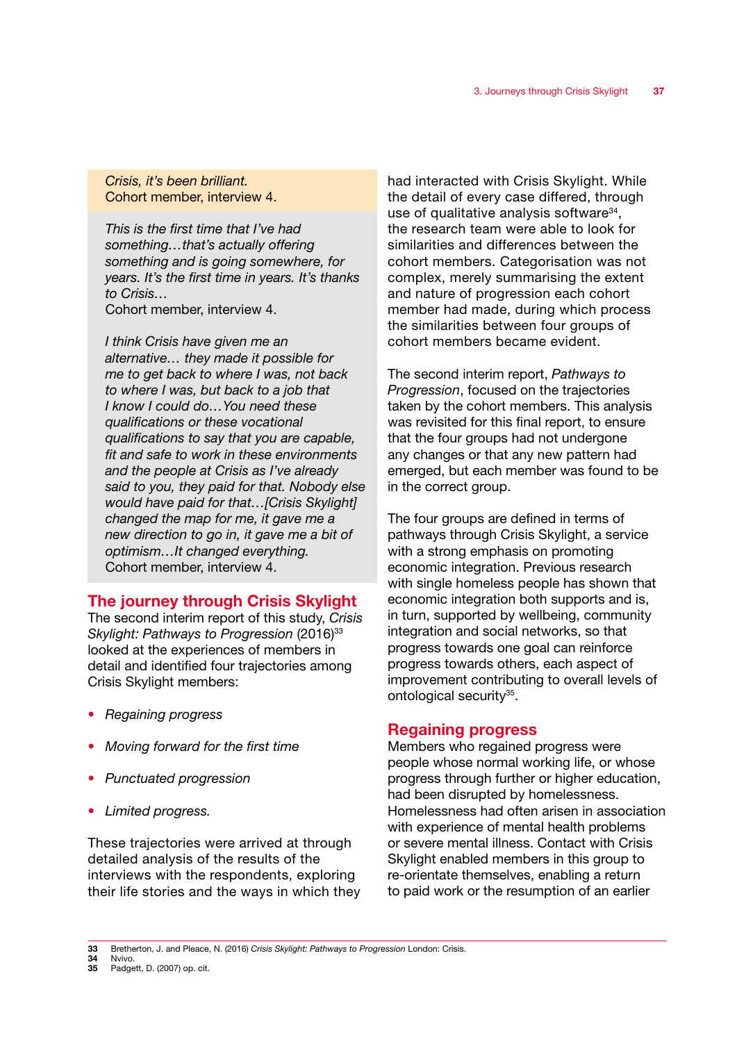*Crisis, it's been brilliant.*
Cohort member, interview 4.

*This is the first time that I've had something…that's actually offering something and is going somewhere, for years. It's the first time in years. It's thanks to Crisis…*
Cohort member, interview 4.

*I think Crisis have given me an alternative… they made it possible for me to get back to where I was, not back to where I was, but back to a job that I know I could do…You need these qualifications or these vocational qualifications to say that you are capable, fit and safe to work in these environments and the people at Crisis as I've already said to you, they paid for that. Nobody else would have paid for that…[Crisis Skylight] changed the map for me, it gave me a new direction to go in, it gave me a bit of optimism…It changed everything.*
Cohort member, interview 4.

## The journey through Crisis Skylight

The second interim report of this study, *Crisis Skylight: Pathways to Progression* (2016)[33] looked at the experiences of members in detail and identified four trajectories among Crisis Skylight members:

- *Regaining progress*
- *Moving forward for the first time*
- *Punctuated progression*
- *Limited progress.*

These trajectories were arrived at through detailed analysis of the results of the interviews with the respondents, exploring their life stories and the ways in which they had interacted with Crisis Skylight. While the detail of every case differed, through use of qualitative analysis software[34], the research team were able to look for similarities and differences between the cohort members. Categorisation was not complex, merely summarising the extent and nature of progression each cohort member had made, during which process the similarities between four groups of cohort members became evident.

The second interim report, *Pathways to Progression*, focused on the trajectories taken by the cohort members. This analysis was revisited for this final report, to ensure that the four groups had not undergone any changes or that any new pattern had emerged, but each member was found to be in the correct group.

The four groups are defined in terms of pathways through Crisis Skylight, a service with a strong emphasis on promoting economic integration. Previous research with single homeless people has shown that economic integration both supports and is, in turn, supported by wellbeing, community integration and social networks, so that progress towards one goal can reinforce progress towards others, each aspect of improvement contributing to overall levels of ontological security[35].

## Regaining progress

Members who regained progress were people whose normal working life, or whose progress through further or higher education, had been disrupted by homelessness. Homelessness had often arisen in association with experience of mental health problems or severe mental illness. Contact with Crisis Skylight enabled members in this group to re-orientate themselves, enabling a return to paid work or the resumption of an earlier

---

33 Bretherton, J. and Pleace, N. (2016) *Crisis Skylight: Pathways to Progression* London: Crisis.
34 Nvivo.
35 Padgett, D. (2007) op. cit.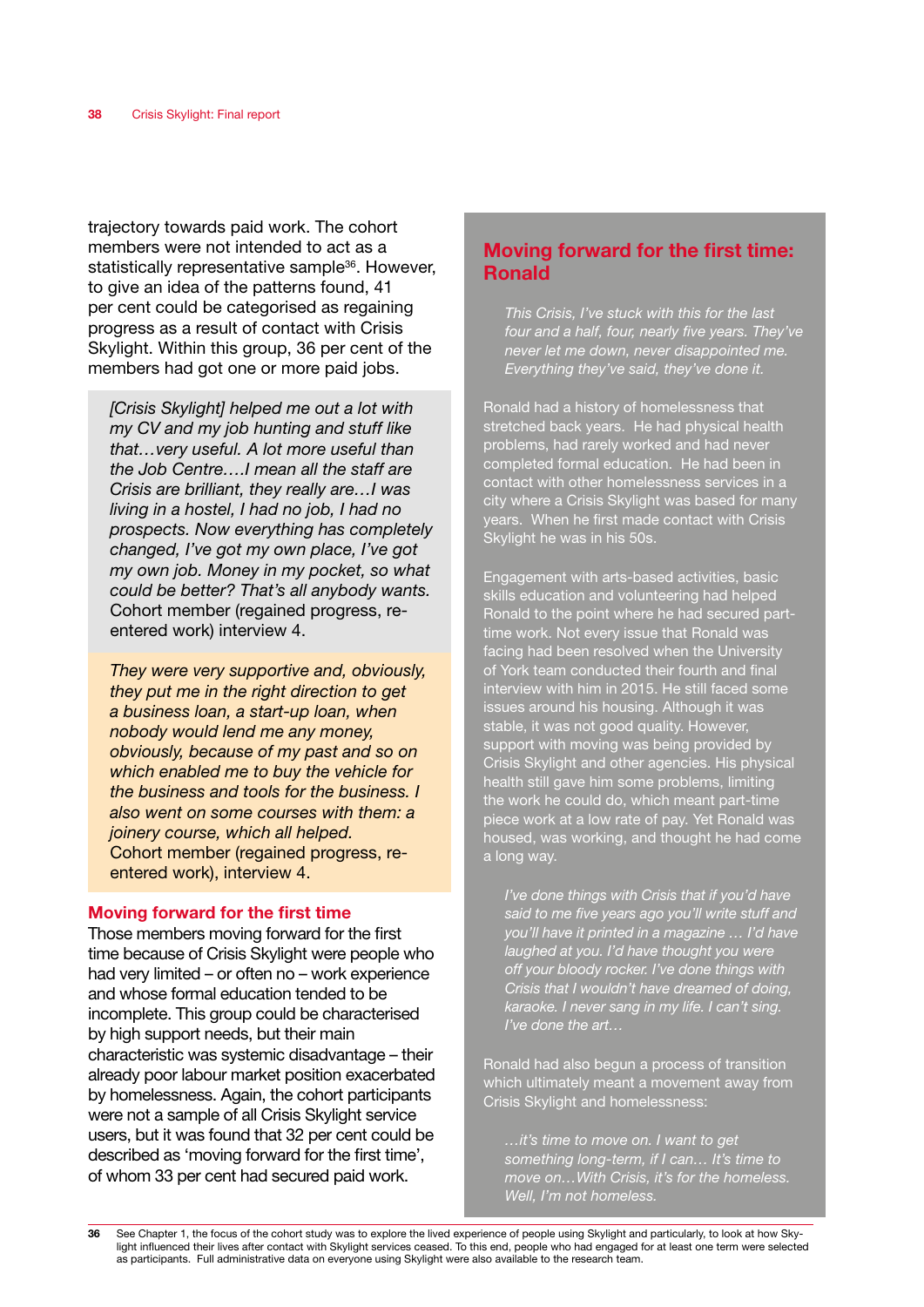trajectory towards paid work. The cohort members were not intended to act as a statistically representative sample[36]. However, to give an idea of the patterns found, 41 per cent could be categorised as regaining progress as a result of contact with Crisis Skylight. Within this group, 36 per cent of the members had got one or more paid jobs.

> *[Crisis Skylight] helped me out a lot with my CV and my job hunting and stuff like that…very useful. A lot more useful than the Job Centre….I mean all the staff are Crisis are brilliant, they really are…I was living in a hostel, I had no job, I had no prospects. Now everything has completely changed, I've got my own place, I've got my own job. Money in my pocket, so what could be better? That's all anybody wants.*
> Cohort member (regained progress, re-entered work) interview 4.

> *They were very supportive and, obviously, they put me in the right direction to get a business loan, a start-up loan, when nobody would lend me any money, obviously, because of my past and so on which enabled me to buy the vehicle for the business and tools for the business. I also went on some courses with them: a joinery course, which all helped.*
> Cohort member (regained progress, re-entered work), interview 4.

### Moving forward for the first time

Those members moving forward for the first time because of Crisis Skylight were people who had very limited – or often no – work experience and whose formal education tended to be incomplete. This group could be characterised by high support needs, but their main characteristic was systemic disadvantage – their already poor labour market position exacerbated by homelessness. Again, the cohort participants were not a sample of all Crisis Skylight service users, but it was found that 32 per cent could be described as 'moving forward for the first time', of whom 33 per cent had secured paid work.

## Moving forward for the first time: Ronald

> *This Crisis, I've stuck with this for the last four and a half, four, nearly five years. They've never let me down, never disappointed me. Everything they've said, they've done it.*

Ronald had a history of homelessness that stretched back years. He had physical health problems, had rarely worked and had never completed formal education. He had been in contact with other homelessness services in a city where a Crisis Skylight was based for many years. When he first made contact with Crisis Skylight he was in his 50s.

Engagement with arts-based activities, basic skills education and volunteering had helped Ronald to the point where he had secured part-time work. Not every issue that Ronald was facing had been resolved when the University of York team conducted their fourth and final interview with him in 2015. He still faced some issues around his housing. Although it was stable, it was not good quality. However, support with moving was being provided by Crisis Skylight and other agencies. His physical health still gave him some problems, limiting the work he could do, which meant part-time piece work at a low rate of pay. Yet Ronald was housed, was working, and thought he had come a long way.

> *I've done things with Crisis that if you'd have said to me five years ago you'll write stuff and you'll have it printed in a magazine … I'd have laughed at you. I'd have thought you were off your bloody rocker. I've done things with Crisis that I wouldn't have dreamed of doing, karaoke. I never sang in my life. I can't sing. I've done the art…*

Ronald had also begun a process of transition which ultimately meant a movement away from Crisis Skylight and homelessness:

> *…it's time to move on. I want to get something long-term, if I can… It's time to move on…With Crisis, it's for the homeless. Well, I'm not homeless.*

---

[36] See Chapter 1, the focus of the cohort study was to explore the lived experience of people using Skylight and particularly, to look at how Skylight influenced their lives after contact with Skylight services ceased. To this end, people who had engaged for at least one term were selected as participants. Full administrative data on everyone using Skylight were also available to the research team.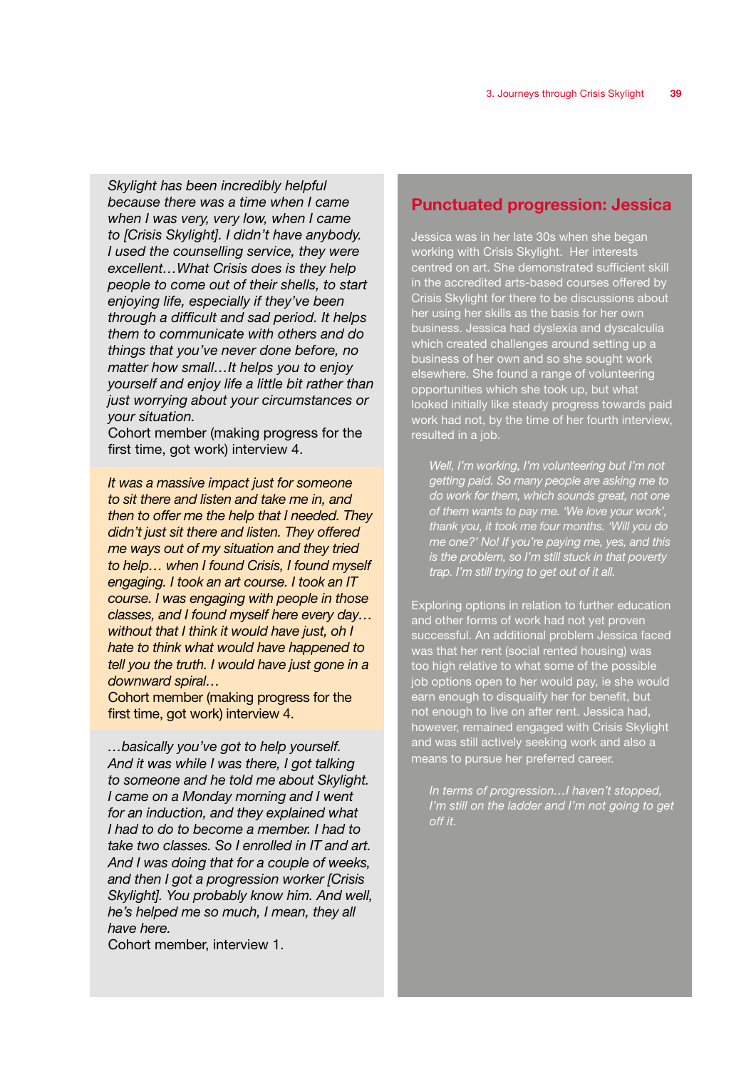*Skylight has been incredibly helpful because there was a time when I came when I was very, very low, when I came to [Crisis Skylight]. I didn't have anybody. I used the counselling service, they were excellent…What Crisis does is they help people to come out of their shells, to start enjoying life, especially if they've been through a difficult and sad period. It helps them to communicate with others and do things that you've never done before, no matter how small…It helps you to enjoy yourself and enjoy life a little bit rather than just worrying about your circumstances or your situation.*

Cohort member (making progress for the first time, got work) interview 4.

*It was a massive impact just for someone to sit there and listen and take me in, and then to offer me the help that I needed. They didn't just sit there and listen. They offered me ways out of my situation and they tried to help… when I found Crisis, I found myself engaging. I took an art course. I took an IT course. I was engaging with people in those classes, and I found myself here every day… without that I think it would have just, oh I hate to think what would have happened to tell you the truth. I would have just gone in a downward spiral…*

Cohort member (making progress for the first time, got work) interview 4.

*…basically you've got to help yourself. And it was while I was there, I got talking to someone and he told me about Skylight. I came on a Monday morning and I went for an induction, and they explained what I had to do to become a member. I had to take two classes. So I enrolled in IT and art. And I was doing that for a couple of weeks, and then I got a progression worker [Crisis Skylight]. You probably know him. And well, he's helped me so much, I mean, they all have here.*

Cohort member, interview 1.

## Punctuated progression: Jessica

Jessica was in her late 30s when she began working with Crisis Skylight. Her interests centred on art. She demonstrated sufficient skill in the accredited arts-based courses offered by Crisis Skylight for there to be discussions about her using her skills as the basis for her own business. Jessica had dyslexia and dyscalculia which created challenges around setting up a business of her own and so she sought work elsewhere. She found a range of volunteering opportunities which she took up, but what looked initially like steady progress towards paid work had not, by the time of her fourth interview, resulted in a job.

> *Well, I'm working, I'm volunteering but I'm not getting paid. So many people are asking me to do work for them, which sounds great, not one of them wants to pay me. 'We love your work', thank you, it took me four months. 'Will you do me one?' No! If you're paying me, yes, and this is the problem, so I'm still stuck in that poverty trap. I'm still trying to get out of it all.*

Exploring options in relation to further education and other forms of work had not yet proven successful. An additional problem Jessica faced was that her rent (social rented housing) was too high relative to what some of the possible job options open to her would pay, ie she would earn enough to disqualify her for benefit, but not enough to live on after rent. Jessica had, however, remained engaged with Crisis Skylight and was still actively seeking work and also a means to pursue her preferred career.

> *In terms of progression…I haven't stopped, I'm still on the ladder and I'm not going to get off it.*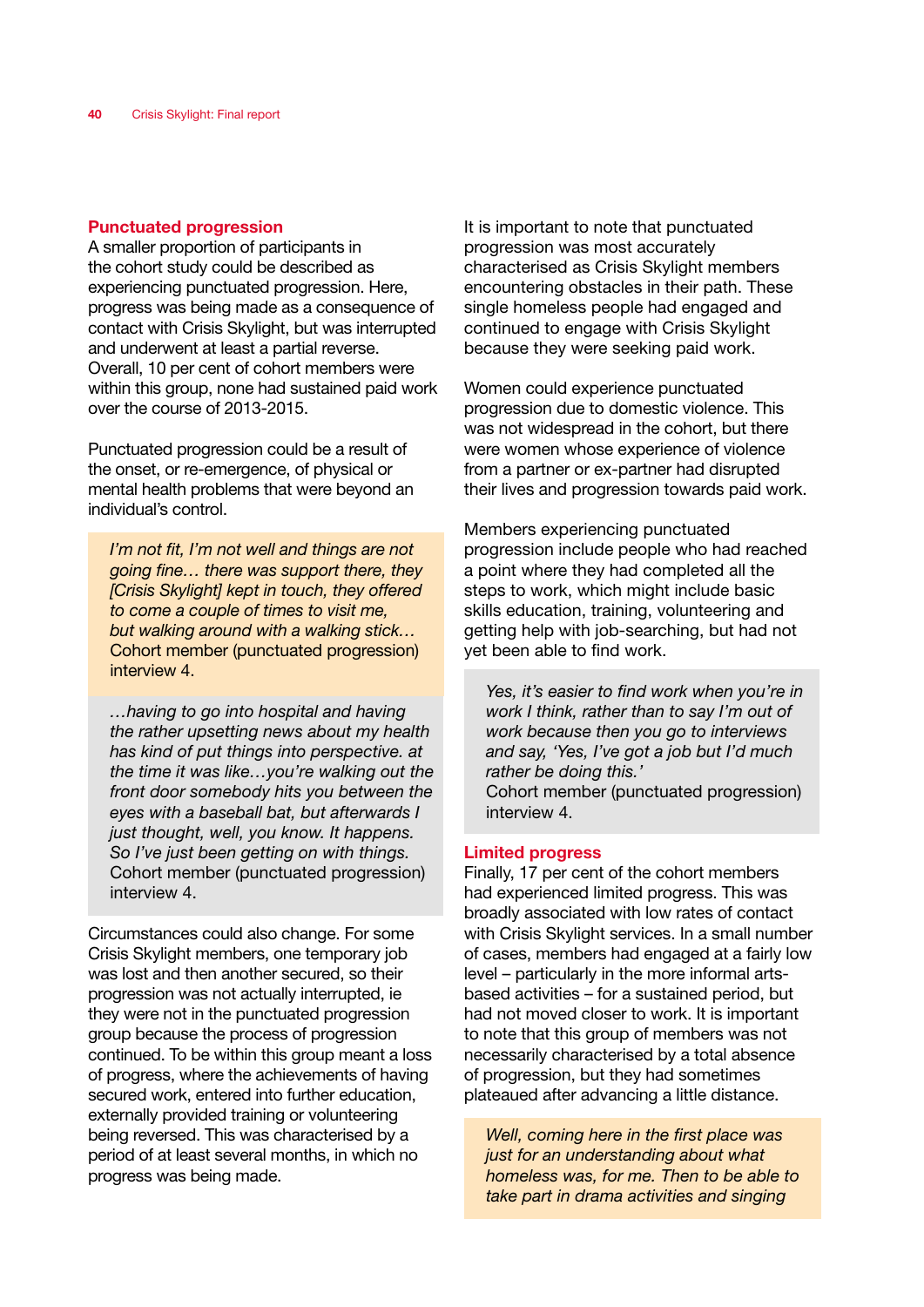### Punctuated progression

A smaller proportion of participants in the cohort study could be described as experiencing punctuated progression. Here, progress was being made as a consequence of contact with Crisis Skylight, but was interrupted and underwent at least a partial reverse. Overall, 10 per cent of cohort members were within this group, none had sustained paid work over the course of 2013-2015.

Punctuated progression could be a result of the onset, or re-emergence, of physical or mental health problems that were beyond an individual's control.

> *I'm not fit, I'm not well and things are not going fine… there was support there, they [Crisis Skylight] kept in touch, they offered to come a couple of times to visit me, but walking around with a walking stick…*
> Cohort member (punctuated progression) interview 4.

> *…having to go into hospital and having the rather upsetting news about my health has kind of put things into perspective. at the time it was like…you're walking out the front door somebody hits you between the eyes with a baseball bat, but afterwards I just thought, well, you know. It happens. So I've just been getting on with things.*
> Cohort member (punctuated progression) interview 4.

Circumstances could also change. For some Crisis Skylight members, one temporary job was lost and then another secured, so their progression was not actually interrupted, ie they were not in the punctuated progression group because the process of progression continued. To be within this group meant a loss of progress, where the achievements of having secured work, entered into further education, externally provided training or volunteering being reversed. This was characterised by a period of at least several months, in which no progress was being made.

It is important to note that punctuated progression was most accurately characterised as Crisis Skylight members encountering obstacles in their path. These single homeless people had engaged and continued to engage with Crisis Skylight because they were seeking paid work.

Women could experience punctuated progression due to domestic violence. This was not widespread in the cohort, but there were women whose experience of violence from a partner or ex-partner had disrupted their lives and progression towards paid work.

Members experiencing punctuated progression include people who had reached a point where they had completed all the steps to work, which might include basic skills education, training, volunteering and getting help with job-searching, but had not yet been able to find work.

> *Yes, it's easier to find work when you're in work I think, rather than to say I'm out of work because then you go to interviews and say, 'Yes, I've got a job but I'd much rather be doing this.'*
> Cohort member (punctuated progression) interview 4.

### Limited progress

Finally, 17 per cent of the cohort members had experienced limited progress. This was broadly associated with low rates of contact with Crisis Skylight services. In a small number of cases, members had engaged at a fairly low level – particularly in the more informal arts-based activities – for a sustained period, but had not moved closer to work. It is important to note that this group of members was not necessarily characterised by a total absence of progression, but they had sometimes plateaued after advancing a little distance.

> *Well, coming here in the first place was just for an understanding about what homeless was, for me. Then to be able to take part in drama activities and singing*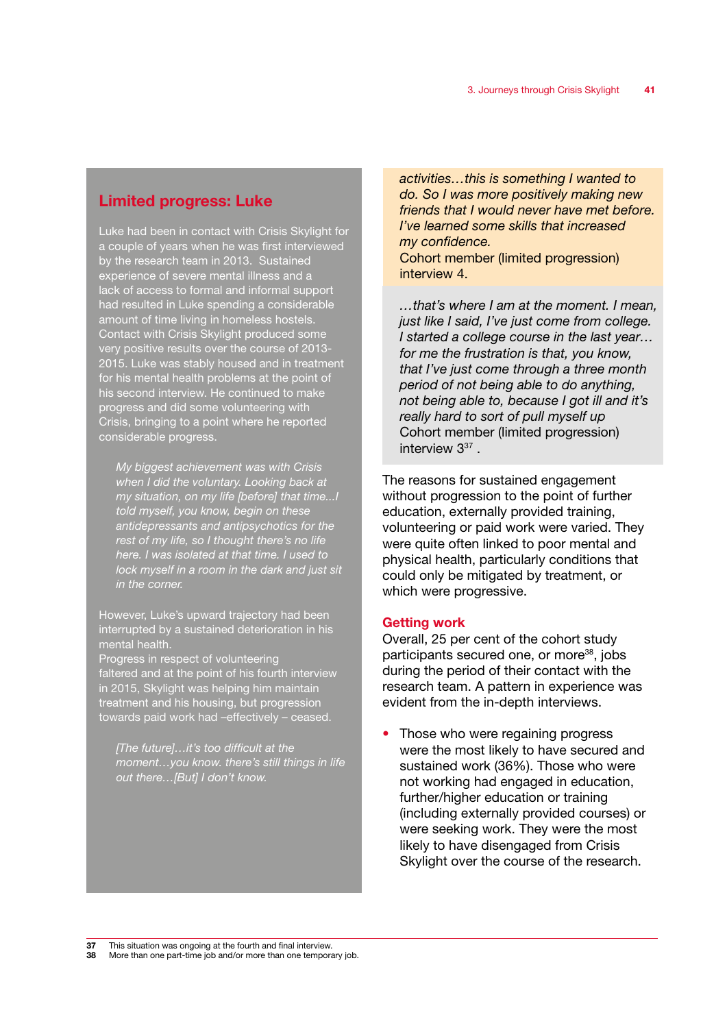## Limited progress: Luke

Luke had been in contact with Crisis Skylight for a couple of years when he was first interviewed by the research team in 2013. Sustained experience of severe mental illness and a lack of access to formal and informal support had resulted in Luke spending a considerable amount of time living in homeless hostels. Contact with Crisis Skylight produced some very positive results over the course of 2013-2015. Luke was stably housed and in treatment for his mental health problems at the point of his second interview. He continued to make progress and did some volunteering with Crisis, bringing to a point where he reported considerable progress.

> *My biggest achievement was with Crisis when I did the voluntary. Looking back at my situation, on my life [before] that time...I told myself, you know, begin on these antidepressants and antipsychotics for the rest of my life, so I thought there's no life here. I was isolated at that time. I used to lock myself in a room in the dark and just sit in the corner.*

However, Luke's upward trajectory had been interrupted by a sustained deterioration in his mental health.
Progress in respect of volunteering faltered and at the point of his fourth interview in 2015, Skylight was helping him maintain treatment and his housing, but progression towards paid work had –effectively – ceased.

> *[The future]…it's too difficult at the moment…you know. there's still things in life out there…[But] I don't know.*

> *activities…this is something I wanted to do. So I was more positively making new friends that I would never have met before. I've learned some skills that increased my confidence.*
> Cohort member (limited progression) interview 4.

> *…that's where I am at the moment. I mean, just like I said, I've just come from college. I started a college course in the last year… for me the frustration is that, you know, that I've just come through a three month period of not being able to do anything, not being able to, because I got ill and it's really hard to sort of pull myself up*
> Cohort member (limited progression) interview 3[37] .

The reasons for sustained engagement without progression to the point of further education, externally provided training, volunteering or paid work were varied. They were quite often linked to poor mental and physical health, particularly conditions that could only be mitigated by treatment, or which were progressive.

### Getting work

Overall, 25 per cent of the cohort study participants secured one, or more[38], jobs during the period of their contact with the research team. A pattern in experience was evident from the in-depth interviews.

- Those who were regaining progress were the most likely to have secured and sustained work (36%). Those who were not working had engaged in education, further/higher education or training (including externally provided courses) or were seeking work. They were the most likely to have disengaged from Crisis Skylight over the course of the research.

---

**37** This situation was ongoing at the fourth and final interview.
**38** More than one part-time job and/or more than one temporary job.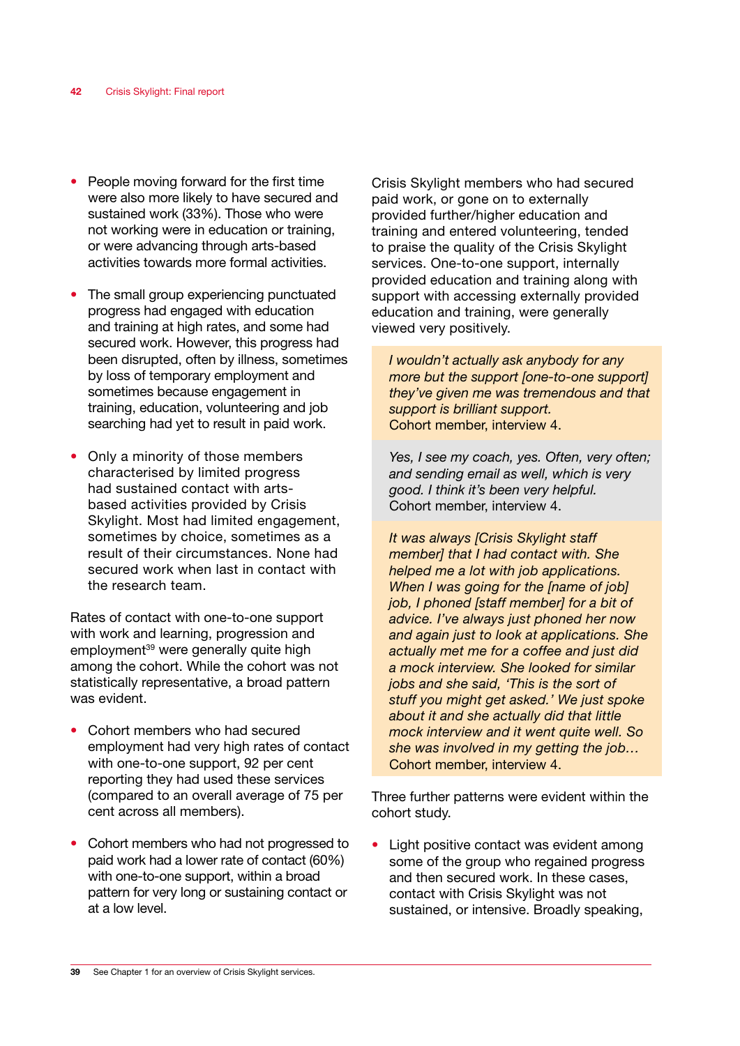- People moving forward for the first time were also more likely to have secured and sustained work (33%). Those who were not working were in education or training, or were advancing through arts-based activities towards more formal activities.

- The small group experiencing punctuated progress had engaged with education and training at high rates, and some had secured work. However, this progress had been disrupted, often by illness, sometimes by loss of temporary employment and sometimes because engagement in training, education, volunteering and job searching had yet to result in paid work.

- Only a minority of those members characterised by limited progress had sustained contact with arts-based activities provided by Crisis Skylight. Most had limited engagement, sometimes by choice, sometimes as a result of their circumstances. None had secured work when last in contact with the research team.

Rates of contact with one-to-one support with work and learning, progression and employment[39] were generally quite high among the cohort. While the cohort was not statistically representative, a broad pattern was evident.

- Cohort members who had secured employment had very high rates of contact with one-to-one support, 92 per cent reporting they had used these services (compared to an overall average of 75 per cent across all members).

- Cohort members who had not progressed to paid work had a lower rate of contact (60%) with one-to-one support, within a broad pattern for very long or sustaining contact or at a low level.

Crisis Skylight members who had secured paid work, or gone on to externally provided further/higher education and training and entered volunteering, tended to praise the quality of the Crisis Skylight services. One-to-one support, internally provided education and training along with support with accessing externally provided education and training, were generally viewed very positively.

> *I wouldn't actually ask anybody for any more but the support [one-to-one support] they've given me was tremendous and that support is brilliant support.*
> Cohort member, interview 4.

> *Yes, I see my coach, yes. Often, very often; and sending email as well, which is very good. I think it's been very helpful.*
> Cohort member, interview 4.

> *It was always [Crisis Skylight staff member] that I had contact with. She helped me a lot with job applications. When I was going for the [name of job] job, I phoned [staff member] for a bit of advice. I've always just phoned her now and again just to look at applications. She actually met me for a coffee and just did a mock interview. She looked for similar jobs and she said, 'This is the sort of stuff you might get asked.' We just spoke about it and she actually did that little mock interview and it went quite well. So she was involved in my getting the job…*
> Cohort member, interview 4.

Three further patterns were evident within the cohort study.

- Light positive contact was evident among some of the group who regained progress and then secured work. In these cases, contact with Crisis Skylight was not sustained, or intensive. Broadly speaking,

[39] See Chapter 1 for an overview of Crisis Skylight services.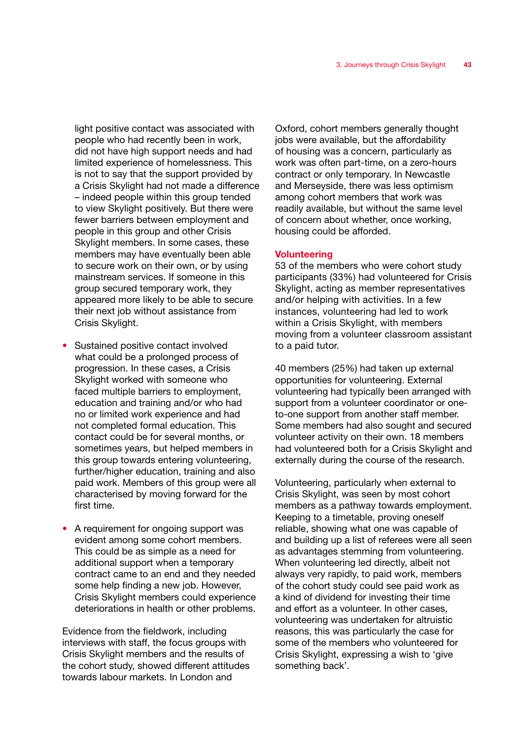light positive contact was associated with people who had recently been in work, did not have high support needs and had limited experience of homelessness. This is not to say that the support provided by a Crisis Skylight had not made a difference – indeed people within this group tended to view Skylight positively. But there were fewer barriers between employment and people in this group and other Crisis Skylight members. In some cases, these members may have eventually been able to secure work on their own, or by using mainstream services. If someone in this group secured temporary work, they appeared more likely to be able to secure their next job without assistance from Crisis Skylight.

- Sustained positive contact involved what could be a prolonged process of progression. In these cases, a Crisis Skylight worked with someone who faced multiple barriers to employment, education and training and/or who had no or limited work experience and had not completed formal education. This contact could be for several months, or sometimes years, but helped members in this group towards entering volunteering, further/higher education, training and also paid work. Members of this group were all characterised by moving forward for the first time.

- A requirement for ongoing support was evident among some cohort members. This could be as simple as a need for additional support when a temporary contract came to an end and they needed some help finding a new job. However, Crisis Skylight members could experience deteriorations in health or other problems.

Evidence from the fieldwork, including interviews with staff, the focus groups with Crisis Skylight members and the results of the cohort study, showed different attitudes towards labour markets. In London and Oxford, cohort members generally thought jobs were available, but the affordability of housing was a concern, particularly as work was often part-time, on a zero-hours contract or only temporary. In Newcastle and Merseyside, there was less optimism among cohort members that work was readily available, but without the same level of concern about whether, once working, housing could be afforded.

### Volunteering

53 of the members who were cohort study participants (33%) had volunteered for Crisis Skylight, acting as member representatives and/or helping with activities. In a few instances, volunteering had led to work within a Crisis Skylight, with members moving from a volunteer classroom assistant to a paid tutor.

40 members (25%) had taken up external opportunities for volunteering. External volunteering had typically been arranged with support from a volunteer coordinator or one-to-one support from another staff member. Some members had also sought and secured volunteer activity on their own. 18 members had volunteered both for a Crisis Skylight and externally during the course of the research.

Volunteering, particularly when external to Crisis Skylight, was seen by most cohort members as a pathway towards employment. Keeping to a timetable, proving oneself reliable, showing what one was capable of and building up a list of referees were all seen as advantages stemming from volunteering. When volunteering led directly, albeit not always very rapidly, to paid work, members of the cohort study could see paid work as a kind of dividend for investing their time and effort as a volunteer. In other cases, volunteering was undertaken for altruistic reasons, this was particularly the case for some of the members who volunteered for Crisis Skylight, expressing a wish to 'give something back'.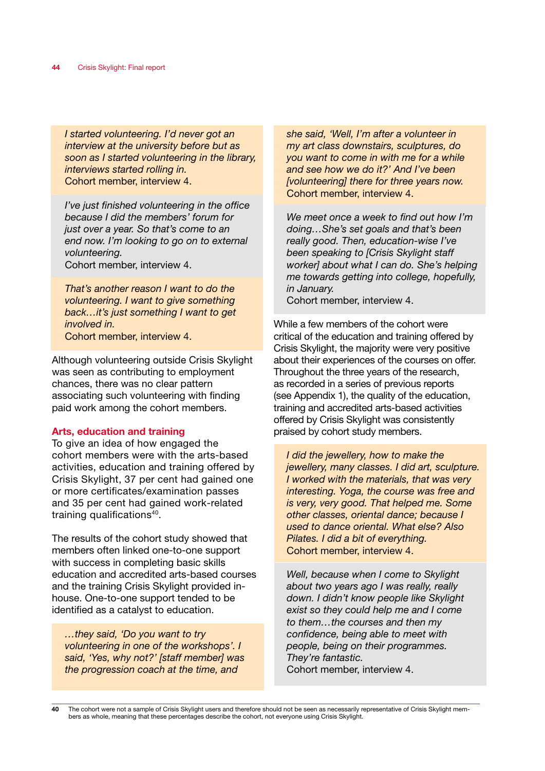*I started volunteering. I'd never got an interview at the university before but as soon as I started volunteering in the library, interviews started rolling in.*
Cohort member, interview 4.

*I've just finished volunteering in the office because I did the members' forum for just over a year. So that's come to an end now. I'm looking to go on to external volunteering.*
Cohort member, interview 4.

*That's another reason I want to do the volunteering. I want to give something back…it's just something I want to get involved in.*
Cohort member, interview 4.

Although volunteering outside Crisis Skylight was seen as contributing to employment chances, there was no clear pattern associating such volunteering with finding paid work among the cohort members.

## Arts, education and training

To give an idea of how engaged the cohort members were with the arts-based activities, education and training offered by Crisis Skylight, 37 per cent had gained one or more certificates/examination passes and 35 per cent had gained work-related training qualifications[40].

The results of the cohort study showed that members often linked one-to-one support with success in completing basic skills education and accredited arts-based courses and the training Crisis Skylight provided in-house. One-to-one support tended to be identified as a catalyst to education.

*…they said, 'Do you want to try volunteering in one of the workshops'. I said, 'Yes, why not?' [staff member] was the progression coach at the time, and she said, 'Well, I'm after a volunteer in my art class downstairs, sculptures, do you want to come in with me for a while and see how we do it?' And I've been [volunteering] there for three years now.*
Cohort member, interview 4.

*We meet once a week to find out how I'm doing…She's set goals and that's been really good. Then, education-wise I've been speaking to [Crisis Skylight staff worker] about what I can do. She's helping me towards getting into college, hopefully, in January.*
Cohort member, interview 4.

While a few members of the cohort were critical of the education and training offered by Crisis Skylight, the majority were very positive about their experiences of the courses on offer. Throughout the three years of the research, as recorded in a series of previous reports (see Appendix 1), the quality of the education, training and accredited arts-based activities offered by Crisis Skylight was consistently praised by cohort study members.

*I did the jewellery, how to make the jewellery, many classes. I did art, sculpture. I worked with the materials, that was very interesting. Yoga, the course was free and is very, very good. That helped me. Some other classes, oriental dance; because I used to dance oriental. What else? Also Pilates. I did a bit of everything.*
Cohort member, interview 4.

*Well, because when I come to Skylight about two years ago I was really, really down. I didn't know people like Skylight exist so they could help me and I come to them…the courses and then my confidence, being able to meet with people, being on their programmes. They're fantastic.*
Cohort member, interview 4.

---

40 The cohort were not a sample of Crisis Skylight users and therefore should not be seen as necessarily representative of Crisis Skylight members as whole, meaning that these percentages describe the cohort, not everyone using Crisis Skylight.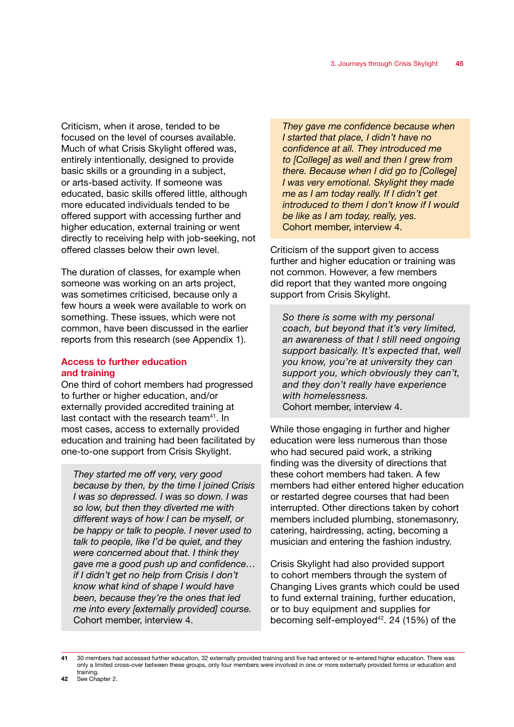Criticism, when it arose, tended to be focused on the level of courses available. Much of what Crisis Skylight offered was, entirely intentionally, designed to provide basic skills or a grounding in a subject, or arts-based activity. If someone was educated, basic skills offered little, although more educated individuals tended to be offered support with accessing further and higher education, external training or went directly to receiving help with job-seeking, not offered classes below their own level.

The duration of classes, for example when someone was working on an arts project, was sometimes criticised, because only a few hours a week were available to work on something. These issues, which were not common, have been discussed in the earlier reports from this research (see Appendix 1).

### Access to further education and training

One third of cohort members had progressed to further or higher education, and/or externally provided accredited training at last contact with the research team[41]. In most cases, access to externally provided education and training had been facilitated by one-to-one support from Crisis Skylight.

> *They started me off very, very good because by then, by the time I joined Crisis I was so depressed. I was so down. I was so low, but then they diverted me with different ways of how I can be myself, or be happy or talk to people. I never used to talk to people, like I'd be quiet, and they were concerned about that. I think they gave me a good push up and confidence… if I didn't get no help from Crisis I don't know what kind of shape I would have been, because they're the ones that led me into every [externally provided] course.*
> Cohort member, interview 4.

> *They gave me confidence because when I started that place, I didn't have no confidence at all. They introduced me to [College] as well and then I grew from there. Because when I did go to [College] I was very emotional. Skylight they made me as I am today really. If I didn't get introduced to them I don't know if I would be like as I am today, really, yes.*
> Cohort member, interview 4.

Criticism of the support given to access further and higher education or training was not common. However, a few members did report that they wanted more ongoing support from Crisis Skylight.

> *So there is some with my personal coach, but beyond that it's very limited, an awareness of that I still need ongoing support basically. It's expected that, well you know, you're at university they can support you, which obviously they can't, and they don't really have experience with homelessness.*
> Cohort member, interview 4.

While those engaging in further and higher education were less numerous than those who had secured paid work, a striking finding was the diversity of directions that these cohort members had taken. A few members had either entered higher education or restarted degree courses that had been interrupted. Other directions taken by cohort members included plumbing, stonemasonry, catering, hairdressing, acting, becoming a musician and entering the fashion industry.

Crisis Skylight had also provided support to cohort members through the system of Changing Lives grants which could be used to fund external training, further education, or to buy equipment and supplies for becoming self-employed[42]. 24 (15%) of the

---

41 30 members had accessed further education, 32 externally provided training and five had entered or re-entered higher education. There was only a limited cross-over between these groups, only four members were involved in one or more externally provided forms or education and training.

42 See Chapter 2.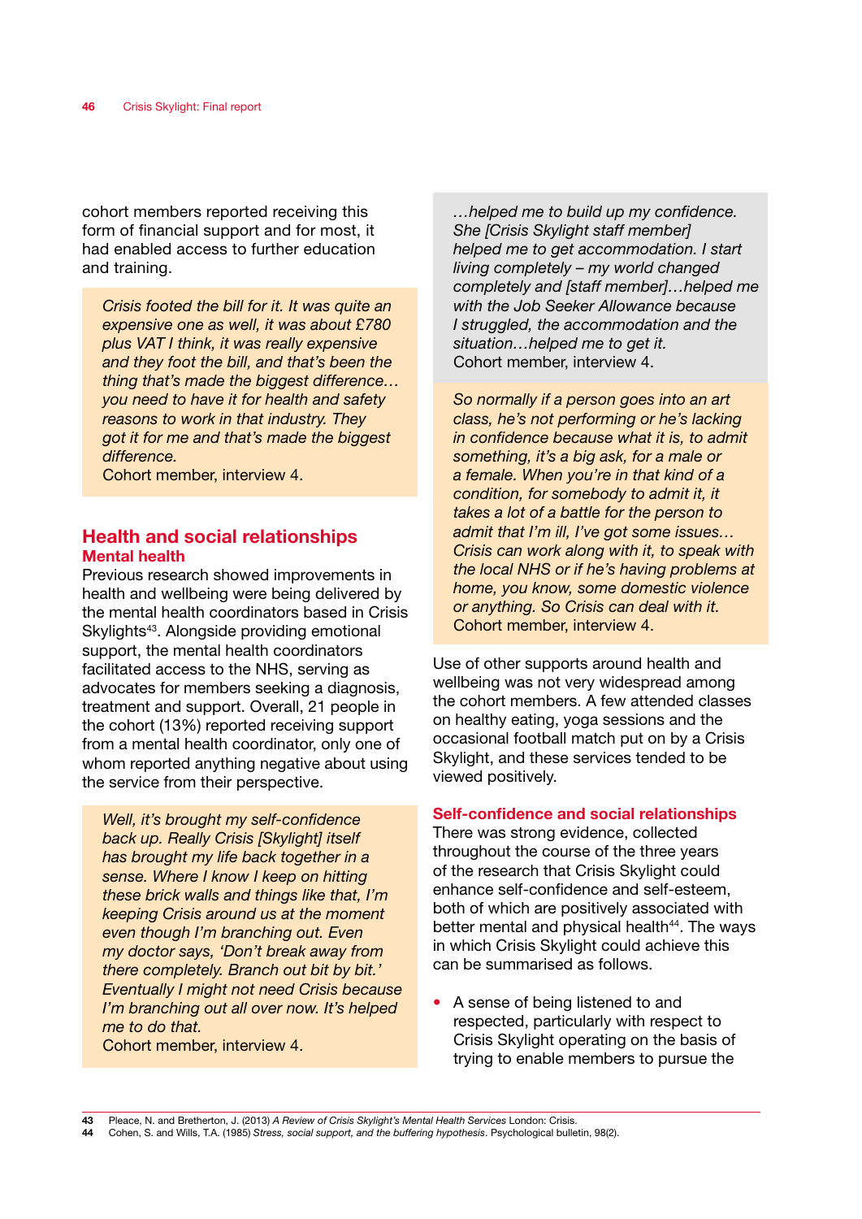cohort members reported receiving this form of financial support and for most, it had enabled access to further education and training.

> *Crisis footed the bill for it. It was quite an expensive one as well, it was about £780 plus VAT I think, it was really expensive and they foot the bill, and that's been the thing that's made the biggest difference… you need to have it for health and safety reasons to work in that industry. They got it for me and that's made the biggest difference.*
> Cohort member, interview 4.

## Health and social relationships

### Mental health

Previous research showed improvements in health and wellbeing were being delivered by the mental health coordinators based in Crisis Skylights[43]. Alongside providing emotional support, the mental health coordinators facilitated access to the NHS, serving as advocates for members seeking a diagnosis, treatment and support. Overall, 21 people in the cohort (13%) reported receiving support from a mental health coordinator, only one of whom reported anything negative about using the service from their perspective.

> *Well, it's brought my self-confidence back up. Really Crisis [Skylight] itself has brought my life back together in a sense. Where I know I keep on hitting these brick walls and things like that, I'm keeping Crisis around us at the moment even though I'm branching out. Even my doctor says, 'Don't break away from there completely. Branch out bit by bit.' Eventually I might not need Crisis because I'm branching out all over now. It's helped me to do that.*
> Cohort member, interview 4.

> *…helped me to build up my confidence. She [Crisis Skylight staff member] helped me to get accommodation. I start living completely – my world changed completely and [staff member]…helped me with the Job Seeker Allowance because I struggled, the accommodation and the situation…helped me to get it.*
> Cohort member, interview 4.

> *So normally if a person goes into an art class, he's not performing or he's lacking in confidence because what it is, to admit something, it's a big ask, for a male or a female. When you're in that kind of a condition, for somebody to admit it, it takes a lot of a battle for the person to admit that I'm ill, I've got some issues… Crisis can work along with it, to speak with the local NHS or if he's having problems at home, you know, some domestic violence or anything. So Crisis can deal with it.*
> Cohort member, interview 4.

Use of other supports around health and wellbeing was not very widespread among the cohort members. A few attended classes on healthy eating, yoga sessions and the occasional football match put on by a Crisis Skylight, and these services tended to be viewed positively.

### Self-confidence and social relationships

There was strong evidence, collected throughout the course of the three years of the research that Crisis Skylight could enhance self-confidence and self-esteem, both of which are positively associated with better mental and physical health[44]. The ways in which Crisis Skylight could achieve this can be summarised as follows.

- A sense of being listened to and respected, particularly with respect to Crisis Skylight operating on the basis of trying to enable members to pursue the

---

43 Pleace, N. and Bretherton, J. (2013) *A Review of Crisis Skylight's Mental Health Services* London: Crisis.
44 Cohen, S. and Wills, T.A. (1985) *Stress, social support, and the buffering hypothesis*. Psychological bulletin, 98(2).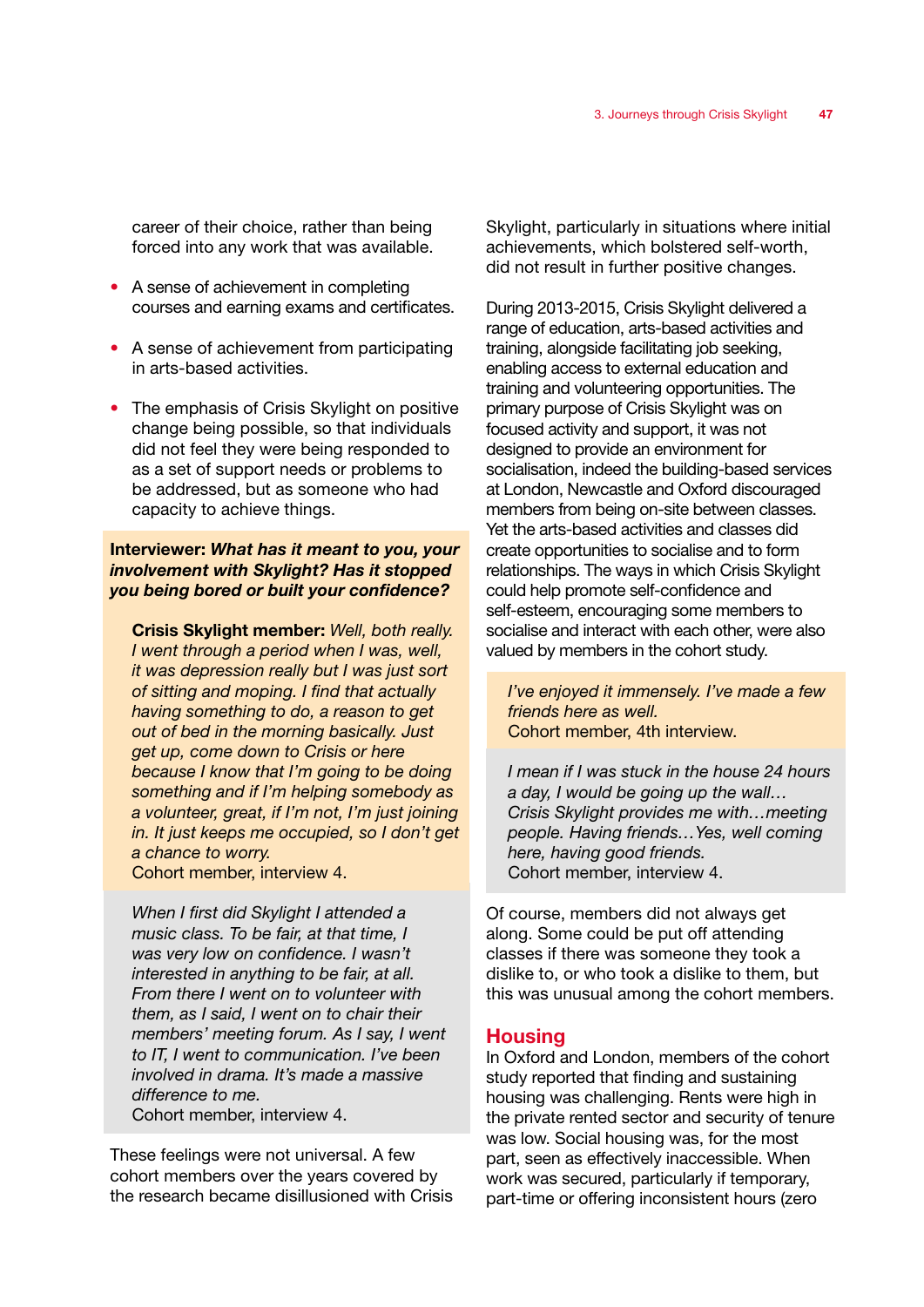career of their choice, rather than being forced into any work that was available.

- A sense of achievement in completing courses and earning exams and certificates.
- A sense of achievement from participating in arts-based activities.
- The emphasis of Crisis Skylight on positive change being possible, so that individuals did not feel they were being responded to as a set of support needs or problems to be addressed, but as someone who had capacity to achieve things.

> **Interviewer:** ***What has it meant to you, your involvement with Skylight? Has it stopped you being bored or built your confidence?***
>
> **Crisis Skylight member:** *Well, both really. I went through a period when I was, well, it was depression really but I was just sort of sitting and moping. I find that actually having something to do, a reason to get out of bed in the morning basically. Just get up, come down to Crisis or here because I know that I'm going to be doing something and if I'm helping somebody as a volunteer, great, if I'm not, I'm just joining in. It just keeps me occupied, so I don't get a chance to worry.*
> Cohort member, interview 4.

> *When I first did Skylight I attended a music class. To be fair, at that time, I was very low on confidence. I wasn't interested in anything to be fair, at all. From there I went on to volunteer with them, as I said, I went on to chair their members' meeting forum. As I say, I went to IT, I went to communication. I've been involved in drama. It's made a massive difference to me.*
> Cohort member, interview 4.

These feelings were not universal. A few cohort members over the years covered by the research became disillusioned with Crisis Skylight, particularly in situations where initial achievements, which bolstered self-worth, did not result in further positive changes.

During 2013-2015, Crisis Skylight delivered a range of education, arts-based activities and training, alongside facilitating job seeking, enabling access to external education and training and volunteering opportunities. The primary purpose of Crisis Skylight was on focused activity and support, it was not designed to provide an environment for socialisation, indeed the building-based services at London, Newcastle and Oxford discouraged members from being on-site between classes. Yet the arts-based activities and classes did create opportunities to socialise and to form relationships. The ways in which Crisis Skylight could help promote self-confidence and self-esteem, encouraging some members to socialise and interact with each other, were also valued by members in the cohort study.

> *I've enjoyed it immensely. I've made a few friends here as well.*
> Cohort member, 4th interview.

> *I mean if I was stuck in the house 24 hours a day, I would be going up the wall… Crisis Skylight provides me with…meeting people. Having friends…Yes, well coming here, having good friends.*
> Cohort member, interview 4.

Of course, members did not always get along. Some could be put off attending classes if there was someone they took a dislike to, or who took a dislike to them, but this was unusual among the cohort members.

## Housing

In Oxford and London, members of the cohort study reported that finding and sustaining housing was challenging. Rents were high in the private rented sector and security of tenure was low. Social housing was, for the most part, seen as effectively inaccessible. When work was secured, particularly if temporary, part-time or offering inconsistent hours (zero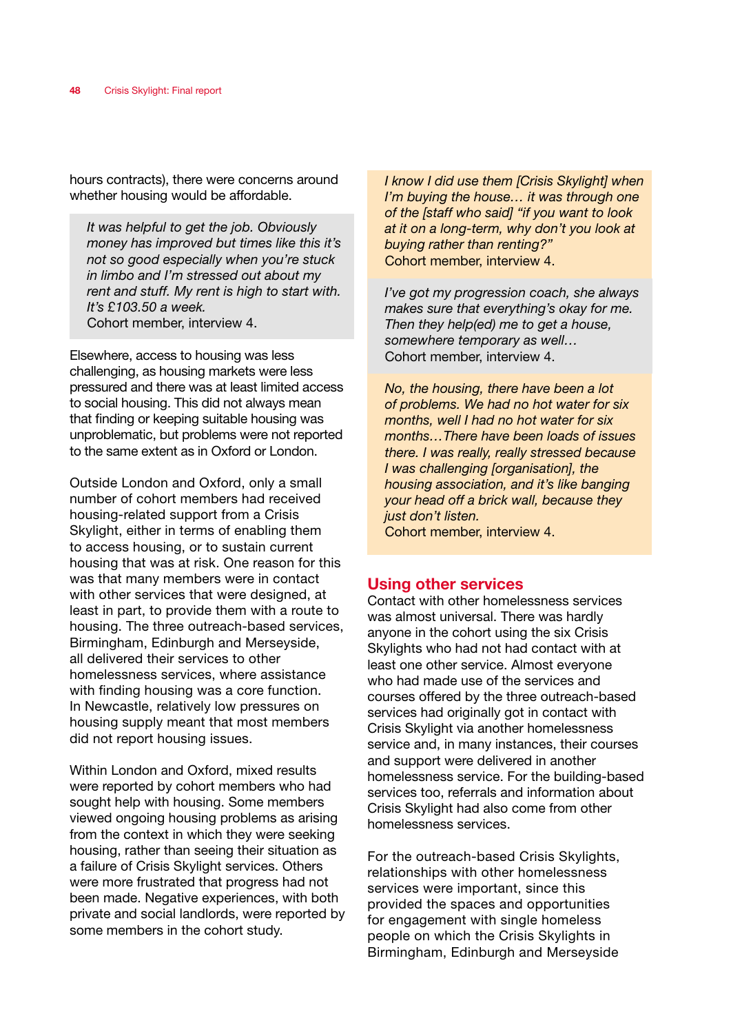hours contracts), there were concerns around whether housing would be affordable.

> *It was helpful to get the job. Obviously money has improved but times like this it's not so good especially when you're stuck in limbo and I'm stressed out about my rent and stuff. My rent is high to start with. It's £103.50 a week.*
> Cohort member, interview 4.

Elsewhere, access to housing was less challenging, as housing markets were less pressured and there was at least limited access to social housing. This did not always mean that finding or keeping suitable housing was unproblematic, but problems were not reported to the same extent as in Oxford or London.

Outside London and Oxford, only a small number of cohort members had received housing-related support from a Crisis Skylight, either in terms of enabling them to access housing, or to sustain current housing that was at risk. One reason for this was that many members were in contact with other services that were designed, at least in part, to provide them with a route to housing. The three outreach-based services, Birmingham, Edinburgh and Merseyside, all delivered their services to other homelessness services, where assistance with finding housing was a core function. In Newcastle, relatively low pressures on housing supply meant that most members did not report housing issues.

Within London and Oxford, mixed results were reported by cohort members who had sought help with housing. Some members viewed ongoing housing problems as arising from the context in which they were seeking housing, rather than seeing their situation as a failure of Crisis Skylight services. Others were more frustrated that progress had not been made. Negative experiences, with both private and social landlords, were reported by some members in the cohort study.

> *I know I did use them [Crisis Skylight] when I'm buying the house… it was through one of the [staff who said] "if you want to look at it on a long-term, why don't you look at buying rather than renting?"*
> Cohort member, interview 4.

> *I've got my progression coach, she always makes sure that everything's okay for me. Then they help(ed) me to get a house, somewhere temporary as well…*
> Cohort member, interview 4.

> *No, the housing, there have been a lot of problems. We had no hot water for six months, well I had no hot water for six months…There have been loads of issues there. I was really, really stressed because I was challenging [organisation], the housing association, and it's like banging your head off a brick wall, because they just don't listen.*
> Cohort member, interview 4.

## Using other services

Contact with other homelessness services was almost universal. There was hardly anyone in the cohort using the six Crisis Skylights who had not had contact with at least one other service. Almost everyone who had made use of the services and courses offered by the three outreach-based services had originally got in contact with Crisis Skylight via another homelessness service and, in many instances, their courses and support were delivered in another homelessness service. For the building-based services too, referrals and information about Crisis Skylight had also come from other homelessness services.

For the outreach-based Crisis Skylights, relationships with other homelessness services were important, since this provided the spaces and opportunities for engagement with single homeless people on which the Crisis Skylights in Birmingham, Edinburgh and Merseyside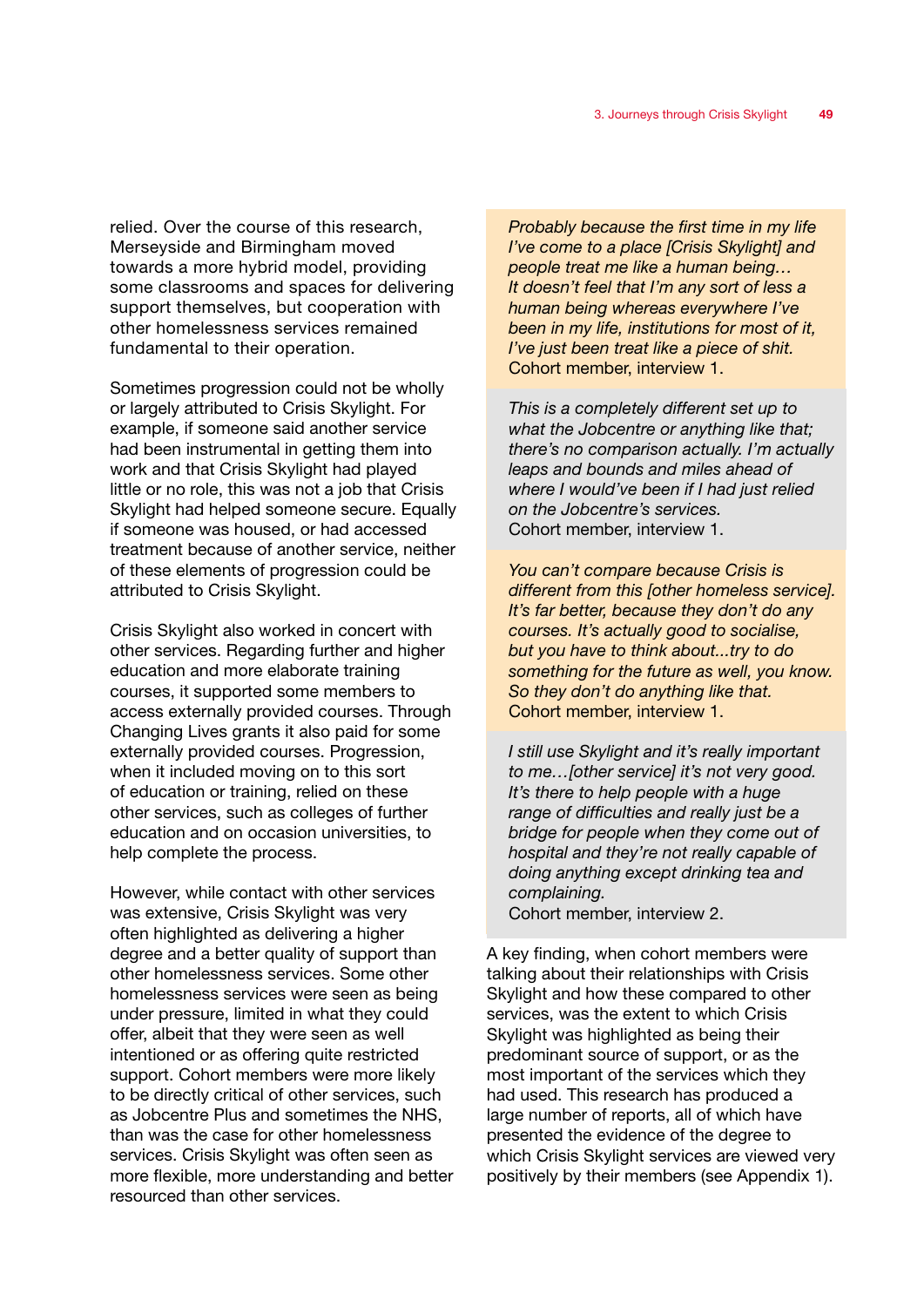relied. Over the course of this research, Merseyside and Birmingham moved towards a more hybrid model, providing some classrooms and spaces for delivering support themselves, but cooperation with other homelessness services remained fundamental to their operation.

Sometimes progression could not be wholly or largely attributed to Crisis Skylight. For example, if someone said another service had been instrumental in getting them into work and that Crisis Skylight had played little or no role, this was not a job that Crisis Skylight had helped someone secure. Equally if someone was housed, or had accessed treatment because of another service, neither of these elements of progression could be attributed to Crisis Skylight.

Crisis Skylight also worked in concert with other services. Regarding further and higher education and more elaborate training courses, it supported some members to access externally provided courses. Through Changing Lives grants it also paid for some externally provided courses. Progression, when it included moving on to this sort of education or training, relied on these other services, such as colleges of further education and on occasion universities, to help complete the process.

However, while contact with other services was extensive, Crisis Skylight was very often highlighted as delivering a higher degree and a better quality of support than other homelessness services. Some other homelessness services were seen as being under pressure, limited in what they could offer, albeit that they were seen as well intentioned or as offering quite restricted support. Cohort members were more likely to be directly critical of other services, such as Jobcentre Plus and sometimes the NHS, than was the case for other homelessness services. Crisis Skylight was often seen as more flexible, more understanding and better resourced than other services.

> *Probably because the first time in my life I've come to a place [Crisis Skylight] and people treat me like a human being… It doesn't feel that I'm any sort of less a human being whereas everywhere I've been in my life, institutions for most of it, I've just been treat like a piece of shit.*
> Cohort member, interview 1.

> *This is a completely different set up to what the Jobcentre or anything like that; there's no comparison actually. I'm actually leaps and bounds and miles ahead of where I would've been if I had just relied on the Jobcentre's services.*
> Cohort member, interview 1.

> *You can't compare because Crisis is different from this [other homeless service]. It's far better, because they don't do any courses. It's actually good to socialise, but you have to think about...try to do something for the future as well, you know. So they don't do anything like that.*
> Cohort member, interview 1.

> *I still use Skylight and it's really important to me…[other service] it's not very good. It's there to help people with a huge range of difficulties and really just be a bridge for people when they come out of hospital and they're not really capable of doing anything except drinking tea and complaining.*
> Cohort member, interview 2.

A key finding, when cohort members were talking about their relationships with Crisis Skylight and how these compared to other services, was the extent to which Crisis Skylight was highlighted as being their predominant source of support, or as the most important of the services which they had used. This research has produced a large number of reports, all of which have presented the evidence of the degree to which Crisis Skylight services are viewed very positively by their members (see Appendix 1).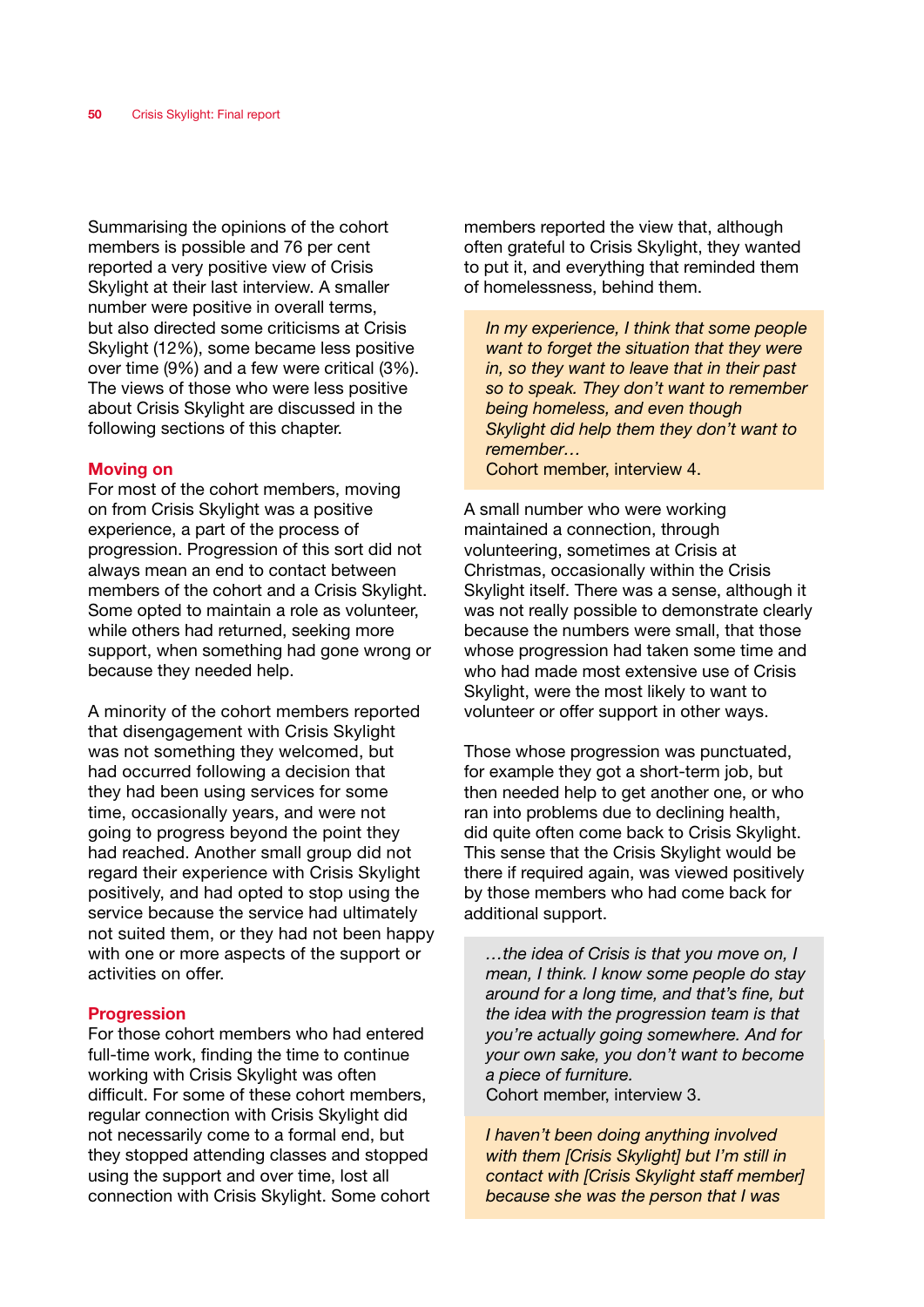Summarising the opinions of the cohort members is possible and 76 per cent reported a very positive view of Crisis Skylight at their last interview. A smaller number were positive in overall terms, but also directed some criticisms at Crisis Skylight (12%), some became less positive over time (9%) and a few were critical (3%). The views of those who were less positive about Crisis Skylight are discussed in the following sections of this chapter.

### Moving on

For most of the cohort members, moving on from Crisis Skylight was a positive experience, a part of the process of progression. Progression of this sort did not always mean an end to contact between members of the cohort and a Crisis Skylight. Some opted to maintain a role as volunteer, while others had returned, seeking more support, when something had gone wrong or because they needed help.

A minority of the cohort members reported that disengagement with Crisis Skylight was not something they welcomed, but had occurred following a decision that they had been using services for some time, occasionally years, and were not going to progress beyond the point they had reached. Another small group did not regard their experience with Crisis Skylight positively, and had opted to stop using the service because the service had ultimately not suited them, or they had not been happy with one or more aspects of the support or activities on offer.

### Progression

For those cohort members who had entered full-time work, finding the time to continue working with Crisis Skylight was often difficult. For some of these cohort members, regular connection with Crisis Skylight did not necessarily come to a formal end, but they stopped attending classes and stopped using the support and over time, lost all connection with Crisis Skylight. Some cohort members reported the view that, although often grateful to Crisis Skylight, they wanted to put it, and everything that reminded them of homelessness, behind them.

> *In my experience, I think that some people want to forget the situation that they were in, so they want to leave that in their past so to speak. They don't want to remember being homeless, and even though Skylight did help them they don't want to remember…*
> Cohort member, interview 4.

A small number who were working maintained a connection, through volunteering, sometimes at Crisis at Christmas, occasionally within the Crisis Skylight itself. There was a sense, although it was not really possible to demonstrate clearly because the numbers were small, that those whose progression had taken some time and who had made most extensive use of Crisis Skylight, were the most likely to want to volunteer or offer support in other ways.

Those whose progression was punctuated, for example they got a short-term job, but then needed help to get another one, or who ran into problems due to declining health, did quite often come back to Crisis Skylight. This sense that the Crisis Skylight would be there if required again, was viewed positively by those members who had come back for additional support.

> *…the idea of Crisis is that you move on, I mean, I think. I know some people do stay around for a long time, and that's fine, but the idea with the progression team is that you're actually going somewhere. And for your own sake, you don't want to become a piece of furniture.*
> Cohort member, interview 3.

> *I haven't been doing anything involved with them [Crisis Skylight] but I'm still in contact with [Crisis Skylight staff member] because she was the person that I was*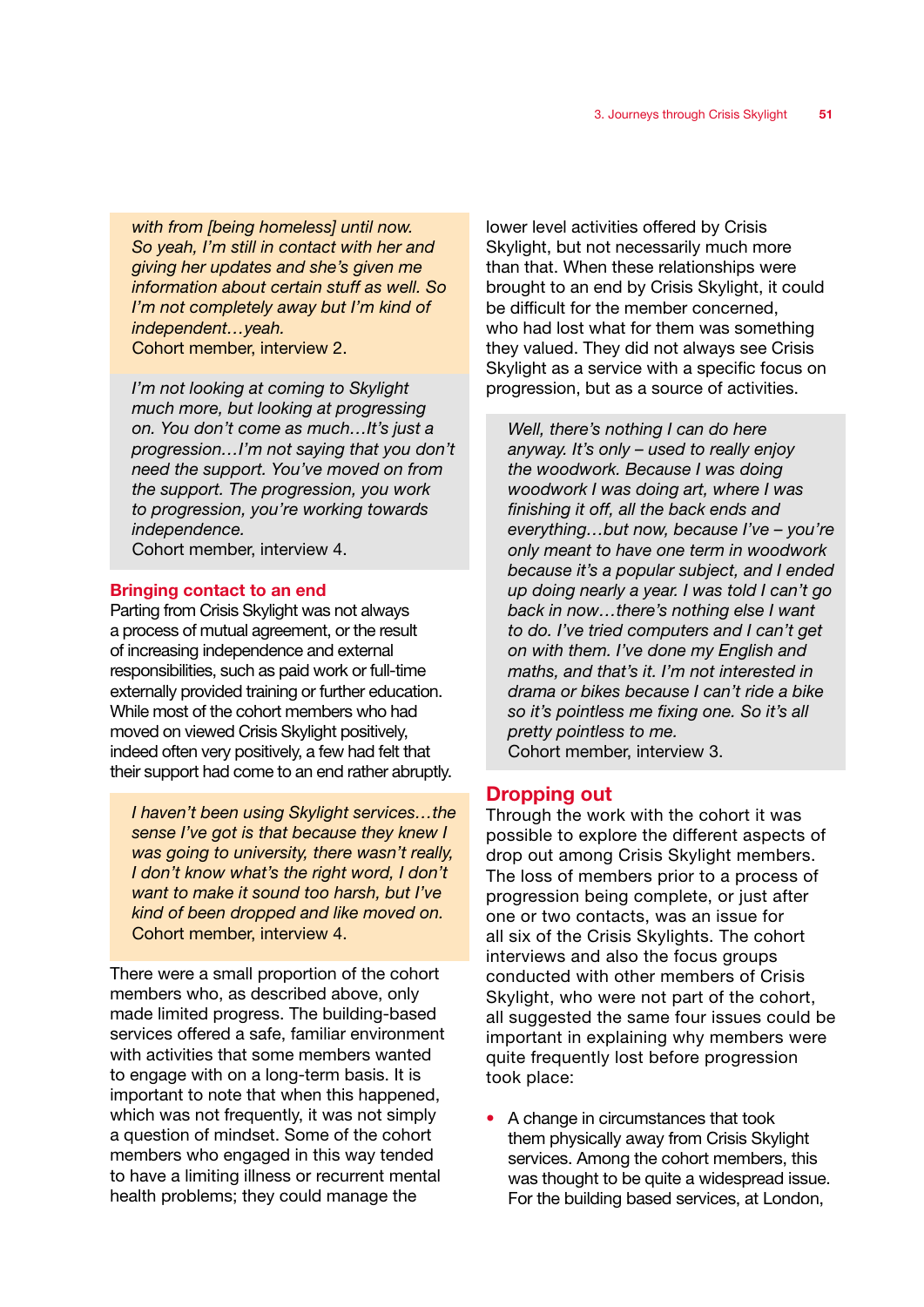*with from [being homeless] until now. So yeah, I'm still in contact with her and giving her updates and she's given me information about certain stuff as well. So I'm not completely away but I'm kind of independent…yeah.*
Cohort member, interview 2.

*I'm not looking at coming to Skylight much more, but looking at progressing on. You don't come as much…It's just a progression…I'm not saying that you don't need the support. You've moved on from the support. The progression, you work to progression, you're working towards independence.*
Cohort member, interview 4.

### Bringing contact to an end

Parting from Crisis Skylight was not always a process of mutual agreement, or the result of increasing independence and external responsibilities, such as paid work or full-time externally provided training or further education. While most of the cohort members who had moved on viewed Crisis Skylight positively, indeed often very positively, a few had felt that their support had come to an end rather abruptly.

*I haven't been using Skylight services…the sense I've got is that because they knew I was going to university, there wasn't really, I don't know what's the right word, I don't want to make it sound too harsh, but I've kind of been dropped and like moved on.*
Cohort member, interview 4.

There were a small proportion of the cohort members who, as described above, only made limited progress. The building-based services offered a safe, familiar environment with activities that some members wanted to engage with on a long-term basis. It is important to note that when this happened, which was not frequently, it was not simply a question of mindset. Some of the cohort members who engaged in this way tended to have a limiting illness or recurrent mental health problems; they could manage the lower level activities offered by Crisis Skylight, but not necessarily much more than that. When these relationships were brought to an end by Crisis Skylight, it could be difficult for the member concerned, who had lost what for them was something they valued. They did not always see Crisis Skylight as a service with a specific focus on progression, but as a source of activities.

*Well, there's nothing I can do here anyway. It's only – used to really enjoy the woodwork. Because I was doing woodwork I was doing art, where I was finishing it off, all the back ends and everything…but now, because I've – you're only meant to have one term in woodwork because it's a popular subject, and I ended up doing nearly a year. I was told I can't go back in now…there's nothing else I want to do. I've tried computers and I can't get on with them. I've done my English and maths, and that's it. I'm not interested in drama or bikes because I can't ride a bike so it's pointless me fixing one. So it's all pretty pointless to me.*
Cohort member, interview 3.

## Dropping out

Through the work with the cohort it was possible to explore the different aspects of drop out among Crisis Skylight members. The loss of members prior to a process of progression being complete, or just after one or two contacts, was an issue for all six of the Crisis Skylights. The cohort interviews and also the focus groups conducted with other members of Crisis Skylight, who were not part of the cohort, all suggested the same four issues could be important in explaining why members were quite frequently lost before progression took place:

- A change in circumstances that took them physically away from Crisis Skylight services. Among the cohort members, this was thought to be quite a widespread issue. For the building based services, at London,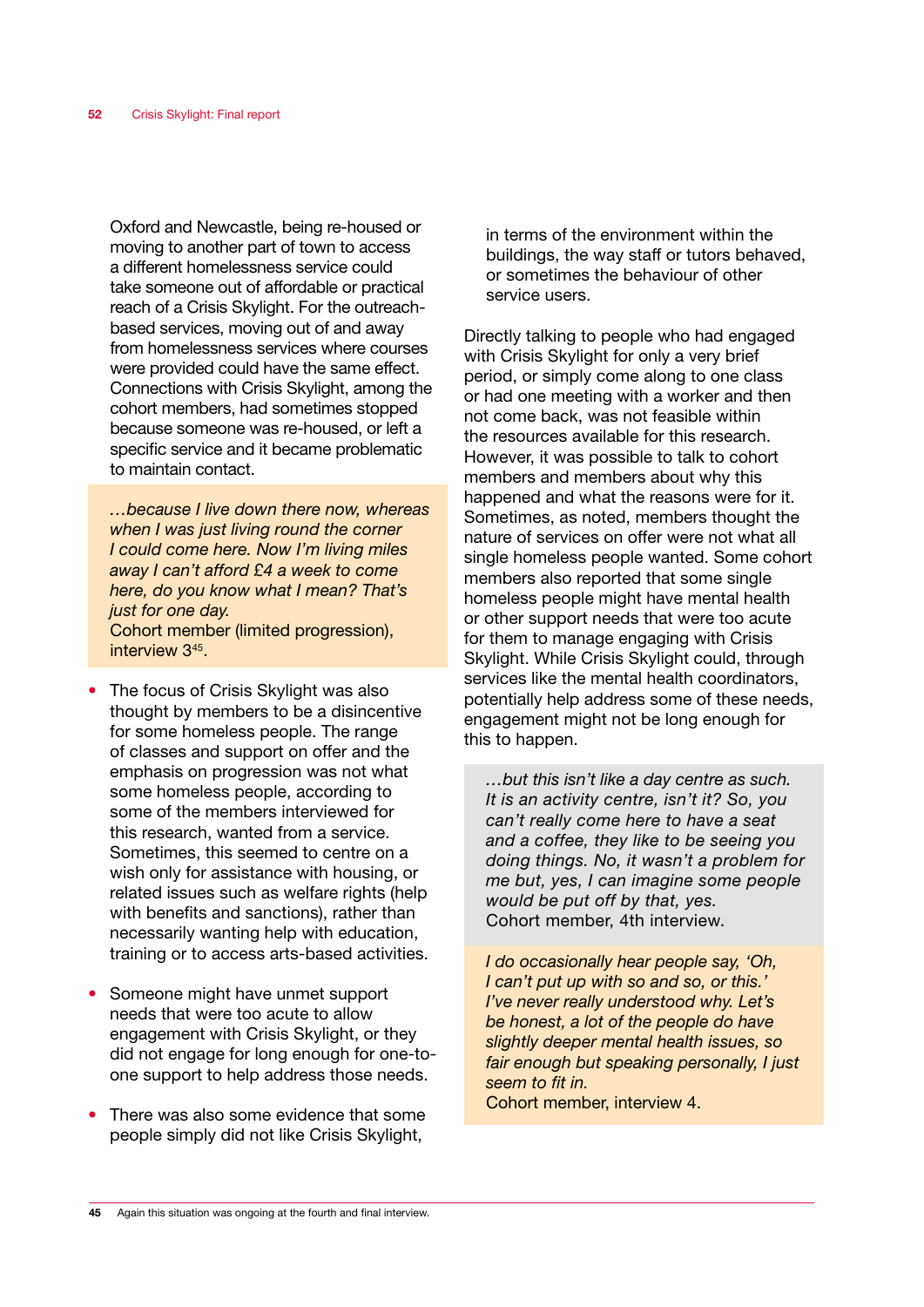Oxford and Newcastle, being re-housed or moving to another part of town to access a different homelessness service could take someone out of affordable or practical reach of a Crisis Skylight. For the outreach-based services, moving out of and away from homelessness services where courses were provided could have the same effect. Connections with Crisis Skylight, among the cohort members, had sometimes stopped because someone was re-housed, or left a specific service and it became problematic to maintain contact.

> *…because I live down there now, whereas when I was just living round the corner I could come here. Now I'm living miles away I can't afford £4 a week to come here, do you know what I mean? That's just for one day.*
> Cohort member (limited progression), interview 3[45].

- The focus of Crisis Skylight was also thought by members to be a disincentive for some homeless people. The range of classes and support on offer and the emphasis on progression was not what some homeless people, according to some of the members interviewed for this research, wanted from a service. Sometimes, this seemed to centre on a wish only for assistance with housing, or related issues such as welfare rights (help with benefits and sanctions), rather than necessarily wanting help with education, training or to access arts-based activities.

- Someone might have unmet support needs that were too acute to allow engagement with Crisis Skylight, or they did not engage for long enough for one-to-one support to help address those needs.

- There was also some evidence that some people simply did not like Crisis Skylight, in terms of the environment within the buildings, the way staff or tutors behaved, or sometimes the behaviour of other service users.

Directly talking to people who had engaged with Crisis Skylight for only a very brief period, or simply come along to one class or had one meeting with a worker and then not come back, was not feasible within the resources available for this research. However, it was possible to talk to cohort members and members about why this happened and what the reasons were for it. Sometimes, as noted, members thought the nature of services on offer were not what all single homeless people wanted. Some cohort members also reported that some single homeless people might have mental health or other support needs that were too acute for them to manage engaging with Crisis Skylight. While Crisis Skylight could, through services like the mental health coordinators, potentially help address some of these needs, engagement might not be long enough for this to happen.

> *…but this isn't like a day centre as such. It is an activity centre, isn't it? So, you can't really come here to have a seat and a coffee, they like to be seeing you doing things. No, it wasn't a problem for me but, yes, I can imagine some people would be put off by that, yes.*
> Cohort member, 4th interview.

> *I do occasionally hear people say, 'Oh, I can't put up with so and so, or this.' I've never really understood why. Let's be honest, a lot of the people do have slightly deeper mental health issues, so fair enough but speaking personally, I just seem to fit in.*
> Cohort member, interview 4.

[45] Again this situation was ongoing at the fourth and final interview.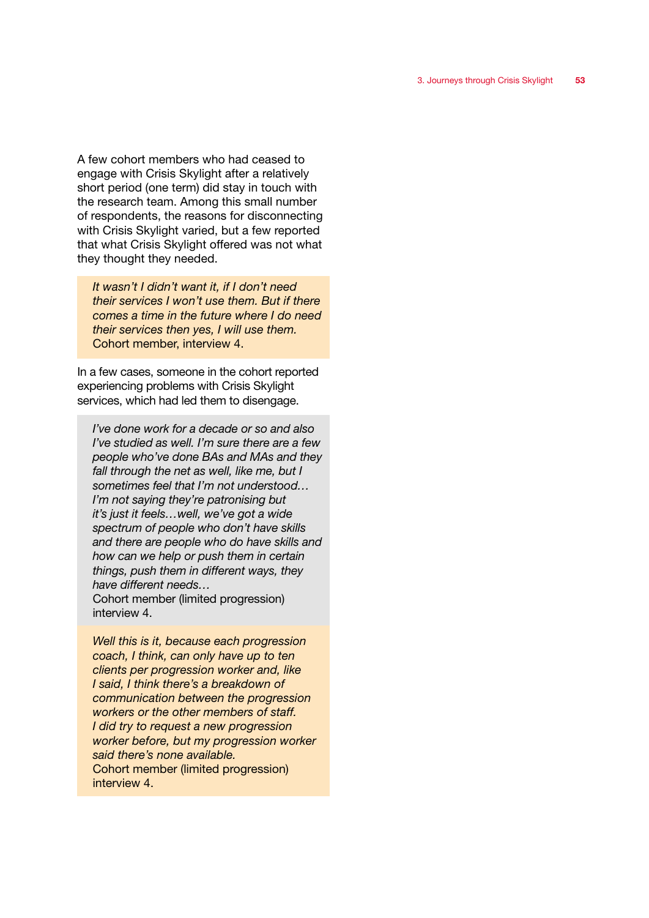A few cohort members who had ceased to engage with Crisis Skylight after a relatively short period (one term) did stay in touch with the research team. Among this small number of respondents, the reasons for disconnecting with Crisis Skylight varied, but a few reported that what Crisis Skylight offered was not what they thought they needed.

> *It wasn't I didn't want it, if I don't need their services I won't use them. But if there comes a time in the future where I do need their services then yes, I will use them.*
> Cohort member, interview 4.

In a few cases, someone in the cohort reported experiencing problems with Crisis Skylight services, which had led them to disengage.

> *I've done work for a decade or so and also I've studied as well. I'm sure there are a few people who've done BAs and MAs and they fall through the net as well, like me, but I sometimes feel that I'm not understood… I'm not saying they're patronising but it's just it feels…well, we've got a wide spectrum of people who don't have skills and there are people who do have skills and how can we help or push them in certain things, push them in different ways, they have different needs…*
> Cohort member (limited progression) interview 4.

> *Well this is it, because each progression coach, I think, can only have up to ten clients per progression worker and, like I said, I think there's a breakdown of communication between the progression workers or the other members of staff. I did try to request a new progression worker before, but my progression worker said there's none available.*
> Cohort member (limited progression) interview 4.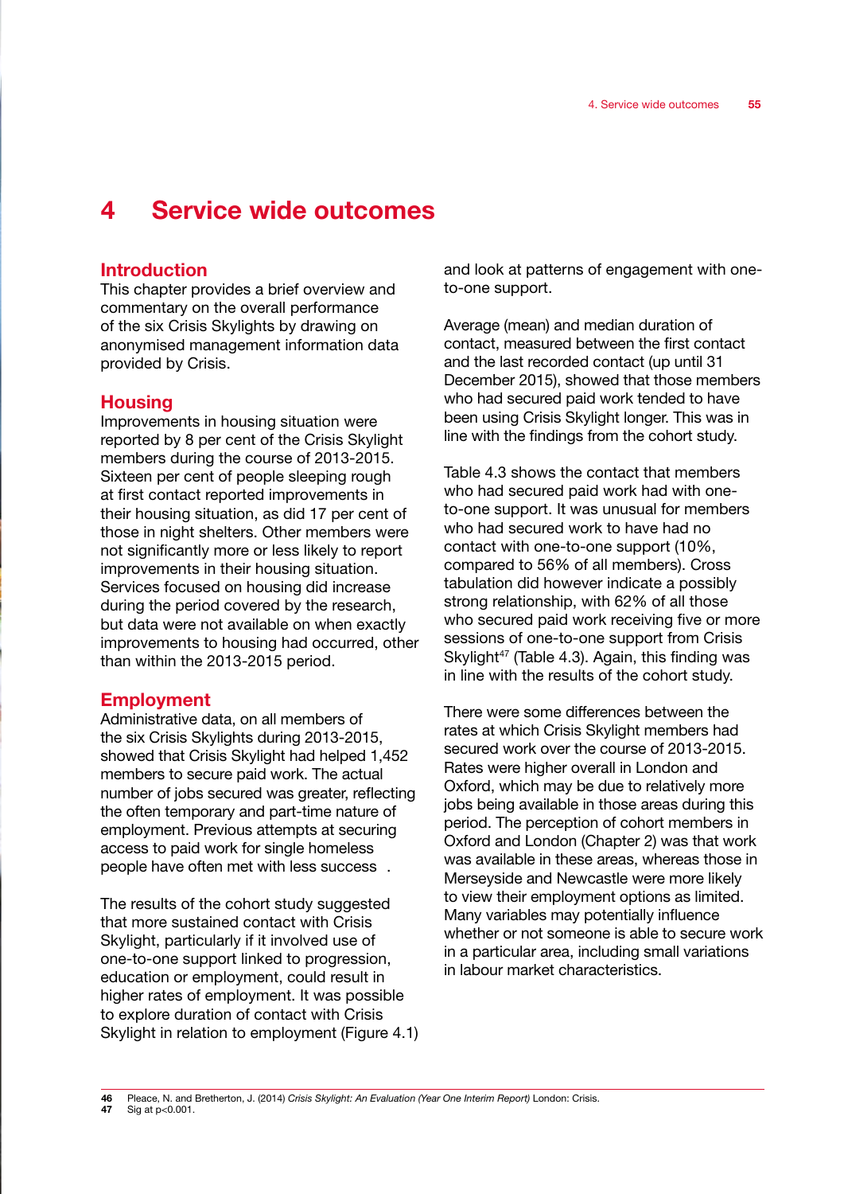# 4 Service wide outcomes

## Introduction

This chapter provides a brief overview and commentary on the overall performance of the six Crisis Skylights by drawing on anonymised management information data provided by Crisis.

## Housing

Improvements in housing situation were reported by 8 per cent of the Crisis Skylight members during the course of 2013-2015. Sixteen per cent of people sleeping rough at first contact reported improvements in their housing situation, as did 17 per cent of those in night shelters. Other members were not significantly more or less likely to report improvements in their housing situation. Services focused on housing did increase during the period covered by the research, but data were not available on when exactly improvements to housing had occurred, other than within the 2013-2015 period.

## Employment

Administrative data, on all members of the six Crisis Skylights during 2013-2015, showed that Crisis Skylight had helped 1,452 members to secure paid work. The actual number of jobs secured was greater, reflecting the often temporary and part-time nature of employment. Previous attempts at securing access to paid work for single homeless people have often met with less success .

The results of the cohort study suggested that more sustained contact with Crisis Skylight, particularly if it involved use of one-to-one support linked to progression, education or employment, could result in higher rates of employment. It was possible to explore duration of contact with Crisis Skylight in relation to employment (Figure 4.1) and look at patterns of engagement with one-to-one support.

Average (mean) and median duration of contact, measured between the first contact and the last recorded contact (up until 31 December 2015), showed that those members who had secured paid work tended to have been using Crisis Skylight longer. This was in line with the findings from the cohort study.

Table 4.3 shows the contact that members who had secured paid work had with one-to-one support. It was unusual for members who had secured work to have had no contact with one-to-one support (10%, compared to 56% of all members). Cross tabulation did however indicate a possibly strong relationship, with 62% of all those who secured paid work receiving five or more sessions of one-to-one support from Crisis Skylight[47] (Table 4.3). Again, this finding was in line with the results of the cohort study.

There were some differences between the rates at which Crisis Skylight members had secured work over the course of 2013-2015. Rates were higher overall in London and Oxford, which may be due to relatively more jobs being available in those areas during this period. The perception of cohort members in Oxford and London (Chapter 2) was that work was available in these areas, whereas those in Merseyside and Newcastle were more likely to view their employment options as limited. Many variables may potentially influence whether or not someone is able to secure work in a particular area, including small variations in labour market characteristics.

---

**46** Pleace, N. and Bretherton, J. (2014) *Crisis Skylight: An Evaluation (Year One Interim Report)* London: Crisis.
**47** Sig at $p<0.001$.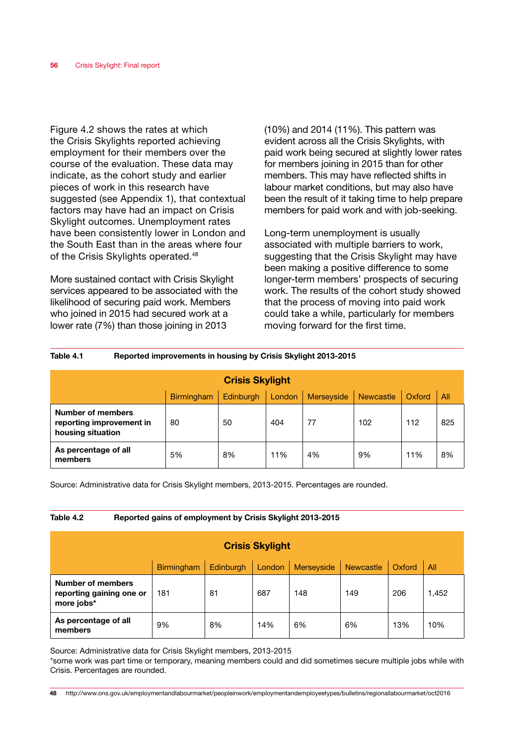Figure 4.2 shows the rates at which the Crisis Skylights reported achieving employment for their members over the course of the evaluation. These data may indicate, as the cohort study and earlier pieces of work in this research have suggested (see Appendix 1), that contextual factors may have had an impact on Crisis Skylight outcomes. Unemployment rates have been consistently lower in London and the South East than in the areas where four of the Crisis Skylights operated.[48]

More sustained contact with Crisis Skylight services appeared to be associated with the likelihood of securing paid work. Members who joined in 2015 had secured work at a lower rate (7%) than those joining in 2013 (10%) and 2014 (11%). This pattern was evident across all the Crisis Skylights, with paid work being secured at slightly lower rates for members joining in 2015 than for other members. This may have reflected shifts in labour market conditions, but may also have been the result of it taking time to help prepare members for paid work and with job-seeking.

Long-term unemployment is usually associated with multiple barriers to work, suggesting that the Crisis Skylight may have been making a positive difference to some longer-term members' prospects of securing work. The results of the cohort study showed that the process of moving into paid work could take a while, particularly for members moving forward for the first time.

**Table 4.1 Reported improvements in housing by Crisis Skylight 2013-2015**

| | Crisis Skylight | | | | | | |
|---|---|---|---|---|---|---|---|
| | Birmingham | Edinburgh | London | Merseyside | Newcastle | Oxford | All |
| **Number of members reporting improvement in housing situation** | 80 | 50 | 404 | 77 | 102 | 112 | 825 |
| **As percentage of all members** | 5% | 8% | 11% | 4% | 9% | 11% | 8% |

Source: Administrative data for Crisis Skylight members, 2013-2015. Percentages are rounded.

**Table 4.2 Reported gains of employment by Crisis Skylight 2013-2015**

| | Crisis Skylight | | | | | | |
|---|---|---|---|---|---|---|---|
| | Birmingham | Edinburgh | London | Merseyside | Newcastle | Oxford | All |
| **Number of members reporting gaining one or more jobs*** | 181 | 81 | 687 | 148 | 149 | 206 | 1,452 |
| **As percentage of all members** | 9% | 8% | 14% | 6% | 6% | 13% | 10% |

Source: Administrative data for Crisis Skylight members, 2013-2015
*some work was part time or temporary, meaning members could and did sometimes secure multiple jobs while with Crisis. Percentages are rounded.

[48] http://www.ons.gov.uk/employmentandlabourmarket/peopleinwork/employmentandemployeetypes/bulletins/regionallabourmarket/oct2016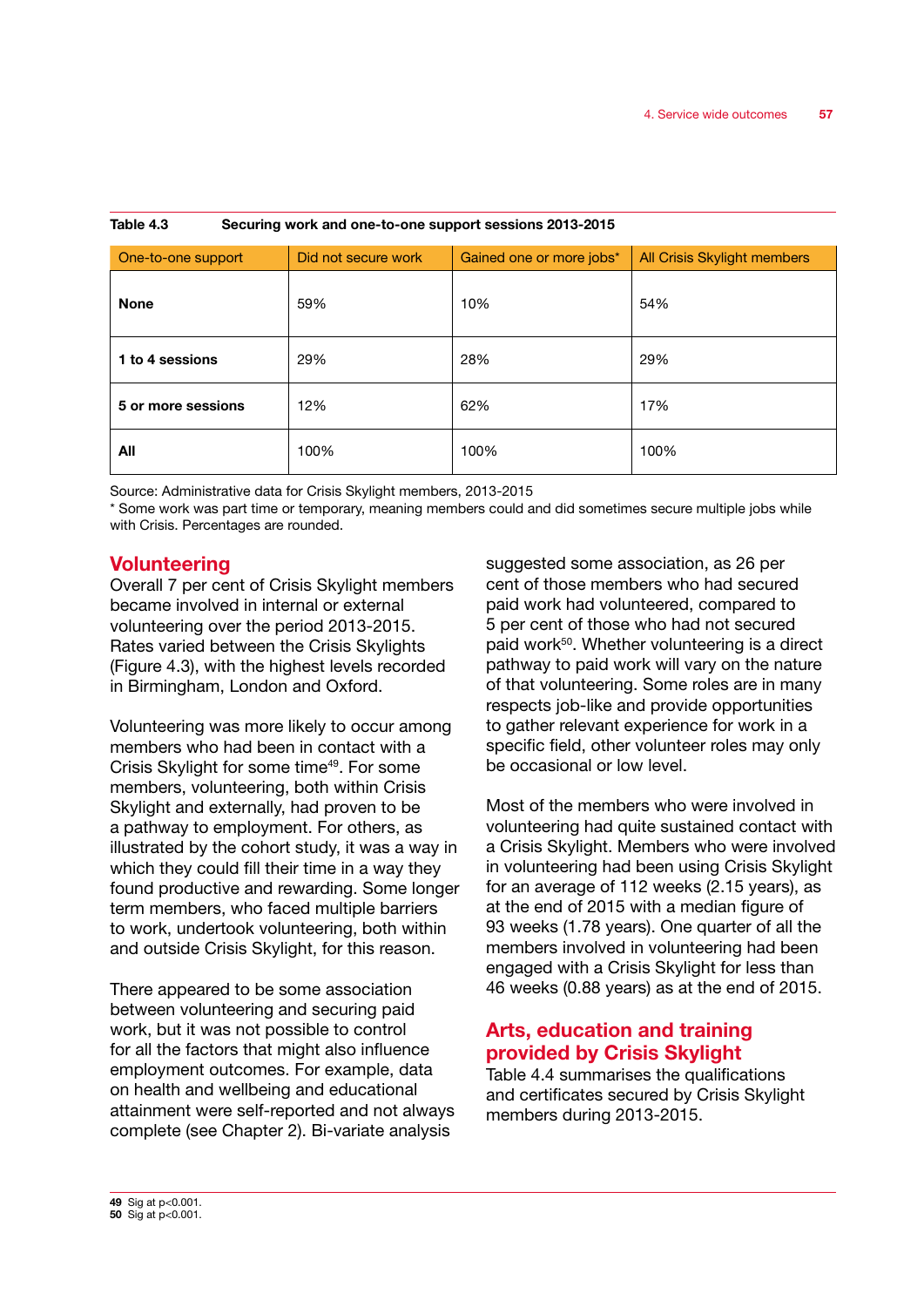**Table 4.3 Securing work and one-to-one support sessions 2013-2015**

| One-to-one support | Did not secure work | Gained one or more jobs* | All Crisis Skylight members |
|---|---|---|---|
| **None** | 59% | 10% | 54% |
| **1 to 4 sessions** | 29% | 28% | 29% |
| **5 or more sessions** | 12% | 62% | 17% |
| **All** | 100% | 100% | 100% |

Source: Administrative data for Crisis Skylight members, 2013-2015
* Some work was part time or temporary, meaning members could and did sometimes secure multiple jobs while with Crisis. Percentages are rounded.

## Volunteering

Overall 7 per cent of Crisis Skylight members became involved in internal or external volunteering over the period 2013-2015. Rates varied between the Crisis Skylights (Figure 4.3), with the highest levels recorded in Birmingham, London and Oxford.

Volunteering was more likely to occur among members who had been in contact with a Crisis Skylight for some time[49]. For some members, volunteering, both within Crisis Skylight and externally, had proven to be a pathway to employment. For others, as illustrated by the cohort study, it was a way in which they could fill their time in a way they found productive and rewarding. Some longer term members, who faced multiple barriers to work, undertook volunteering, both within and outside Crisis Skylight, for this reason.

There appeared to be some association between volunteering and securing paid work, but it was not possible to control for all the factors that might also influence employment outcomes. For example, data on health and wellbeing and educational attainment were self-reported and not always complete (see Chapter 2). Bi-variate analysis suggested some association, as 26 per cent of those members who had secured paid work had volunteered, compared to 5 per cent of those who had not secured paid work[50]. Whether volunteering is a direct pathway to paid work will vary on the nature of that volunteering. Some roles are in many respects job-like and provide opportunities to gather relevant experience for work in a specific field, other volunteer roles may only be occasional or low level.

Most of the members who were involved in volunteering had quite sustained contact with a Crisis Skylight. Members who were involved in volunteering had been using Crisis Skylight for an average of 112 weeks (2.15 years), as at the end of 2015 with a median figure of 93 weeks (1.78 years). One quarter of all the members involved in volunteering had been engaged with a Crisis Skylight for less than 46 weeks (0.88 years) as at the end of 2015.

## Arts, education and training provided by Crisis Skylight

Table 4.4 summarises the qualifications and certificates secured by Crisis Skylight members during 2013-2015.

---

**49** Sig at $p<0.001$.
**50** Sig at $p<0.001$.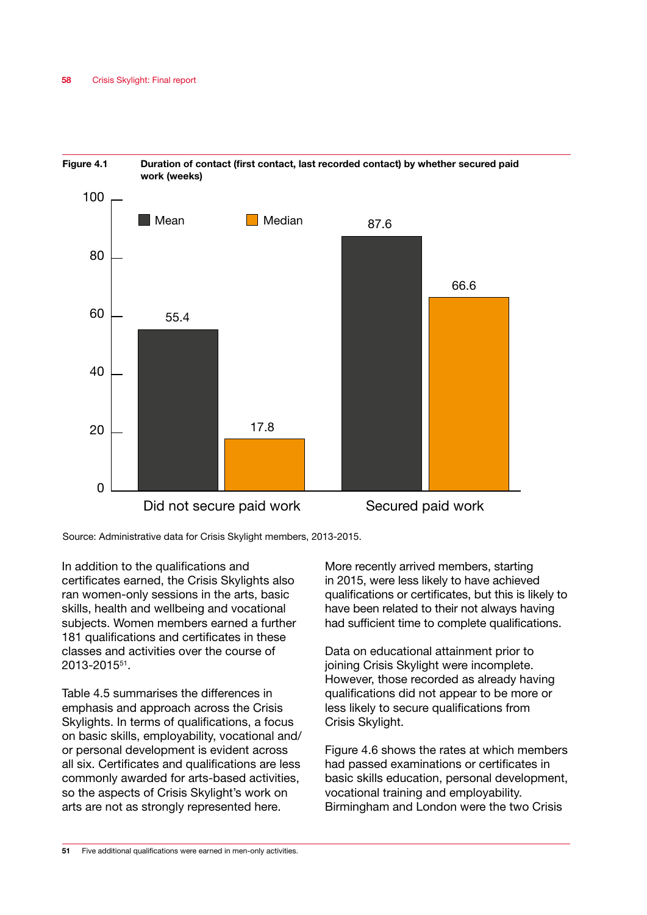**Figure 4.1** **Duration of contact (first contact, last recorded contact) by whether secured paid work (weeks)**

| | Mean | Median |
|---|---|---|
| Did not secure paid work | 55.4 | 17.8 |
| Secured paid work | 87.6 | 66.6 |

Source: Administrative data for Crisis Skylight members, 2013-2015.

In addition to the qualifications and certificates earned, the Crisis Skylights also ran women-only sessions in the arts, basic skills, health and wellbeing and vocational subjects. Women members earned a further 181 qualifications and certificates in these classes and activities over the course of 2013-2015[51].

Table 4.5 summarises the differences in emphasis and approach across the Crisis Skylights. In terms of qualifications, a focus on basic skills, employability, vocational and/or personal development is evident across all six. Certificates and qualifications are less commonly awarded for arts-based activities, so the aspects of Crisis Skylight's work on arts are not as strongly represented here.

More recently arrived members, starting in 2015, were less likely to have achieved qualifications or certificates, but this is likely to have been related to their not always having had sufficient time to complete qualifications.

Data on educational attainment prior to joining Crisis Skylight were incomplete. However, those recorded as already having qualifications did not appear to be more or less likely to secure qualifications from Crisis Skylight.

Figure 4.6 shows the rates at which members had passed examinations or certificates in basic skills education, personal development, vocational training and employability. Birmingham and London were the two Crisis

---

[51] Five additional qualifications were earned in men-only activities.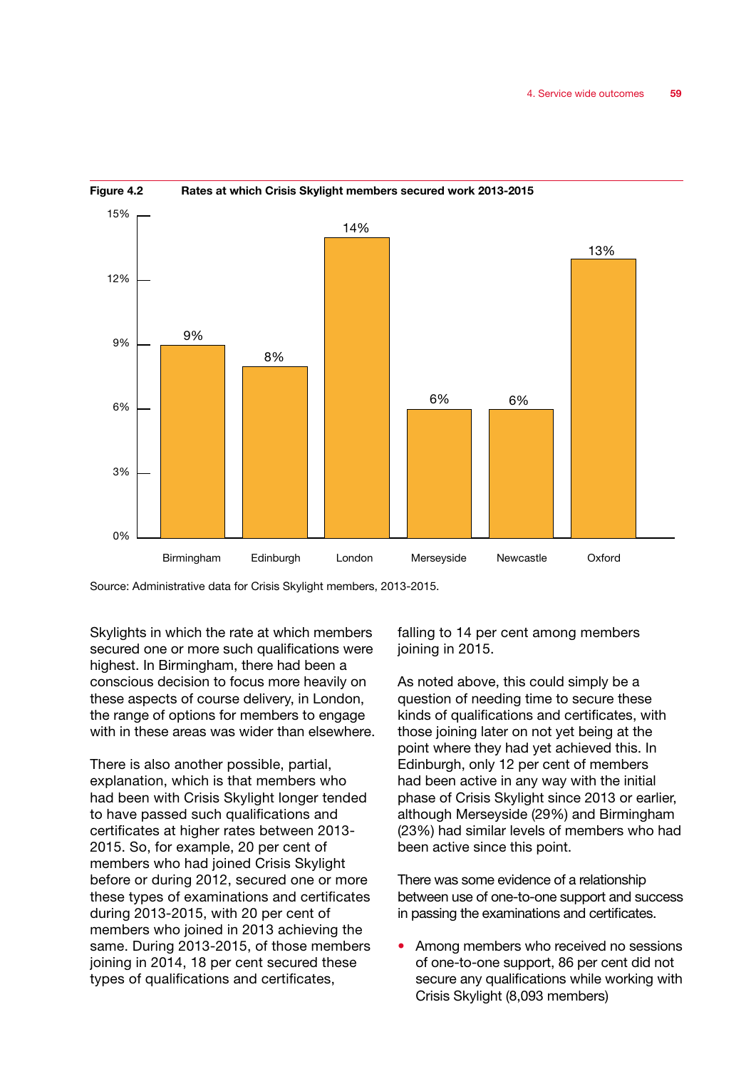**Figure 4.2** **Rates at which Crisis Skylight members secured work 2013-2015**

| | Birmingham | Edinburgh | London | Merseyside | Newcastle | Oxford |
|---|---|---|---|---|---|---|
| Rate | 9% | 8% | 14% | 6% | 6% | 13% |

Source: Administrative data for Crisis Skylight members, 2013-2015.

Skylights in which the rate at which members secured one or more such qualifications were highest. In Birmingham, there had been a conscious decision to focus more heavily on these aspects of course delivery, in London, the range of options for members to engage with in these areas was wider than elsewhere.

There is also another possible, partial, explanation, which is that members who had been with Crisis Skylight longer tended to have passed such qualifications and certificates at higher rates between 2013-2015. So, for example, 20 per cent of members who had joined Crisis Skylight before or during 2012, secured one or more these types of examinations and certificates during 2013-2015, with 20 per cent of members who joined in 2013 achieving the same. During 2013-2015, of those members joining in 2014, 18 per cent secured these types of qualifications and certificates, falling to 14 per cent among members joining in 2015.

As noted above, this could simply be a question of needing time to secure these kinds of qualifications and certificates, with those joining later on not yet being at the point where they had yet achieved this. In Edinburgh, only 12 per cent of members had been active in any way with the initial phase of Crisis Skylight since 2013 or earlier, although Merseyside (29%) and Birmingham (23%) had similar levels of members who had been active since this point.

There was some evidence of a relationship between use of one-to-one support and success in passing the examinations and certificates.

- Among members who received no sessions of one-to-one support, 86 per cent did not secure any qualifications while working with Crisis Skylight (8,093 members)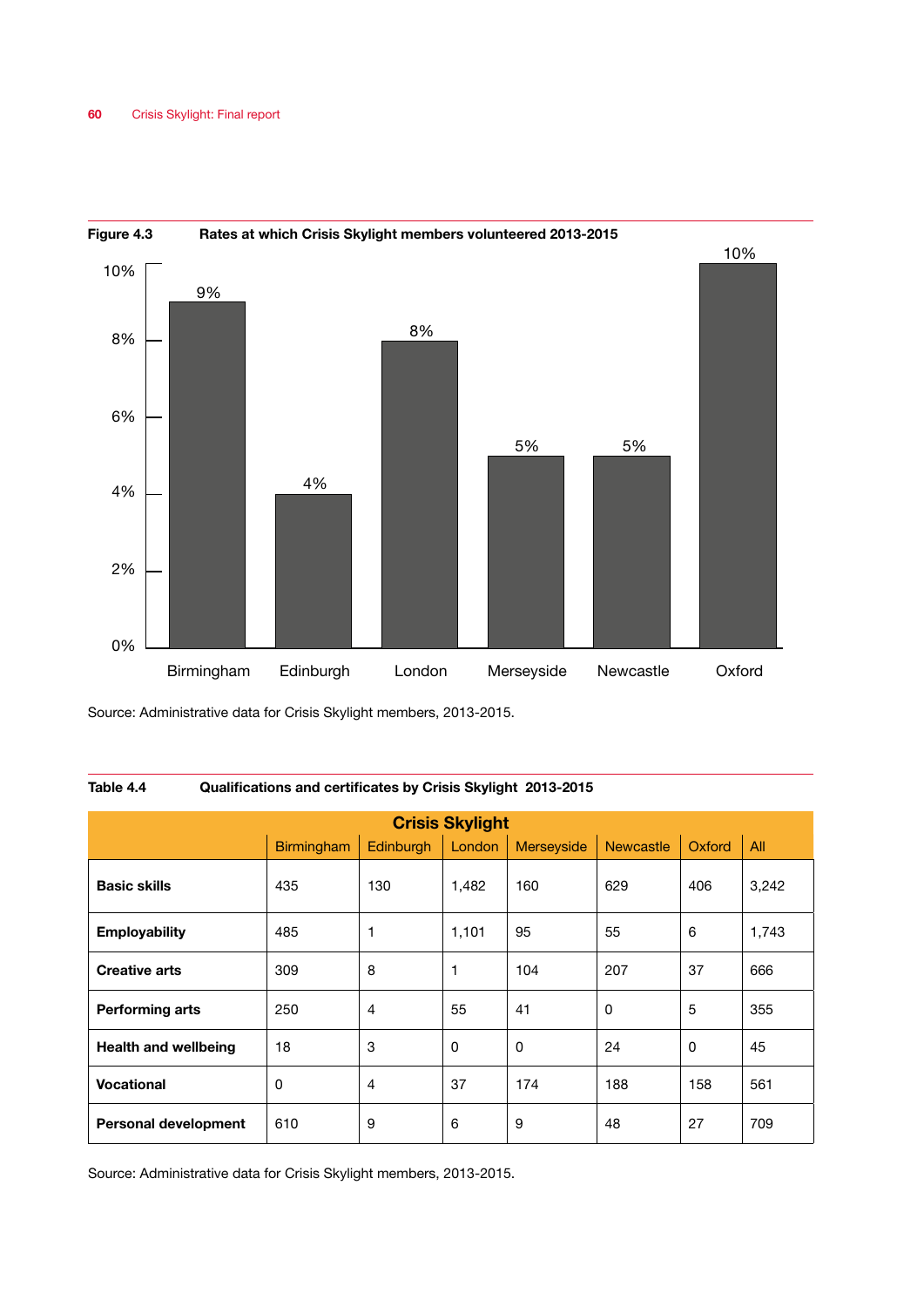**Figure 4.3** **Rates at which Crisis Skylight members volunteered 2013-2015**

| | Birmingham | Edinburgh | London | Merseyside | Newcastle | Oxford |
|---|---|---|---|---|---|---|
| Rate | 9% | 4% | 8% | 5% | 5% | 10% |

Source: Administrative data for Crisis Skylight members, 2013-2015.

**Table 4.4** **Qualifications and certificates by Crisis Skylight 2013-2015**

| | Crisis Skylight | | | | | | |
|---|---|---|---|---|---|---|---|
| | Birmingham | Edinburgh | London | Merseyside | Newcastle | Oxford | All |
| **Basic skills** | 435 | 130 | 1,482 | 160 | 629 | 406 | 3,242 |
| **Employability** | 485 | 1 | 1,101 | 95 | 55 | 6 | 1,743 |
| **Creative arts** | 309 | 8 | 1 | 104 | 207 | 37 | 666 |
| **Performing arts** | 250 | 4 | 55 | 41 | 0 | 5 | 355 |
| **Health and wellbeing** | 18 | 3 | 0 | 0 | 24 | 0 | 45 |
| **Vocational** | 0 | 4 | 37 | 174 | 188 | 158 | 561 |
| **Personal development** | 610 | 9 | 6 | 9 | 48 | 27 | 709 |

Source: Administrative data for Crisis Skylight members, 2013-2015.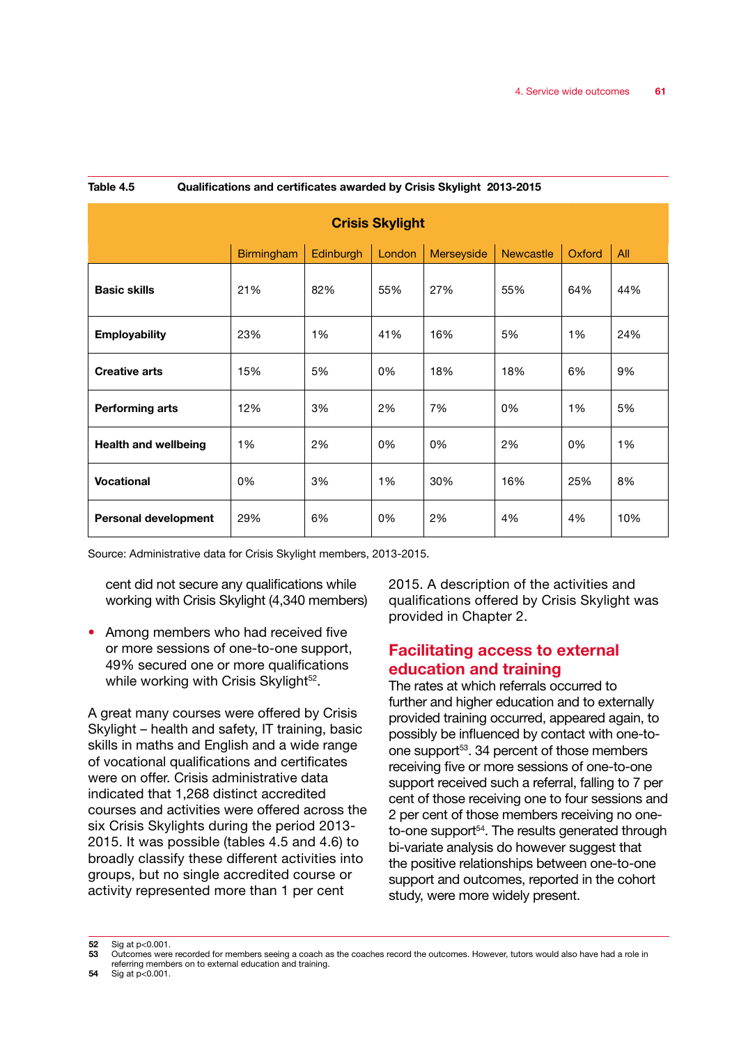**Table 4.5 Qualifications and certificates awarded by Crisis Skylight 2013-2015**

| | Crisis Skylight | | | | | | |
|---|---|---|---|---|---|---|---|
| | Birmingham | Edinburgh | London | Merseyside | Newcastle | Oxford | All |
| **Basic skills** | 21% | 82% | 55% | 27% | 55% | 64% | 44% |
| **Employability** | 23% | 1% | 41% | 16% | 5% | 1% | 24% |
| **Creative arts** | 15% | 5% | 0% | 18% | 18% | 6% | 9% |
| **Performing arts** | 12% | 3% | 2% | 7% | 0% | 1% | 5% |
| **Health and wellbeing** | 1% | 2% | 0% | 0% | 2% | 0% | 1% |
| **Vocational** | 0% | 3% | 1% | 30% | 16% | 25% | 8% |
| **Personal development** | 29% | 6% | 0% | 2% | 4% | 4% | 10% |

Source: Administrative data for Crisis Skylight members, 2013-2015.

cent did not secure any qualifications while working with Crisis Skylight (4,340 members)

- Among members who had received five or more sessions of one-to-one support, 49% secured one or more qualifications while working with Crisis Skylight[52].

A great many courses were offered by Crisis Skylight – health and safety, IT training, basic skills in maths and English and a wide range of vocational qualifications and certificates were on offer. Crisis administrative data indicated that 1,268 distinct accredited courses and activities were offered across the six Crisis Skylights during the period 2013-2015. It was possible (tables 4.5 and 4.6) to broadly classify these different activities into groups, but no single accredited course or activity represented more than 1 per cent 2015. A description of the activities and qualifications offered by Crisis Skylight was provided in Chapter 2.

## Facilitating access to external education and training

The rates at which referrals occurred to further and higher education and to externally provided training occurred, appeared again, to possibly be influenced by contact with one-to-one support[53]. 34 percent of those members receiving five or more sessions of one-to-one support received such a referral, falling to 7 per cent of those receiving one to four sessions and 2 per cent of those members receiving no one-to-one support[54]. The results generated through bi-variate analysis do however suggest that the positive relationships between one-to-one support and outcomes, reported in the cohort study, were more widely present.

52 Sig at $p<0.001$.
53 Outcomes were recorded for members seeing a coach as the coaches record the outcomes. However, tutors would also have had a role in referring members on to external education and training.
54 Sig at $p<0.001$.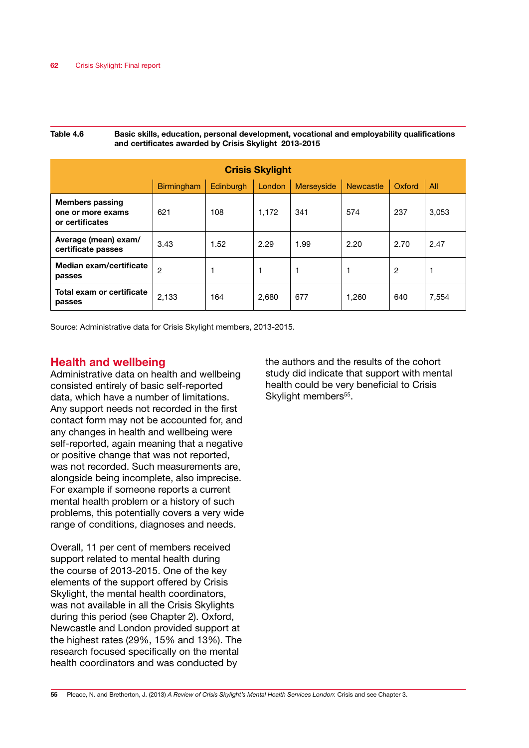Table 4.6 **Basic skills, education, personal development, vocational and employability qualifications and certificates awarded by Crisis Skylight 2013-2015**

| | Crisis Skylight | | | | | | |
|---|---|---|---|---|---|---|---|
| | Birmingham | Edinburgh | London | Merseyside | Newcastle | Oxford | All |
| **Members passing one or more exams or certificates** | 621 | 108 | 1,172 | 341 | 574 | 237 | 3,053 |
| **Average (mean) exam/ certificate passes** | 3.43 | 1.52 | 2.29 | 1.99 | 2.20 | 2.70 | 2.47 |
| **Median exam/certificate passes** | 2 | 1 | 1 | 1 | 1 | 2 | 1 |
| **Total exam or certificate passes** | 2,133 | 164 | 2,680 | 677 | 1,260 | 640 | 7,554 |

Source: Administrative data for Crisis Skylight members, 2013-2015.

## Health and wellbeing

Administrative data on health and wellbeing consisted entirely of basic self-reported data, which have a number of limitations. Any support needs not recorded in the first contact form may not be accounted for, and any changes in health and wellbeing were self-reported, again meaning that a negative or positive change that was not reported, was not recorded. Such measurements are, alongside being incomplete, also imprecise. For example if someone reports a current mental health problem or a history of such problems, this potentially covers a very wide range of conditions, diagnoses and needs.

Overall, 11 per cent of members received support related to mental health during the course of 2013-2015. One of the key elements of the support offered by Crisis Skylight, the mental health coordinators, was not available in all the Crisis Skylights during this period (see Chapter 2). Oxford, Newcastle and London provided support at the highest rates (29%, 15% and 13%). The research focused specifically on the mental health coordinators and was conducted by the authors and the results of the cohort study did indicate that support with mental health could be very beneficial to Crisis Skylight members[55].

[55] Pleace, N. and Bretherton, J. (2013) *A Review of Crisis Skylight's Mental Health Services London*: Crisis and see Chapter 3.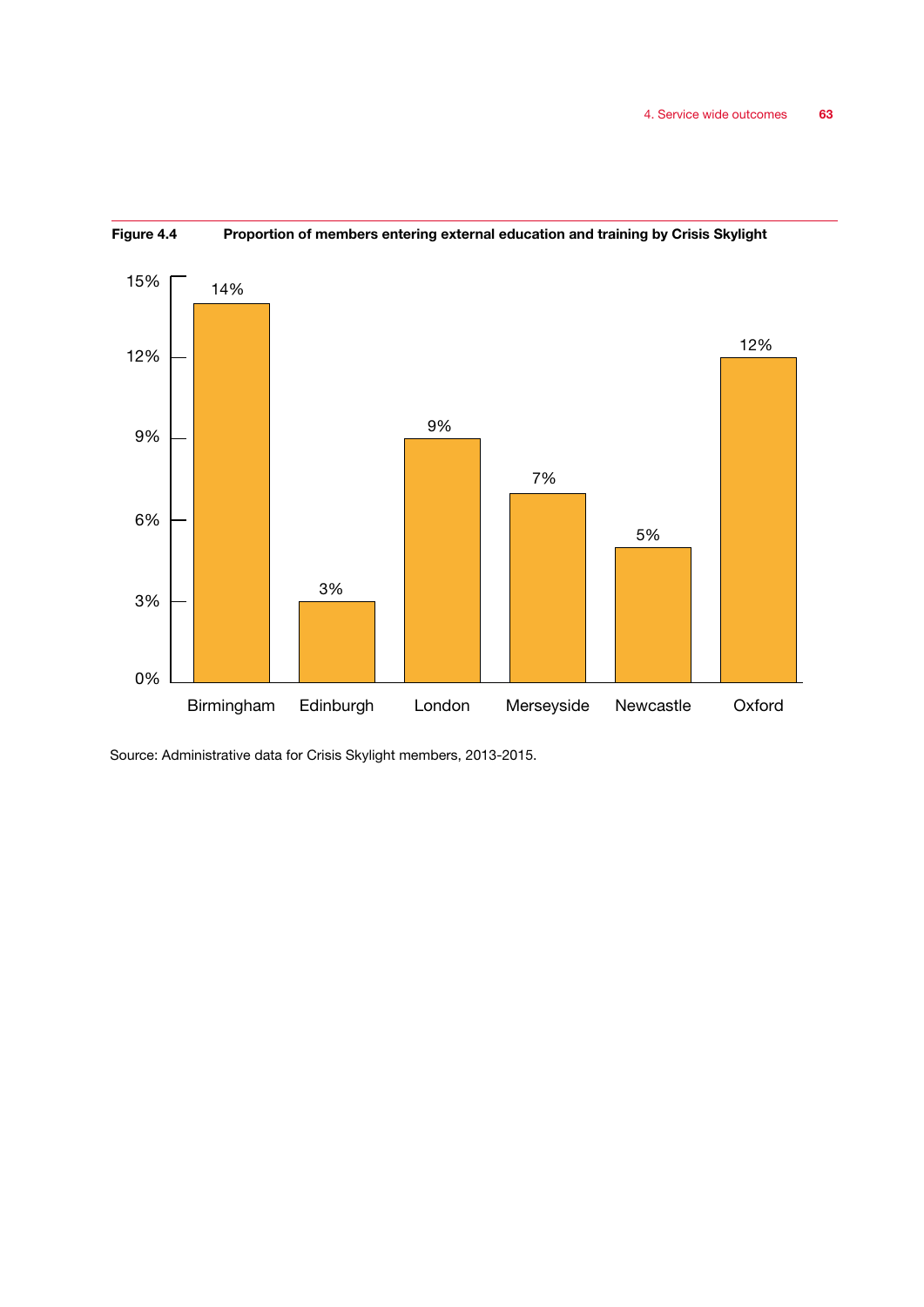**Figure 4.4 Proportion of members entering external education and training by Crisis Skylight**

| Crisis Skylight | Proportion |
| --- | --- |
| Birmingham | 14% |
| Edinburgh | 3% |
| London | 9% |
| Merseyside | 7% |
| Newcastle | 5% |
| Oxford | 12% |

Source: Administrative data for Crisis Skylight members, 2013-2015.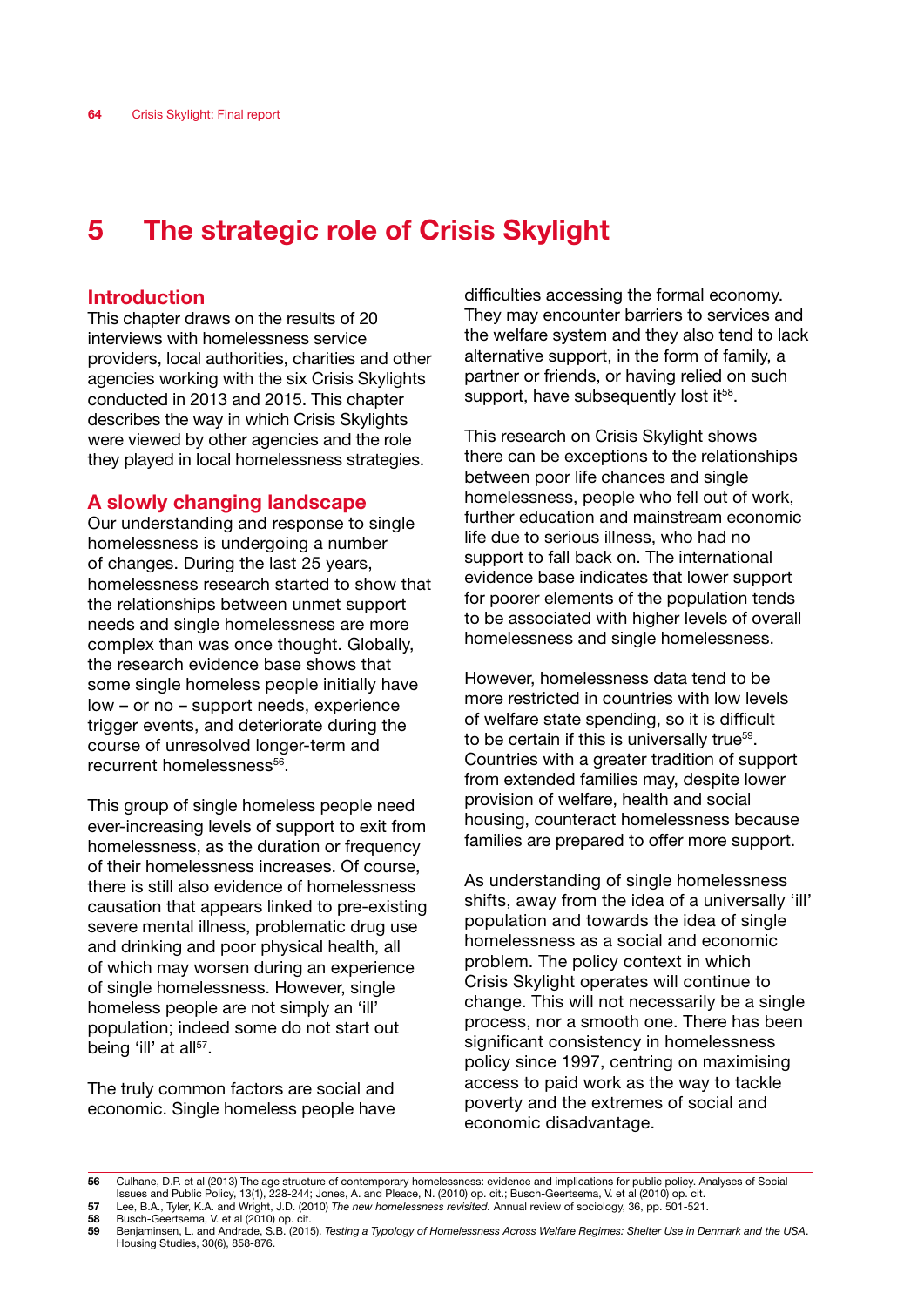# 5 The strategic role of Crisis Skylight

## Introduction

This chapter draws on the results of 20 interviews with homelessness service providers, local authorities, charities and other agencies working with the six Crisis Skylights conducted in 2013 and 2015. This chapter describes the way in which Crisis Skylights were viewed by other agencies and the role they played in local homelessness strategies.

## A slowly changing landscape

Our understanding and response to single homelessness is undergoing a number of changes. During the last 25 years, homelessness research started to show that the relationships between unmet support needs and single homelessness are more complex than was once thought. Globally, the research evidence base shows that some single homeless people initially have low – or no – support needs, experience trigger events, and deteriorate during the course of unresolved longer-term and recurrent homelessness[56].

This group of single homeless people need ever-increasing levels of support to exit from homelessness, as the duration or frequency of their homelessness increases. Of course, there is still also evidence of homelessness causation that appears linked to pre-existing severe mental illness, problematic drug use and drinking and poor physical health, all of which may worsen during an experience of single homelessness. However, single homeless people are not simply an 'ill' population; indeed some do not start out being 'ill' at all[57].

The truly common factors are social and economic. Single homeless people have difficulties accessing the formal economy. They may encounter barriers to services and the welfare system and they also tend to lack alternative support, in the form of family, a partner or friends, or having relied on such support, have subsequently lost it[58].

This research on Crisis Skylight shows there can be exceptions to the relationships between poor life chances and single homelessness, people who fell out of work, further education and mainstream economic life due to serious illness, who had no support to fall back on. The international evidence base indicates that lower support for poorer elements of the population tends to be associated with higher levels of overall homelessness and single homelessness.

However, homelessness data tend to be more restricted in countries with low levels of welfare state spending, so it is difficult to be certain if this is universally true[59]. Countries with a greater tradition of support from extended families may, despite lower provision of welfare, health and social housing, counteract homelessness because families are prepared to offer more support.

As understanding of single homelessness shifts, away from the idea of a universally 'ill' population and towards the idea of single homelessness as a social and economic problem. The policy context in which Crisis Skylight operates will continue to change. This will not necessarily be a single process, nor a smooth one. There has been significant consistency in homelessness policy since 1997, centring on maximising access to paid work as the way to tackle poverty and the extremes of social and economic disadvantage.

---

56 Culhane, D.P. et al (2013) The age structure of contemporary homelessness: evidence and implications for public policy. Analyses of Social Issues and Public Policy, 13(1), 228-244; Jones, A. and Pleace, N. (2010) op. cit.; Busch-Geertsema, V. et al (2010) op. cit.

57 Lee, B.A., Tyler, K.A. and Wright, J.D. (2010) *The new homelessness revisited.* Annual review of sociology, 36, pp. 501-521.

58 Busch-Geertsema, V. et al (2010) op. cit.

59 Benjaminsen, L. and Andrade, S.B. (2015). *Testing a Typology of Homelessness Across Welfare Regimes: Shelter Use in Denmark and the USA*. Housing Studies, 30(6), 858-876.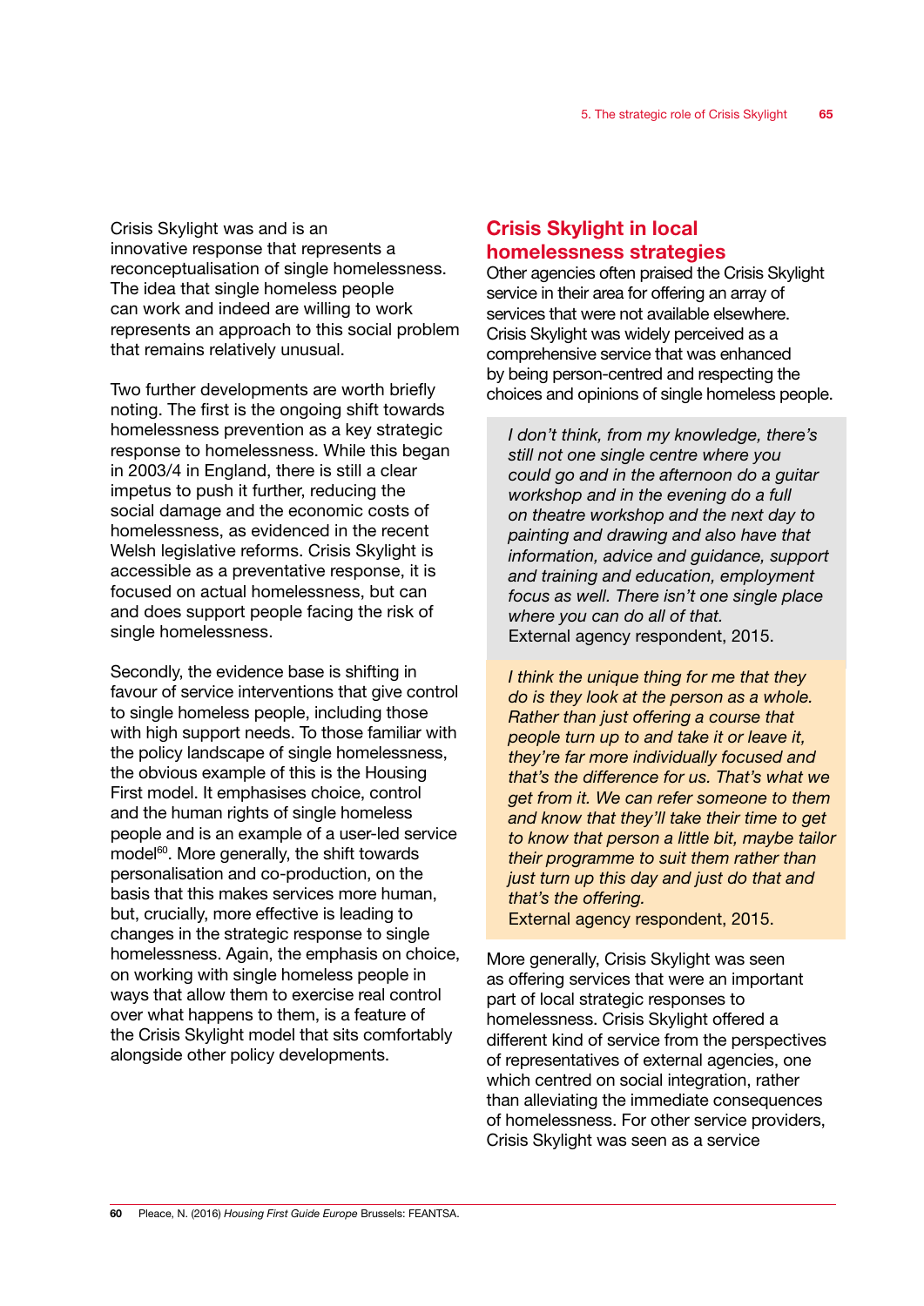Crisis Skylight was and is an innovative response that represents a reconceptualisation of single homelessness. The idea that single homeless people can work and indeed are willing to work represents an approach to this social problem that remains relatively unusual.

Two further developments are worth briefly noting. The first is the ongoing shift towards homelessness prevention as a key strategic response to homelessness. While this began in 2003/4 in England, there is still a clear impetus to push it further, reducing the social damage and the economic costs of homelessness, as evidenced in the recent Welsh legislative reforms. Crisis Skylight is accessible as a preventative response, it is focused on actual homelessness, but can and does support people facing the risk of single homelessness.

Secondly, the evidence base is shifting in favour of service interventions that give control to single homeless people, including those with high support needs. To those familiar with the policy landscape of single homelessness, the obvious example of this is the Housing First model. It emphasises choice, control and the human rights of single homeless people and is an example of a user-led service model[60]. More generally, the shift towards personalisation and co-production, on the basis that this makes services more human, but, crucially, more effective is leading to changes in the strategic response to single homelessness. Again, the emphasis on choice, on working with single homeless people in ways that allow them to exercise real control over what happens to them, is a feature of the Crisis Skylight model that sits comfortably alongside other policy developments.

## Crisis Skylight in local homelessness strategies

Other agencies often praised the Crisis Skylight service in their area for offering an array of services that were not available elsewhere. Crisis Skylight was widely perceived as a comprehensive service that was enhanced by being person-centred and respecting the choices and opinions of single homeless people.

> *I don't think, from my knowledge, there's still not one single centre where you could go and in the afternoon do a guitar workshop and in the evening do a full on theatre workshop and the next day to painting and drawing and also have that information, advice and guidance, support and training and education, employment focus as well. There isn't one single place where you can do all of that.*
> External agency respondent, 2015.

> *I think the unique thing for me that they do is they look at the person as a whole. Rather than just offering a course that people turn up to and take it or leave it, they're far more individually focused and that's the difference for us. That's what we get from it. We can refer someone to them and know that they'll take their time to get to know that person a little bit, maybe tailor their programme to suit them rather than just turn up this day and just do that and that's the offering.*
> External agency respondent, 2015.

More generally, Crisis Skylight was seen as offering services that were an important part of local strategic responses to homelessness. Crisis Skylight offered a different kind of service from the perspectives of representatives of external agencies, one which centred on social integration, rather than alleviating the immediate consequences of homelessness. For other service providers, Crisis Skylight was seen as a service

---

60 Pleace, N. (2016) *Housing First Guide Europe* Brussels: FEANTSA.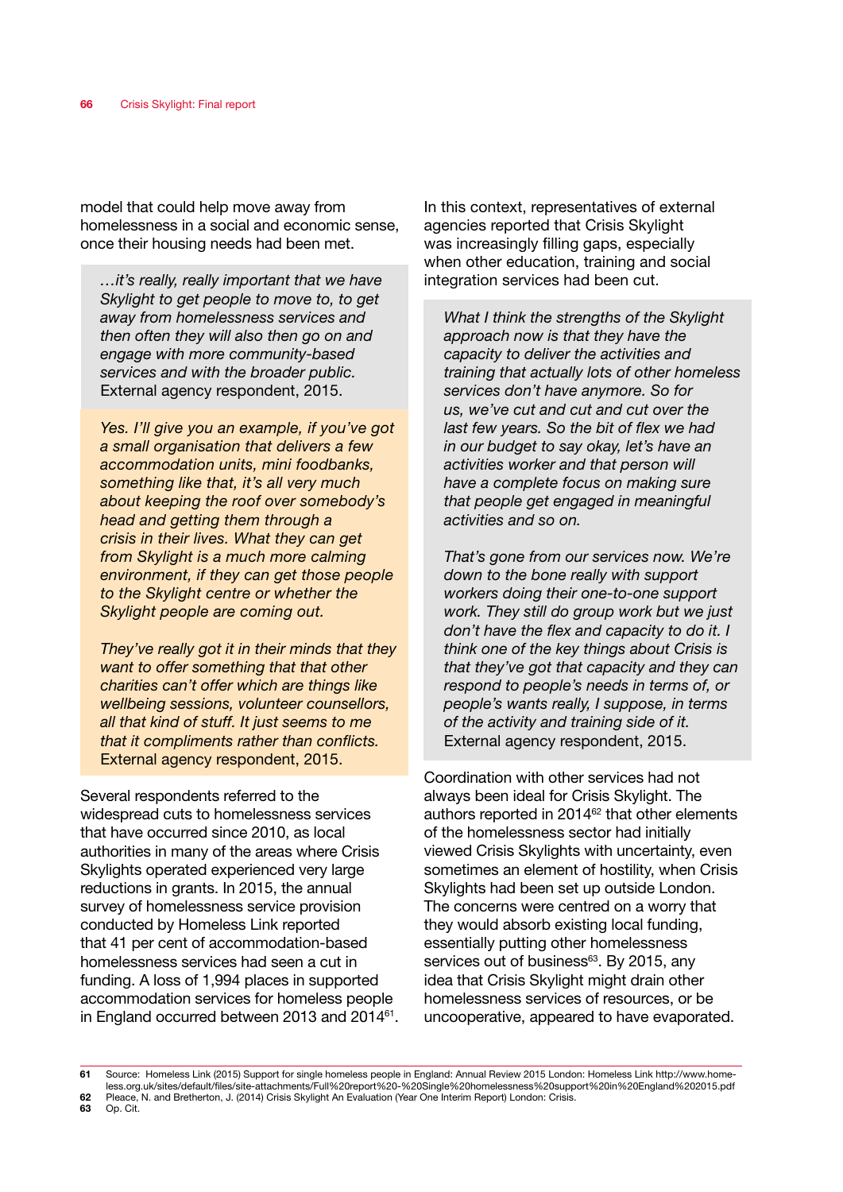model that could help move away from homelessness in a social and economic sense, once their housing needs had been met.

> *…it's really, really important that we have Skylight to get people to move to, to get away from homelessness services and then often they will also then go on and engage with more community-based services and with the broader public.*
> External agency respondent, 2015.

> *Yes. I'll give you an example, if you've got a small organisation that delivers a few accommodation units, mini foodbanks, something like that, it's all very much about keeping the roof over somebody's head and getting them through a crisis in their lives. What they can get from Skylight is a much more calming environment, if they can get those people to the Skylight centre or whether the Skylight people are coming out.*
>
> *They've really got it in their minds that they want to offer something that that other charities can't offer which are things like wellbeing sessions, volunteer counsellors, all that kind of stuff. It just seems to me that it compliments rather than conflicts.*
> External agency respondent, 2015.

Several respondents referred to the widespread cuts to homelessness services that have occurred since 2010, as local authorities in many of the areas where Crisis Skylights operated experienced very large reductions in grants. In 2015, the annual survey of homelessness service provision conducted by Homeless Link reported that 41 per cent of accommodation-based homelessness services had seen a cut in funding. A loss of 1,994 places in supported accommodation services for homeless people in England occurred between 2013 and 2014[61].

In this context, representatives of external agencies reported that Crisis Skylight was increasingly filling gaps, especially when other education, training and social integration services had been cut.

> *What I think the strengths of the Skylight approach now is that they have the capacity to deliver the activities and training that actually lots of other homeless services don't have anymore. So for us, we've cut and cut and cut over the last few years. So the bit of flex we had in our budget to say okay, let's have an activities worker and that person will have a complete focus on making sure that people get engaged in meaningful activities and so on.*
>
> *That's gone from our services now. We're down to the bone really with support workers doing their one-to-one support work. They still do group work but we just don't have the flex and capacity to do it. I think one of the key things about Crisis is that they've got that capacity and they can respond to people's needs in terms of, or people's wants really, I suppose, in terms of the activity and training side of it.*
> External agency respondent, 2015.

Coordination with other services had not always been ideal for Crisis Skylight. The authors reported in 2014[62] that other elements of the homelessness sector had initially viewed Crisis Skylights with uncertainty, even sometimes an element of hostility, when Crisis Skylights had been set up outside London. The concerns were centred on a worry that they would absorb existing local funding, essentially putting other homelessness services out of business[63]. By 2015, any idea that Crisis Skylight might drain other homelessness services of resources, or be uncooperative, appeared to have evaporated.

---

**61** Source: Homeless Link (2015) Support for single homeless people in England: Annual Review 2015 London: Homeless Link http://www.homeless.org.uk/sites/default/files/site-attachments/Full%20report%20-%20Single%20homelessness%20support%20in%20England%202015.pdf
**62** Pleace, N. and Bretherton, J. (2014) Crisis Skylight An Evaluation (Year One Interim Report) London: Crisis.
**63** Op. Cit.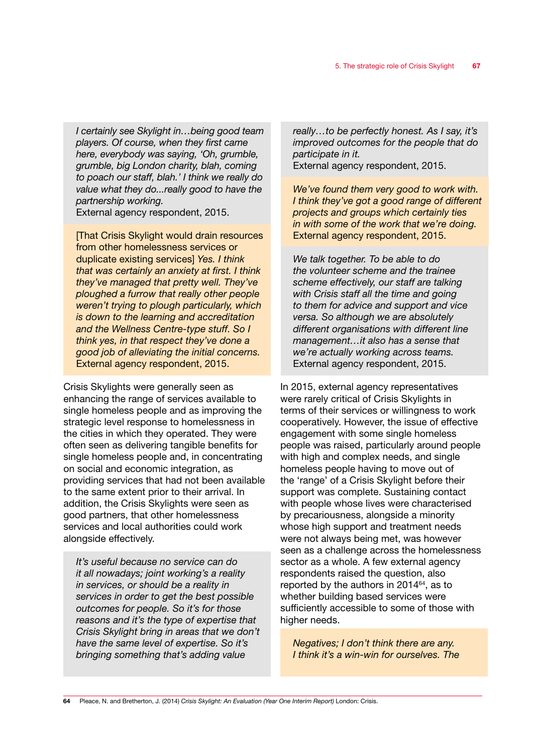*I certainly see Skylight in…being good team players. Of course, when they first came here, everybody was saying, 'Oh, grumble, grumble, big London charity, blah, coming to poach our staff, blah.' I think we really do value what they do...really good to have the partnership working.*
External agency respondent, 2015.

[That Crisis Skylight would drain resources from other homelessness services or duplicate existing services] *Yes. I think that was certainly an anxiety at first. I think they've managed that pretty well. They've ploughed a furrow that really other people weren't trying to plough particularly, which is down to the learning and accreditation and the Wellness Centre-type stuff. So I think yes, in that respect they've done a good job of alleviating the initial concerns.*
External agency respondent, 2015.

Crisis Skylights were generally seen as enhancing the range of services available to single homeless people and as improving the strategic level response to homelessness in the cities in which they operated. They were often seen as delivering tangible benefits for single homeless people and, in concentrating on social and economic integration, as providing services that had not been available to the same extent prior to their arrival. In addition, the Crisis Skylights were seen as good partners, that other homelessness services and local authorities could work alongside effectively.

*It's useful because no service can do it all nowadays; joint working's a reality in services, or should be a reality in services in order to get the best possible outcomes for people. So it's for those reasons and it's the type of expertise that Crisis Skylight bring in areas that we don't have the same level of expertise. So it's bringing something that's adding value really…to be perfectly honest. As I say, it's improved outcomes for the people that do participate in it.*
External agency respondent, 2015.

*We've found them very good to work with. I think they've got a good range of different projects and groups which certainly ties in with some of the work that we're doing.*
External agency respondent, 2015.

*We talk together. To be able to do the volunteer scheme and the trainee scheme effectively, our staff are talking with Crisis staff all the time and going to them for advice and support and vice versa. So although we are absolutely different organisations with different line management…it also has a sense that we're actually working across teams.*
External agency respondent, 2015.

In 2015, external agency representatives were rarely critical of Crisis Skylights in terms of their services or willingness to work cooperatively. However, the issue of effective engagement with some single homeless people was raised, particularly around people with high and complex needs, and single homeless people having to move out of the 'range' of a Crisis Skylight before their support was complete. Sustaining contact with people whose lives were characterised by precariousness, alongside a minority whose high support and treatment needs were not always being met, was however seen as a challenge across the homelessness sector as a whole. A few external agency respondents raised the question, also reported by the authors in 2014[64], as to whether building based services were sufficiently accessible to some of those with higher needs.

*Negatives; I don't think there are any. I think it's a win-win for ourselves. The*

---

[64] Pleace, N. and Bretherton, J. (2014) *Crisis Skylight: An Evaluation (Year One Interim Report)* London: Crisis.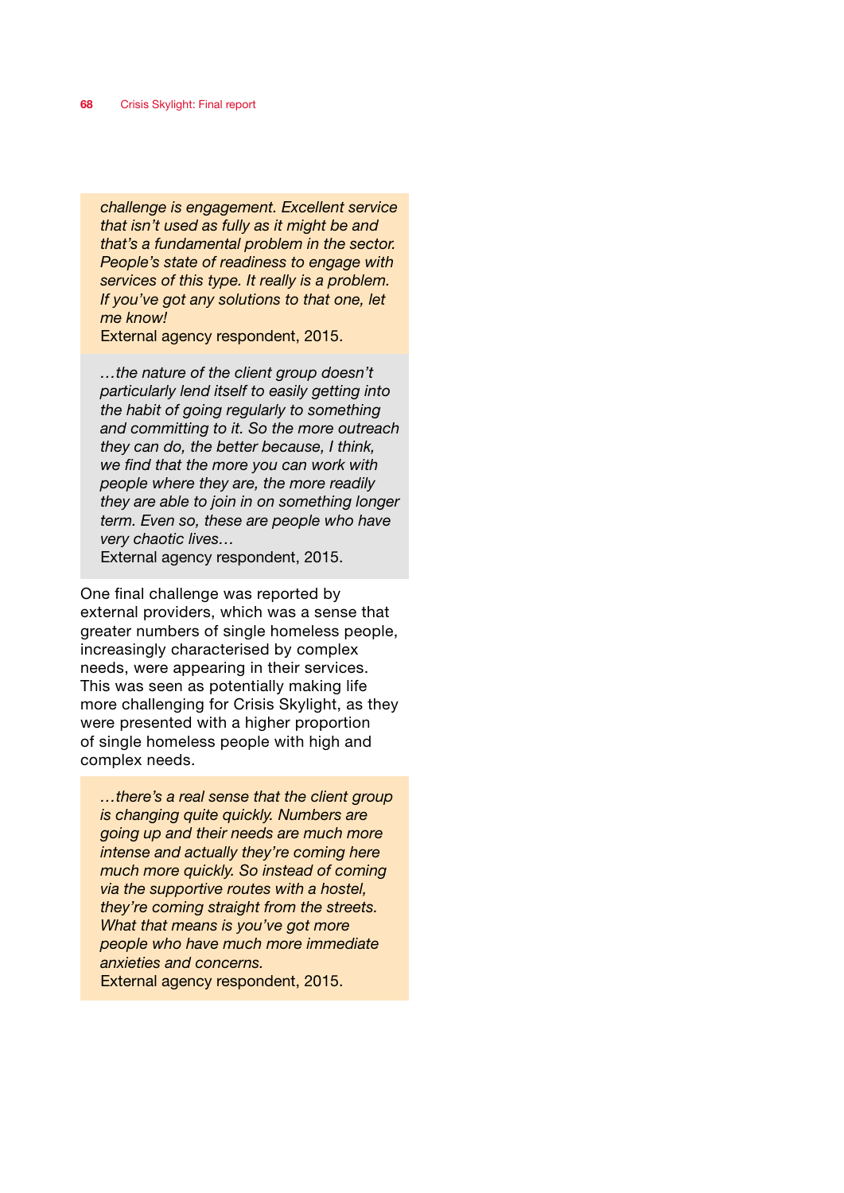*challenge is engagement. Excellent service that isn't used as fully as it might be and that's a fundamental problem in the sector. People's state of readiness to engage with services of this type. It really is a problem. If you've got any solutions to that one, let me know!*
External agency respondent, 2015.

*…the nature of the client group doesn't particularly lend itself to easily getting into the habit of going regularly to something and committing to it. So the more outreach they can do, the better because, I think, we find that the more you can work with people where they are, the more readily they are able to join in on something longer term. Even so, these are people who have very chaotic lives…*
External agency respondent, 2015.

One final challenge was reported by external providers, which was a sense that greater numbers of single homeless people, increasingly characterised by complex needs, were appearing in their services. This was seen as potentially making life more challenging for Crisis Skylight, as they were presented with a higher proportion of single homeless people with high and complex needs.

*…there's a real sense that the client group is changing quite quickly. Numbers are going up and their needs are much more intense and actually they're coming here much more quickly. So instead of coming via the supportive routes with a hostel, they're coming straight from the streets. What that means is you've got more people who have much more immediate anxieties and concerns.*
External agency respondent, 2015.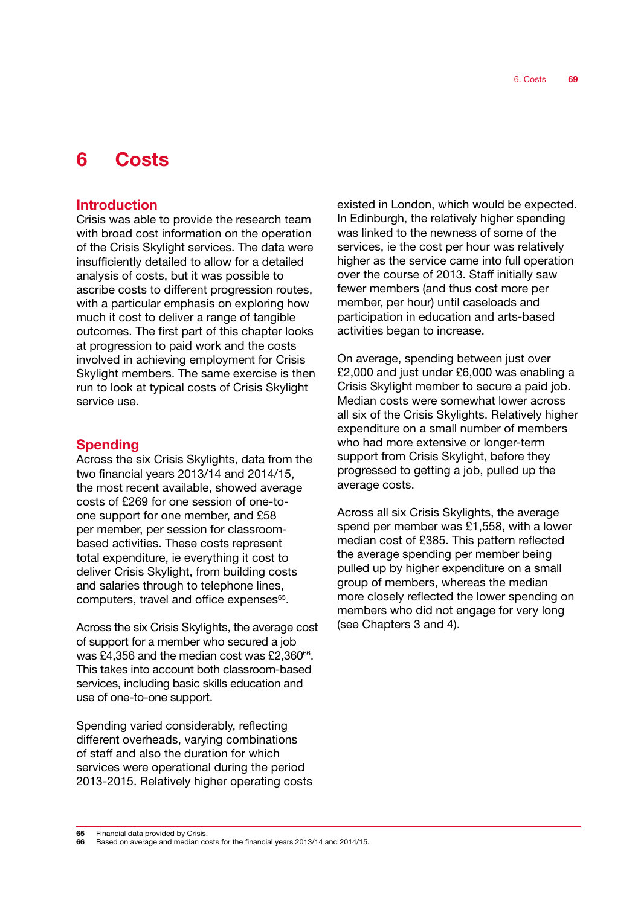# 6 Costs

## Introduction

Crisis was able to provide the research team with broad cost information on the operation of the Crisis Skylight services. The data were insufficiently detailed to allow for a detailed analysis of costs, but it was possible to ascribe costs to different progression routes, with a particular emphasis on exploring how much it cost to deliver a range of tangible outcomes. The first part of this chapter looks at progression to paid work and the costs involved in achieving employment for Crisis Skylight members. The same exercise is then run to look at typical costs of Crisis Skylight service use.

## Spending

Across the six Crisis Skylights, data from the two financial years 2013/14 and 2014/15, the most recent available, showed average costs of £269 for one session of one-to-one support for one member, and £58 per member, per session for classroom-based activities. These costs represent total expenditure, ie everything it cost to deliver Crisis Skylight, from building costs and salaries through to telephone lines, computers, travel and office expenses[65].

Across the six Crisis Skylights, the average cost of support for a member who secured a job was £4,356 and the median cost was £2,360[66]. This takes into account both classroom-based services, including basic skills education and use of one-to-one support.

Spending varied considerably, reflecting different overheads, varying combinations of staff and also the duration for which services were operational during the period 2013-2015. Relatively higher operating costs existed in London, which would be expected. In Edinburgh, the relatively higher spending was linked to the newness of some of the services, ie the cost per hour was relatively higher as the service came into full operation over the course of 2013. Staff initially saw fewer members (and thus cost more per member, per hour) until caseloads and participation in education and arts-based activities began to increase.

On average, spending between just over £2,000 and just under £6,000 was enabling a Crisis Skylight member to secure a paid job. Median costs were somewhat lower across all six of the Crisis Skylights. Relatively higher expenditure on a small number of members who had more extensive or longer-term support from Crisis Skylight, before they progressed to getting a job, pulled up the average costs.

Across all six Crisis Skylights, the average spend per member was £1,558, with a lower median cost of £385. This pattern reflected the average spending per member being pulled up by higher expenditure on a small group of members, whereas the median more closely reflected the lower spending on members who did not engage for very long (see Chapters 3 and 4).

---

65 Financial data provided by Crisis.
66 Based on average and median costs for the financial years 2013/14 and 2014/15.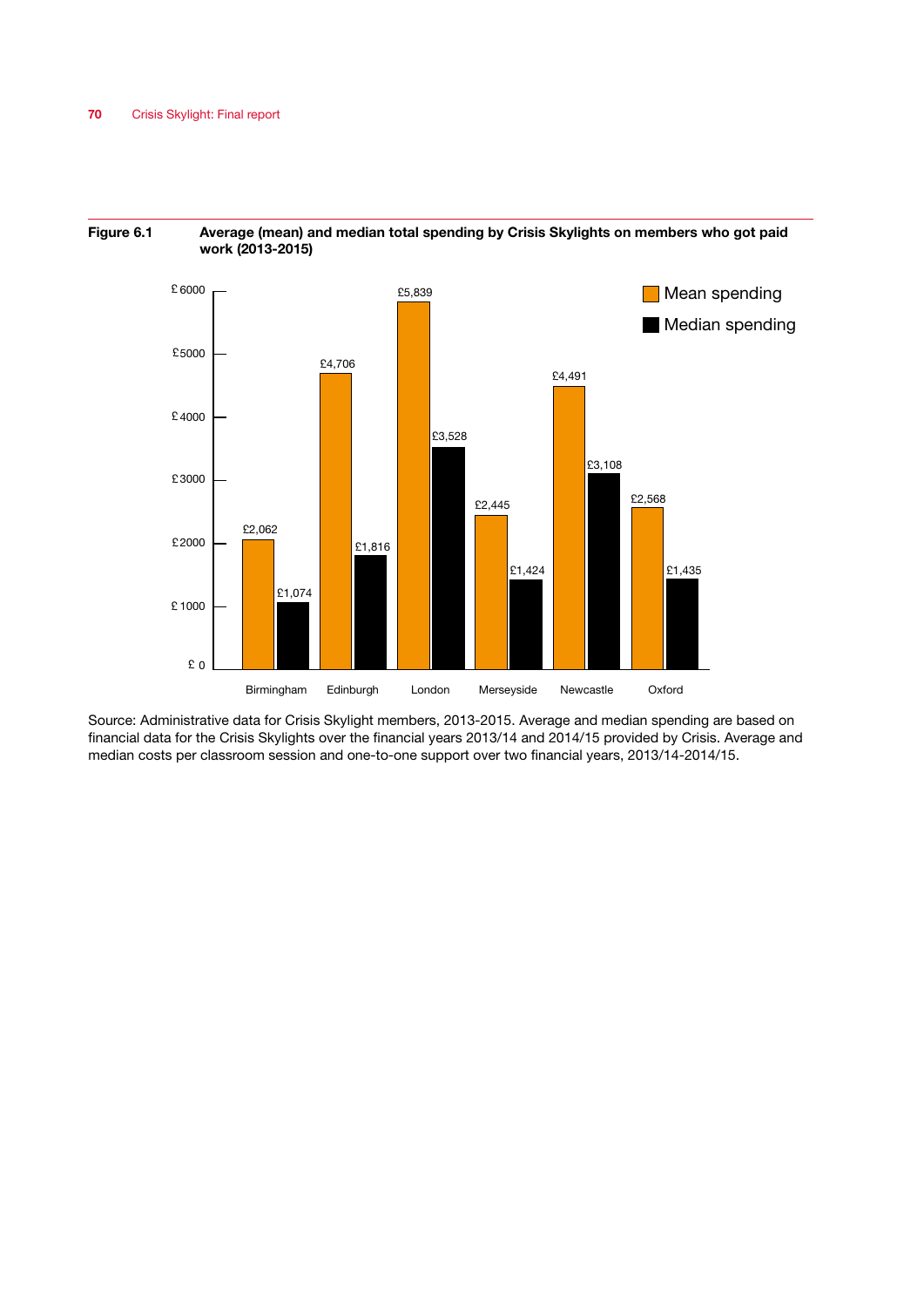**Figure 6.1** **Average (mean) and median total spending by Crisis Skylights on members who got paid work (2013-2015)**

| | Mean spending | Median spending |
|---|---|---|
| Birmingham | £2,062 | £1,074 |
| Edinburgh | £4,706 | £1,816 |
| London | £5,839 | £3,528 |
| Merseyside | £2,445 | £1,424 |
| Newcastle | £4,491 | £3,108 |
| Oxford | £2,568 | £1,435 |

Source: Administrative data for Crisis Skylight members, 2013-2015. Average and median spending are based on financial data for the Crisis Skylights over the financial years 2013/14 and 2014/15 provided by Crisis. Average and median costs per classroom session and one-to-one support over two financial years, 2013/14-2014/15.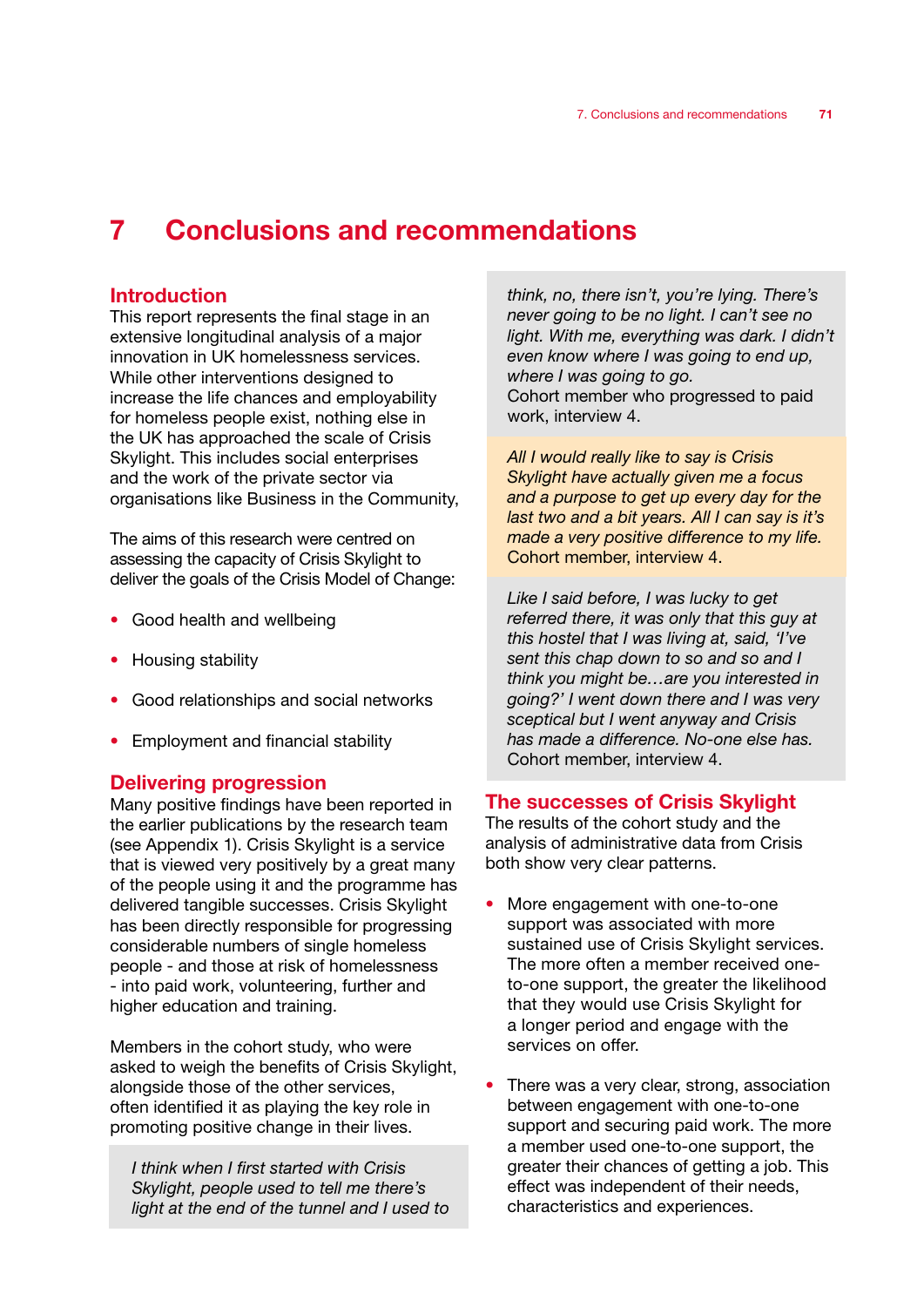# 7 Conclusions and recommendations

## Introduction

This report represents the final stage in an extensive longitudinal analysis of a major innovation in UK homelessness services. While other interventions designed to increase the life chances and employability for homeless people exist, nothing else in the UK has approached the scale of Crisis Skylight. This includes social enterprises and the work of the private sector via organisations like Business in the Community,

The aims of this research were centred on assessing the capacity of Crisis Skylight to deliver the goals of the Crisis Model of Change:

- Good health and wellbeing
- Housing stability
- Good relationships and social networks
- Employment and financial stability

## Delivering progression

Many positive findings have been reported in the earlier publications by the research team (see Appendix 1). Crisis Skylight is a service that is viewed very positively by a great many of the people using it and the programme has delivered tangible successes. Crisis Skylight has been directly responsible for progressing considerable numbers of single homeless people - and those at risk of homelessness - into paid work, volunteering, further and higher education and training.

Members in the cohort study, who were asked to weigh the benefits of Crisis Skylight, alongside those of the other services, often identified it as playing the key role in promoting positive change in their lives.

> *I think when I first started with Crisis Skylight, people used to tell me there's light at the end of the tunnel and I used to think, no, there isn't, you're lying. There's never going to be no light. I can't see no light. With me, everything was dark. I didn't even know where I was going to end up, where I was going to go.*
> Cohort member who progressed to paid work, interview 4.

> *All I would really like to say is Crisis Skylight have actually given me a focus and a purpose to get up every day for the last two and a bit years. All I can say is it's made a very positive difference to my life.*
> Cohort member, interview 4.

> *Like I said before, I was lucky to get referred there, it was only that this guy at this hostel that I was living at, said, 'I've sent this chap down to so and so and I think you might be…are you interested in going?' I went down there and I was very sceptical but I went anyway and Crisis has made a difference. No-one else has.*
> Cohort member, interview 4.

## The successes of Crisis Skylight

The results of the cohort study and the analysis of administrative data from Crisis both show very clear patterns.

- More engagement with one-to-one support was associated with more sustained use of Crisis Skylight services. The more often a member received one-to-one support, the greater the likelihood that they would use Crisis Skylight for a longer period and engage with the services on offer.
- There was a very clear, strong, association between engagement with one-to-one support and securing paid work. The more a member used one-to-one support, the greater their chances of getting a job. This effect was independent of their needs, characteristics and experiences.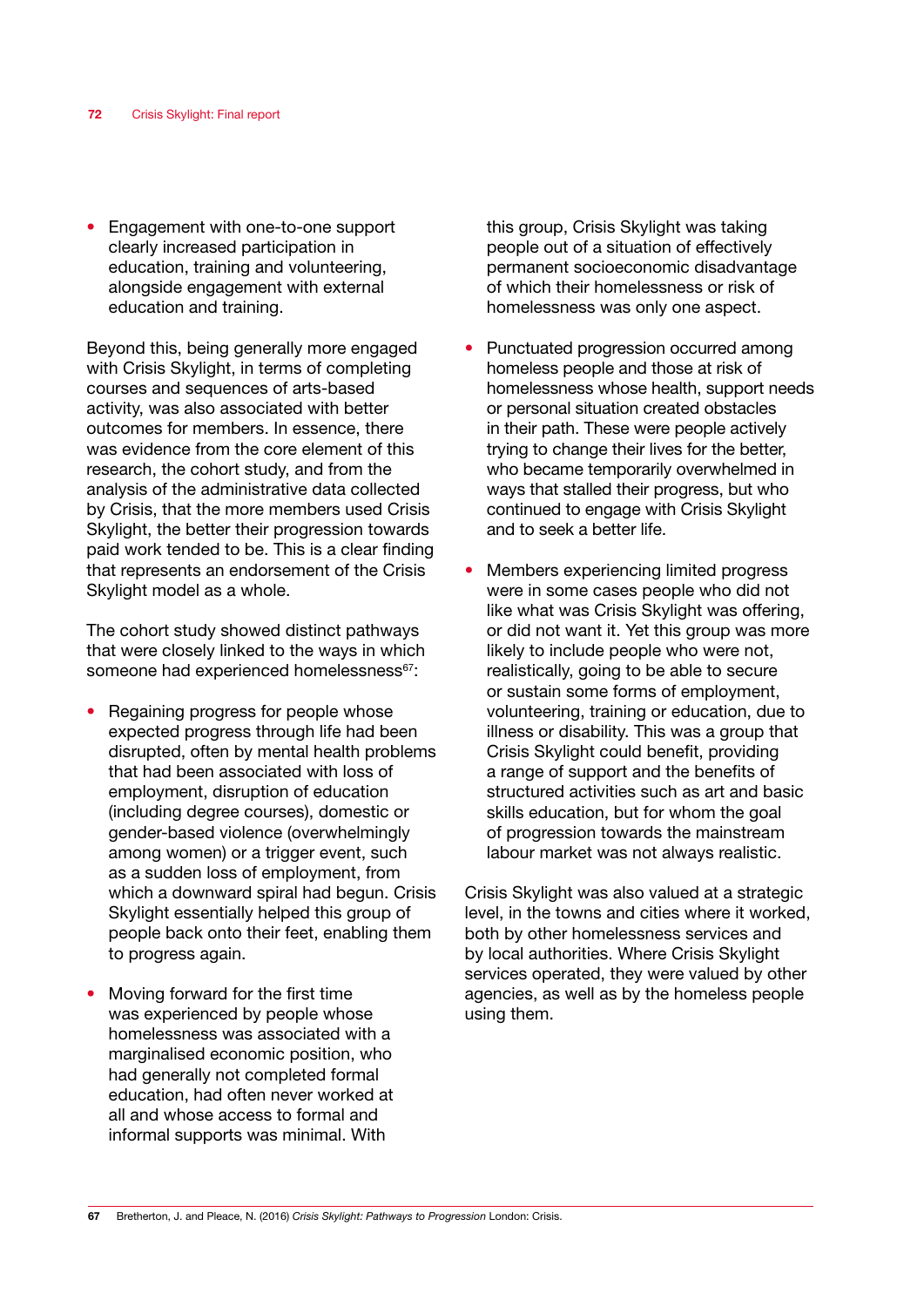- Engagement with one-to-one support clearly increased participation in education, training and volunteering, alongside engagement with external education and training.

Beyond this, being generally more engaged with Crisis Skylight, in terms of completing courses and sequences of arts-based activity, was also associated with better outcomes for members. In essence, there was evidence from the core element of this research, the cohort study, and from the analysis of the administrative data collected by Crisis, that the more members used Crisis Skylight, the better their progression towards paid work tended to be. This is a clear finding that represents an endorsement of the Crisis Skylight model as a whole.

The cohort study showed distinct pathways that were closely linked to the ways in which someone had experienced homelessness[67]:

- Regaining progress for people whose expected progress through life had been disrupted, often by mental health problems that had been associated with loss of employment, disruption of education (including degree courses), domestic or gender-based violence (overwhelmingly among women) or a trigger event, such as a sudden loss of employment, from which a downward spiral had begun. Crisis Skylight essentially helped this group of people back onto their feet, enabling them to progress again.

- Moving forward for the first time was experienced by people whose homelessness was associated with a marginalised economic position, who had generally not completed formal education, had often never worked at all and whose access to formal and informal supports was minimal. With this group, Crisis Skylight was taking people out of a situation of effectively permanent socioeconomic disadvantage of which their homelessness or risk of homelessness was only one aspect.

- Punctuated progression occurred among homeless people and those at risk of homelessness whose health, support needs or personal situation created obstacles in their path. These were people actively trying to change their lives for the better, who became temporarily overwhelmed in ways that stalled their progress, but who continued to engage with Crisis Skylight and to seek a better life.

- Members experiencing limited progress were in some cases people who did not like what was Crisis Skylight was offering, or did not want it. Yet this group was more likely to include people who were not, realistically, going to be able to secure or sustain some forms of employment, volunteering, training or education, due to illness or disability. This was a group that Crisis Skylight could benefit, providing a range of support and the benefits of structured activities such as art and basic skills education, but for whom the goal of progression towards the mainstream labour market was not always realistic.

Crisis Skylight was also valued at a strategic level, in the towns and cities where it worked, both by other homelessness services and by local authorities. Where Crisis Skylight services operated, they were valued by other agencies, as well as by the homeless people using them.

---

67 Bretherton, J. and Pleace, N. (2016) *Crisis Skylight: Pathways to Progression* London: Crisis.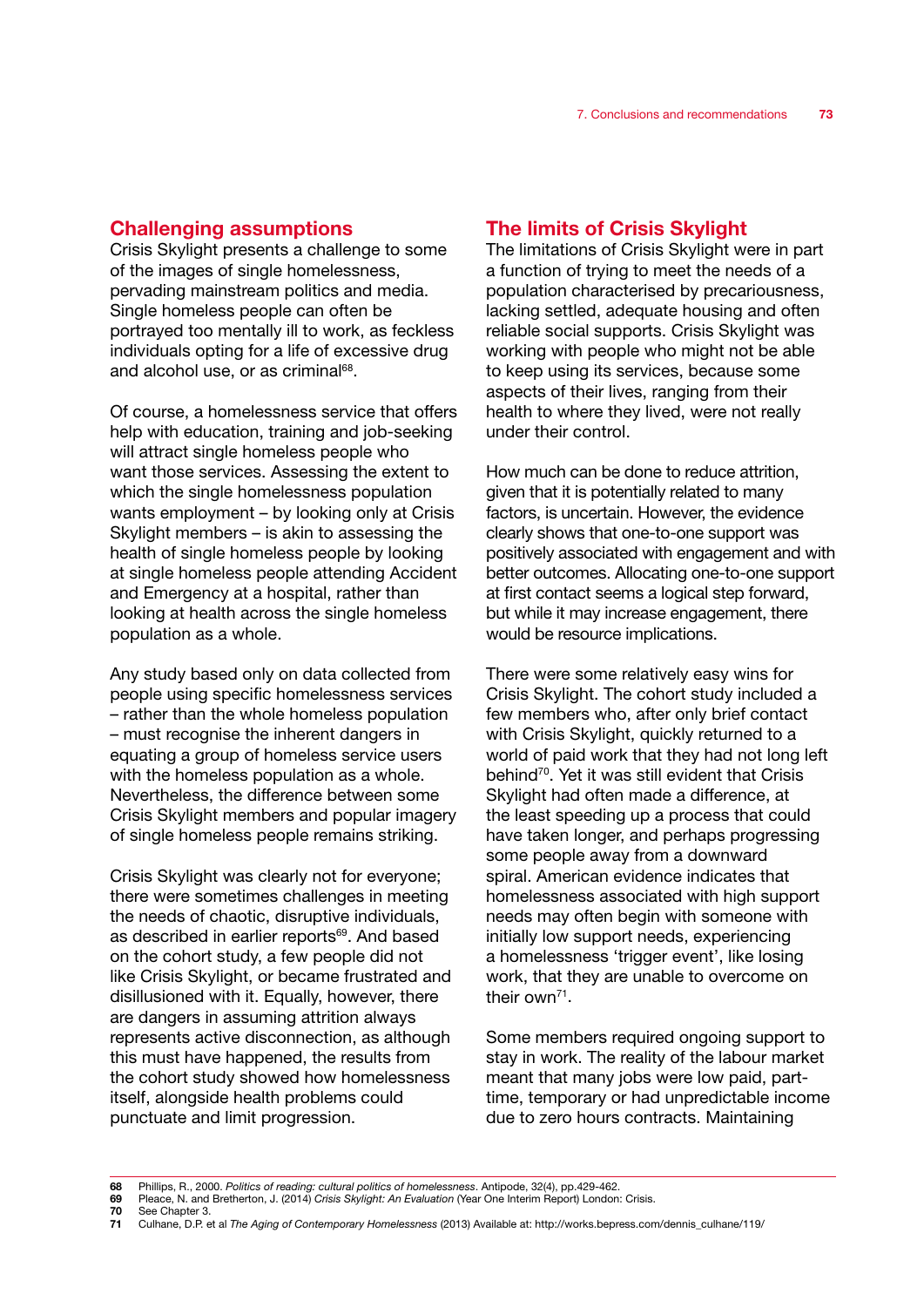## Challenging assumptions

Crisis Skylight presents a challenge to some of the images of single homelessness, pervading mainstream politics and media. Single homeless people can often be portrayed too mentally ill to work, as feckless individuals opting for a life of excessive drug and alcohol use, or as criminal[68].

Of course, a homelessness service that offers help with education, training and job-seeking will attract single homeless people who want those services. Assessing the extent to which the single homelessness population wants employment – by looking only at Crisis Skylight members – is akin to assessing the health of single homeless people by looking at single homeless people attending Accident and Emergency at a hospital, rather than looking at health across the single homeless population as a whole.

Any study based only on data collected from people using specific homelessness services – rather than the whole homeless population – must recognise the inherent dangers in equating a group of homeless service users with the homeless population as a whole. Nevertheless, the difference between some Crisis Skylight members and popular imagery of single homeless people remains striking.

Crisis Skylight was clearly not for everyone; there were sometimes challenges in meeting the needs of chaotic, disruptive individuals, as described in earlier reports[69]. And based on the cohort study, a few people did not like Crisis Skylight, or became frustrated and disillusioned with it. Equally, however, there are dangers in assuming attrition always represents active disconnection, as although this must have happened, the results from the cohort study showed how homelessness itself, alongside health problems could punctuate and limit progression.

## The limits of Crisis Skylight

The limitations of Crisis Skylight were in part a function of trying to meet the needs of a population characterised by precariousness, lacking settled, adequate housing and often reliable social supports. Crisis Skylight was working with people who might not be able to keep using its services, because some aspects of their lives, ranging from their health to where they lived, were not really under their control.

How much can be done to reduce attrition, given that it is potentially related to many factors, is uncertain. However, the evidence clearly shows that one-to-one support was positively associated with engagement and with better outcomes. Allocating one-to-one support at first contact seems a logical step forward, but while it may increase engagement, there would be resource implications.

There were some relatively easy wins for Crisis Skylight. The cohort study included a few members who, after only brief contact with Crisis Skylight, quickly returned to a world of paid work that they had not long left behind[70]. Yet it was still evident that Crisis Skylight had often made a difference, at the least speeding up a process that could have taken longer, and perhaps progressing some people away from a downward spiral. American evidence indicates that homelessness associated with high support needs may often begin with someone with initially low support needs, experiencing a homelessness 'trigger event', like losing work, that they are unable to overcome on their own[71].

Some members required ongoing support to stay in work. The reality of the labour market meant that many jobs were low paid, part-time, temporary or had unpredictable income due to zero hours contracts. Maintaining

---

68 Phillips, R., 2000. *Politics of reading: cultural politics of homelessness*. Antipode, 32(4), pp.429-462.
69 Pleace, N. and Bretherton, J. (2014) *Crisis Skylight: An Evaluation* (Year One Interim Report) London: Crisis.
70 See Chapter 3.
71 Culhane, D.P. et al *The Aging of Contemporary Homelessness* (2013) Available at: http://works.bepress.com/dennis_culhane/119/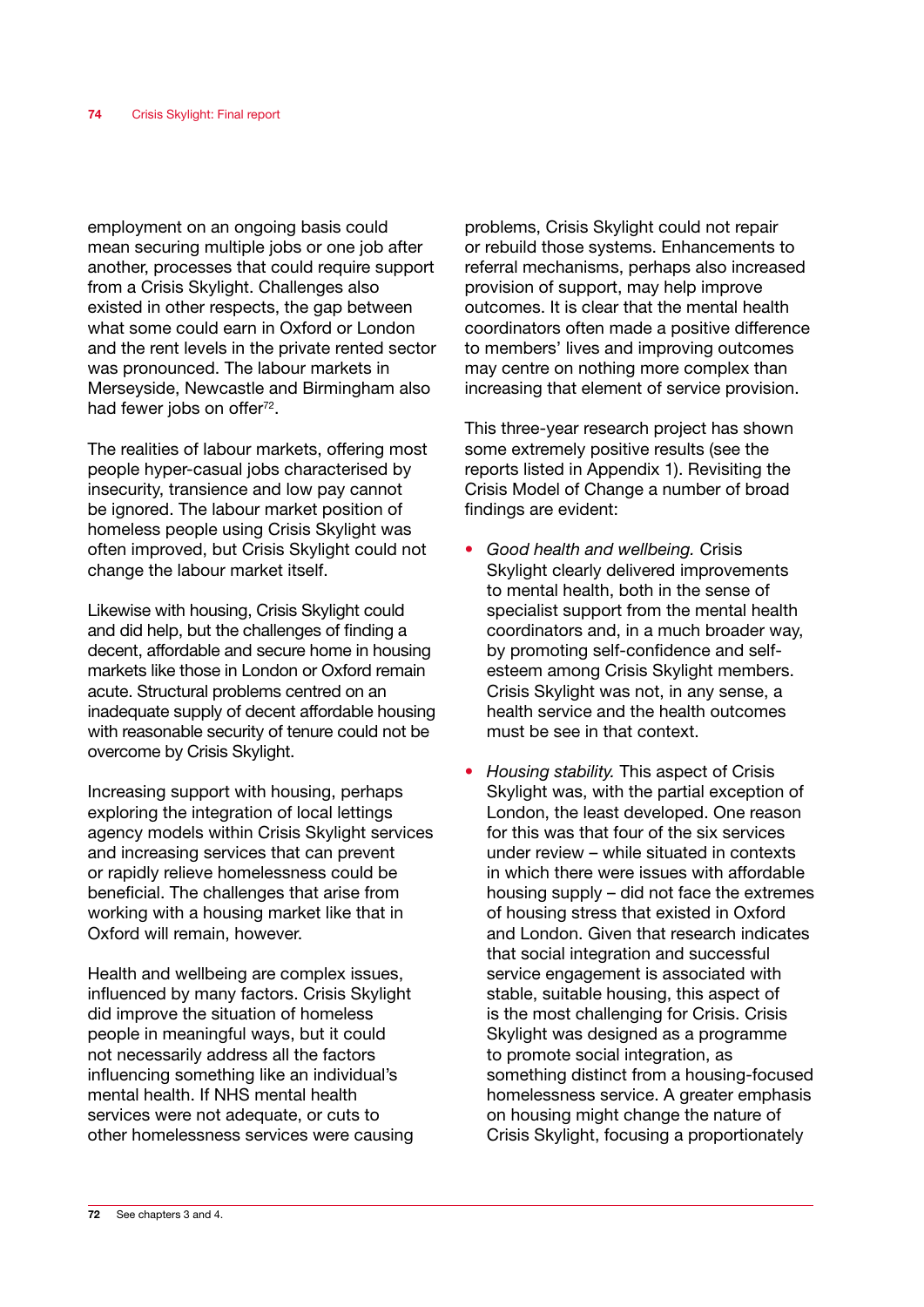employment on an ongoing basis could mean securing multiple jobs or one job after another, processes that could require support from a Crisis Skylight. Challenges also existed in other respects, the gap between what some could earn in Oxford or London and the rent levels in the private rented sector was pronounced. The labour markets in Merseyside, Newcastle and Birmingham also had fewer jobs on offer[72].

The realities of labour markets, offering most people hyper-casual jobs characterised by insecurity, transience and low pay cannot be ignored. The labour market position of homeless people using Crisis Skylight was often improved, but Crisis Skylight could not change the labour market itself.

Likewise with housing, Crisis Skylight could and did help, but the challenges of finding a decent, affordable and secure home in housing markets like those in London or Oxford remain acute. Structural problems centred on an inadequate supply of decent affordable housing with reasonable security of tenure could not be overcome by Crisis Skylight.

Increasing support with housing, perhaps exploring the integration of local lettings agency models within Crisis Skylight services and increasing services that can prevent or rapidly relieve homelessness could be beneficial. The challenges that arise from working with a housing market like that in Oxford will remain, however.

Health and wellbeing are complex issues, influenced by many factors. Crisis Skylight did improve the situation of homeless people in meaningful ways, but it could not necessarily address all the factors influencing something like an individual's mental health. If NHS mental health services were not adequate, or cuts to other homelessness services were causing problems, Crisis Skylight could not repair or rebuild those systems. Enhancements to referral mechanisms, perhaps also increased provision of support, may help improve outcomes. It is clear that the mental health coordinators often made a positive difference to members' lives and improving outcomes may centre on nothing more complex than increasing that element of service provision.

This three-year research project has shown some extremely positive results (see the reports listed in Appendix 1). Revisiting the Crisis Model of Change a number of broad findings are evident:

- *Good health and wellbeing.* Crisis Skylight clearly delivered improvements to mental health, both in the sense of specialist support from the mental health coordinators and, in a much broader way, by promoting self-confidence and self-esteem among Crisis Skylight members. Crisis Skylight was not, in any sense, a health service and the health outcomes must be see in that context.

- *Housing stability.* This aspect of Crisis Skylight was, with the partial exception of London, the least developed. One reason for this was that four of the six services under review – while situated in contexts in which there were issues with affordable housing supply – did not face the extremes of housing stress that existed in Oxford and London. Given that research indicates that social integration and successful service engagement is associated with stable, suitable housing, this aspect of is the most challenging for Crisis. Crisis Skylight was designed as a programme to promote social integration, as something distinct from a housing-focused homelessness service. A greater emphasis on housing might change the nature of Crisis Skylight, focusing a proportionately

72 See chapters 3 and 4.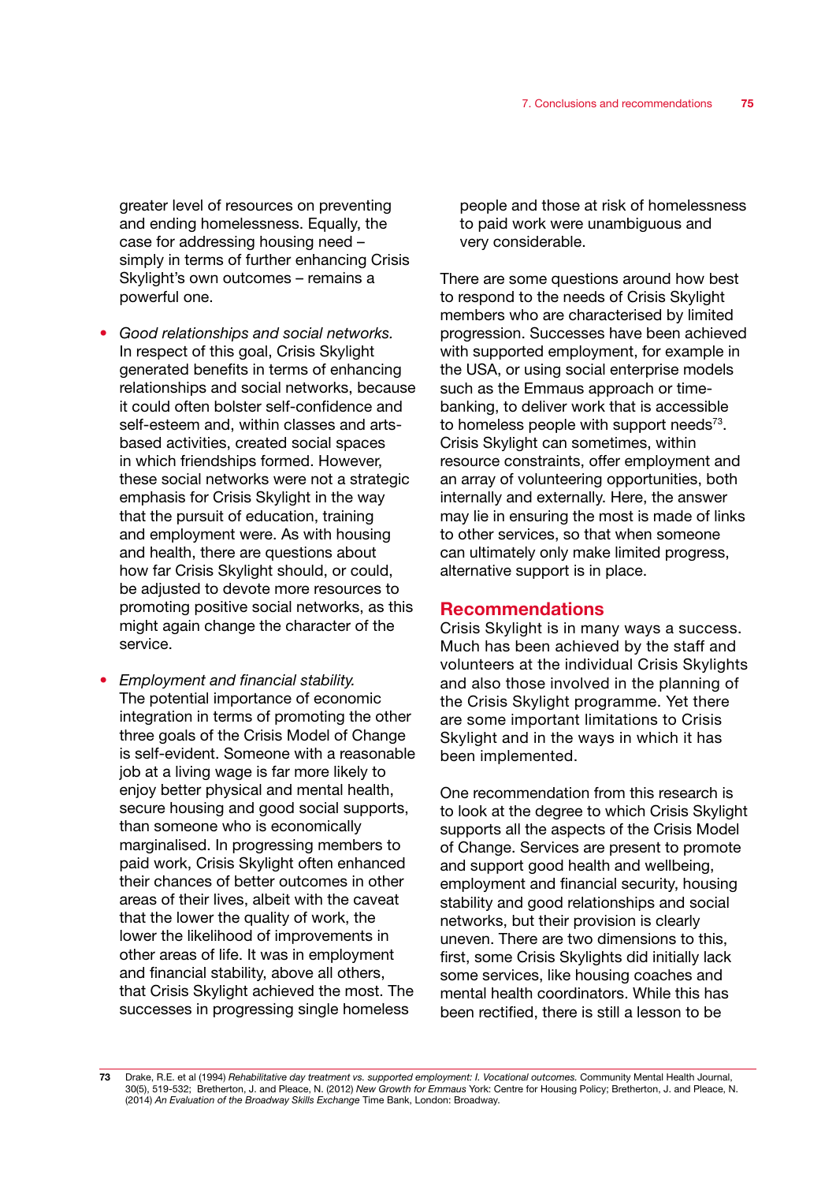greater level of resources on preventing and ending homelessness. Equally, the case for addressing housing need – simply in terms of further enhancing Crisis Skylight's own outcomes – remains a powerful one.

- *Good relationships and social networks.* In respect of this goal, Crisis Skylight generated benefits in terms of enhancing relationships and social networks, because it could often bolster self-confidence and self-esteem and, within classes and arts-based activities, created social spaces in which friendships formed. However, these social networks were not a strategic emphasis for Crisis Skylight in the way that the pursuit of education, training and employment were. As with housing and health, there are questions about how far Crisis Skylight should, or could, be adjusted to devote more resources to promoting positive social networks, as this might again change the character of the service.

- *Employment and financial stability.* The potential importance of economic integration in terms of promoting the other three goals of the Crisis Model of Change is self-evident. Someone with a reasonable job at a living wage is far more likely to enjoy better physical and mental health, secure housing and good social supports, than someone who is economically marginalised. In progressing members to paid work, Crisis Skylight often enhanced their chances of better outcomes in other areas of their lives, albeit with the caveat that the lower the quality of work, the lower the likelihood of improvements in other areas of life. It was in employment and financial stability, above all others, that Crisis Skylight achieved the most. The successes in progressing single homeless people and those at risk of homelessness to paid work were unambiguous and very considerable.

There are some questions around how best to respond to the needs of Crisis Skylight members who are characterised by limited progression. Successes have been achieved with supported employment, for example in the USA, or using social enterprise models such as the Emmaus approach or time-banking, to deliver work that is accessible to homeless people with support needs[73]. Crisis Skylight can sometimes, within resource constraints, offer employment and an array of volunteering opportunities, both internally and externally. Here, the answer may lie in ensuring the most is made of links to other services, so that when someone can ultimately only make limited progress, alternative support is in place.

## Recommendations

Crisis Skylight is in many ways a success. Much has been achieved by the staff and volunteers at the individual Crisis Skylights and also those involved in the planning of the Crisis Skylight programme. Yet there are some important limitations to Crisis Skylight and in the ways in which it has been implemented.

One recommendation from this research is to look at the degree to which Crisis Skylight supports all the aspects of the Crisis Model of Change. Services are present to promote and support good health and wellbeing, employment and financial security, housing stability and good relationships and social networks, but their provision is clearly uneven. There are two dimensions to this, first, some Crisis Skylights did initially lack some services, like housing coaches and mental health coordinators. While this has been rectified, there is still a lesson to be

---

73 Drake, R.E. et al (1994) *Rehabilitative day treatment vs. supported employment: I. Vocational outcomes.* Community Mental Health Journal, 30(5), 519-532; Bretherton, J. and Pleace, N. (2012) *New Growth for Emmaus* York: Centre for Housing Policy; Bretherton, J. and Pleace, N. (2014) *An Evaluation of the Broadway Skills Exchange* Time Bank, London: Broadway.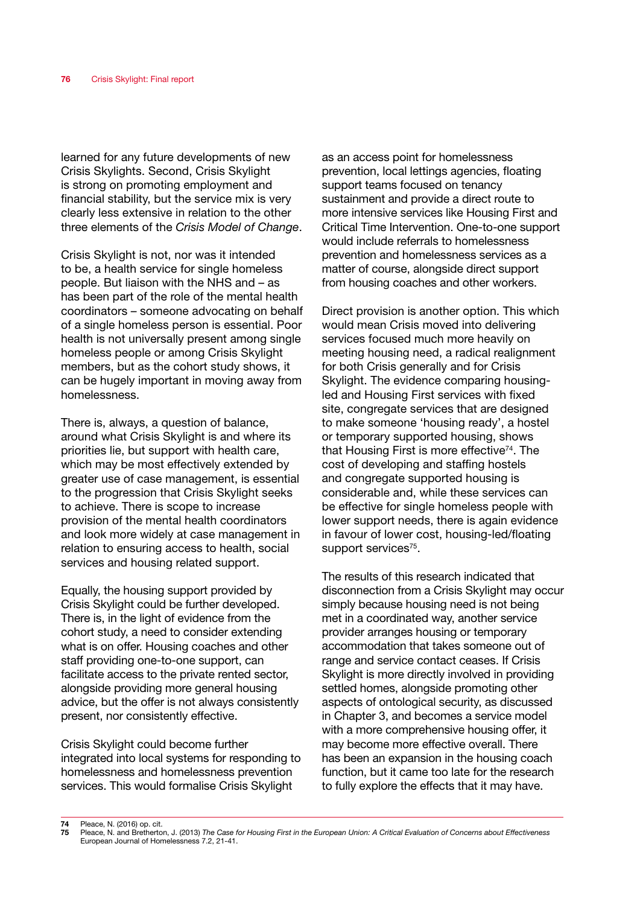learned for any future developments of new Crisis Skylights. Second, Crisis Skylight is strong on promoting employment and financial stability, but the service mix is very clearly less extensive in relation to the other three elements of the *Crisis Model of Change*.

Crisis Skylight is not, nor was it intended to be, a health service for single homeless people. But liaison with the NHS and – as has been part of the role of the mental health coordinators – someone advocating on behalf of a single homeless person is essential. Poor health is not universally present among single homeless people or among Crisis Skylight members, but as the cohort study shows, it can be hugely important in moving away from homelessness.

There is, always, a question of balance, around what Crisis Skylight is and where its priorities lie, but support with health care, which may be most effectively extended by greater use of case management, is essential to the progression that Crisis Skylight seeks to achieve. There is scope to increase provision of the mental health coordinators and look more widely at case management in relation to ensuring access to health, social services and housing related support.

Equally, the housing support provided by Crisis Skylight could be further developed. There is, in the light of evidence from the cohort study, a need to consider extending what is on offer. Housing coaches and other staff providing one-to-one support, can facilitate access to the private rented sector, alongside providing more general housing advice, but the offer is not always consistently present, nor consistently effective.

Crisis Skylight could become further integrated into local systems for responding to homelessness and homelessness prevention services. This would formalise Crisis Skylight as an access point for homelessness prevention, local lettings agencies, floating support teams focused on tenancy sustainment and provide a direct route to more intensive services like Housing First and Critical Time Intervention. One-to-one support would include referrals to homelessness prevention and homelessness services as a matter of course, alongside direct support from housing coaches and other workers.

Direct provision is another option. This which would mean Crisis moved into delivering services focused much more heavily on meeting housing need, a radical realignment for both Crisis generally and for Crisis Skylight. The evidence comparing housing-led and Housing First services with fixed site, congregate services that are designed to make someone 'housing ready', a hostel or temporary supported housing, shows that Housing First is more effective[74]. The cost of developing and staffing hostels and congregate supported housing is considerable and, while these services can be effective for single homeless people with lower support needs, there is again evidence in favour of lower cost, housing-led/floating support services[75].

The results of this research indicated that disconnection from a Crisis Skylight may occur simply because housing need is not being met in a coordinated way, another service provider arranges housing or temporary accommodation that takes someone out of range and service contact ceases. If Crisis Skylight is more directly involved in providing settled homes, alongside promoting other aspects of ontological security, as discussed in Chapter 3, and becomes a service model with a more comprehensive housing offer, it may become more effective overall. There has been an expansion in the housing coach function, but it came too late for the research to fully explore the effects that it may have.

---

**74** Pleace, N. (2016) op. cit.

**75** Pleace, N. and Bretherton, J. (2013) *The Case for Housing First in the European Union: A Critical Evaluation of Concerns about Effectiveness* European Journal of Homelessness 7.2, 21-41.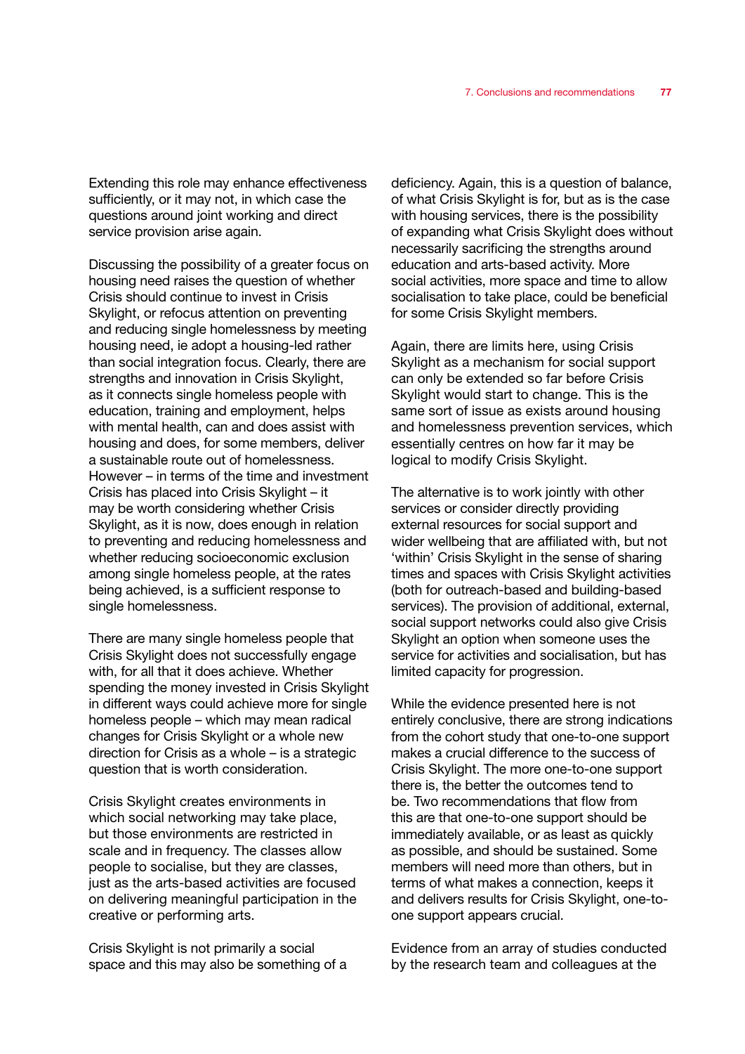Extending this role may enhance effectiveness sufficiently, or it may not, in which case the questions around joint working and direct service provision arise again.

Discussing the possibility of a greater focus on housing need raises the question of whether Crisis should continue to invest in Crisis Skylight, or refocus attention on preventing and reducing single homelessness by meeting housing need, ie adopt a housing-led rather than social integration focus. Clearly, there are strengths and innovation in Crisis Skylight, as it connects single homeless people with education, training and employment, helps with mental health, can and does assist with housing and does, for some members, deliver a sustainable route out of homelessness. However – in terms of the time and investment Crisis has placed into Crisis Skylight – it may be worth considering whether Crisis Skylight, as it is now, does enough in relation to preventing and reducing homelessness and whether reducing socioeconomic exclusion among single homeless people, at the rates being achieved, is a sufficient response to single homelessness.

There are many single homeless people that Crisis Skylight does not successfully engage with, for all that it does achieve. Whether spending the money invested in Crisis Skylight in different ways could achieve more for single homeless people – which may mean radical changes for Crisis Skylight or a whole new direction for Crisis as a whole – is a strategic question that is worth consideration.

Crisis Skylight creates environments in which social networking may take place, but those environments are restricted in scale and in frequency. The classes allow people to socialise, but they are classes, just as the arts-based activities are focused on delivering meaningful participation in the creative or performing arts.

Crisis Skylight is not primarily a social space and this may also be something of a deficiency. Again, this is a question of balance, of what Crisis Skylight is for, but as is the case with housing services, there is the possibility of expanding what Crisis Skylight does without necessarily sacrificing the strengths around education and arts-based activity. More social activities, more space and time to allow socialisation to take place, could be beneficial for some Crisis Skylight members.

Again, there are limits here, using Crisis Skylight as a mechanism for social support can only be extended so far before Crisis Skylight would start to change. This is the same sort of issue as exists around housing and homelessness prevention services, which essentially centres on how far it may be logical to modify Crisis Skylight.

The alternative is to work jointly with other services or consider directly providing external resources for social support and wider wellbeing that are affiliated with, but not 'within' Crisis Skylight in the sense of sharing times and spaces with Crisis Skylight activities (both for outreach-based and building-based services). The provision of additional, external, social support networks could also give Crisis Skylight an option when someone uses the service for activities and socialisation, but has limited capacity for progression.

While the evidence presented here is not entirely conclusive, there are strong indications from the cohort study that one-to-one support makes a crucial difference to the success of Crisis Skylight. The more one-to-one support there is, the better the outcomes tend to be. Two recommendations that flow from this are that one-to-one support should be immediately available, or as least as quickly as possible, and should be sustained. Some members will need more than others, but in terms of what makes a connection, keeps it and delivers results for Crisis Skylight, one-to-one support appears crucial.

Evidence from an array of studies conducted by the research team and colleagues at the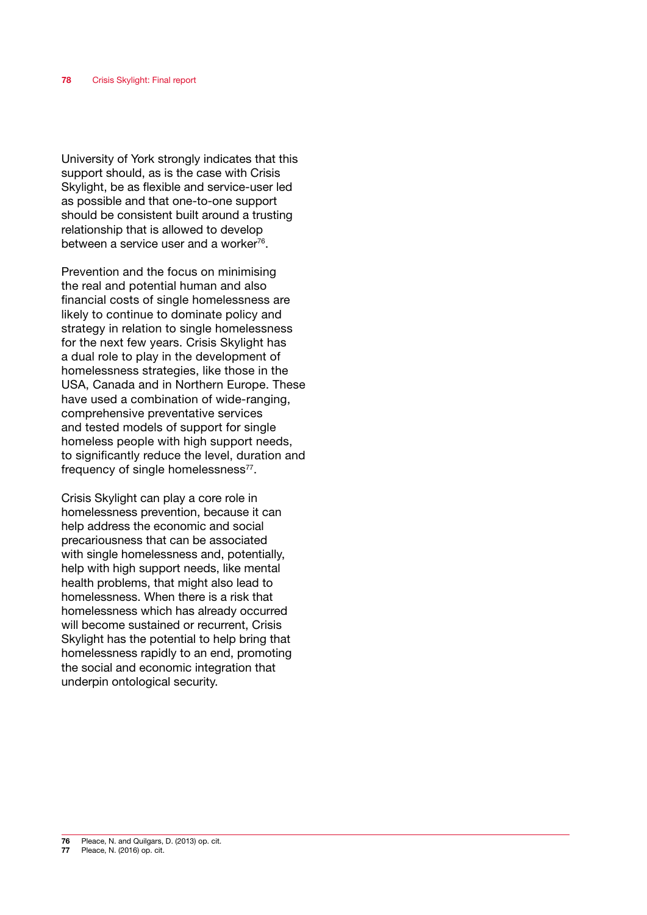University of York strongly indicates that this support should, as is the case with Crisis Skylight, be as flexible and service-user led as possible and that one-to-one support should be consistent built around a trusting relationship that is allowed to develop between a service user and a worker[76].

Prevention and the focus on minimising the real and potential human and also financial costs of single homelessness are likely to continue to dominate policy and strategy in relation to single homelessness for the next few years. Crisis Skylight has a dual role to play in the development of homelessness strategies, like those in the USA, Canada and in Northern Europe. These have used a combination of wide-ranging, comprehensive preventative services and tested models of support for single homeless people with high support needs, to significantly reduce the level, duration and frequency of single homelessness[77].

Crisis Skylight can play a core role in homelessness prevention, because it can help address the economic and social precariousness that can be associated with single homelessness and, potentially, help with high support needs, like mental health problems, that might also lead to homelessness. When there is a risk that homelessness which has already occurred will become sustained or recurrent, Crisis Skylight has the potential to help bring that homelessness rapidly to an end, promoting the social and economic integration that underpin ontological security.

---

**76** Pleace, N. and Quilgars, D. (2013) op. cit.
**77** Pleace, N. (2016) op. cit.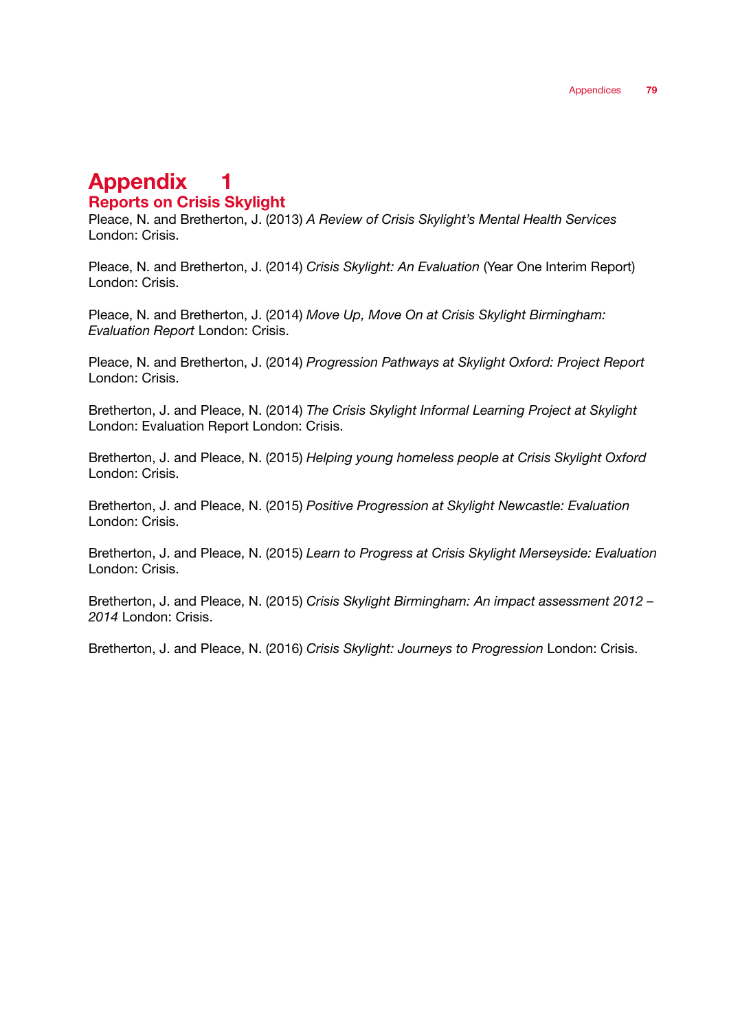# Appendix 1

## Reports on Crisis Skylight

Pleace, N. and Bretherton, J. (2013) *A Review of Crisis Skylight's Mental Health Services* London: Crisis.

Pleace, N. and Bretherton, J. (2014) *Crisis Skylight: An Evaluation* (Year One Interim Report) London: Crisis.

Pleace, N. and Bretherton, J. (2014) *Move Up, Move On at Crisis Skylight Birmingham: Evaluation Report* London: Crisis.

Pleace, N. and Bretherton, J. (2014) *Progression Pathways at Skylight Oxford: Project Report* London: Crisis.

Bretherton, J. and Pleace, N. (2014) *The Crisis Skylight Informal Learning Project at Skylight* London: Evaluation Report London: Crisis.

Bretherton, J. and Pleace, N. (2015) *Helping young homeless people at Crisis Skylight Oxford* London: Crisis.

Bretherton, J. and Pleace, N. (2015) *Positive Progression at Skylight Newcastle: Evaluation* London: Crisis.

Bretherton, J. and Pleace, N. (2015) *Learn to Progress at Crisis Skylight Merseyside: Evaluation* London: Crisis.

Bretherton, J. and Pleace, N. (2015) *Crisis Skylight Birmingham: An impact assessment 2012 – 2014* London: Crisis.

Bretherton, J. and Pleace, N. (2016) *Crisis Skylight: Journeys to Progression* London: Crisis.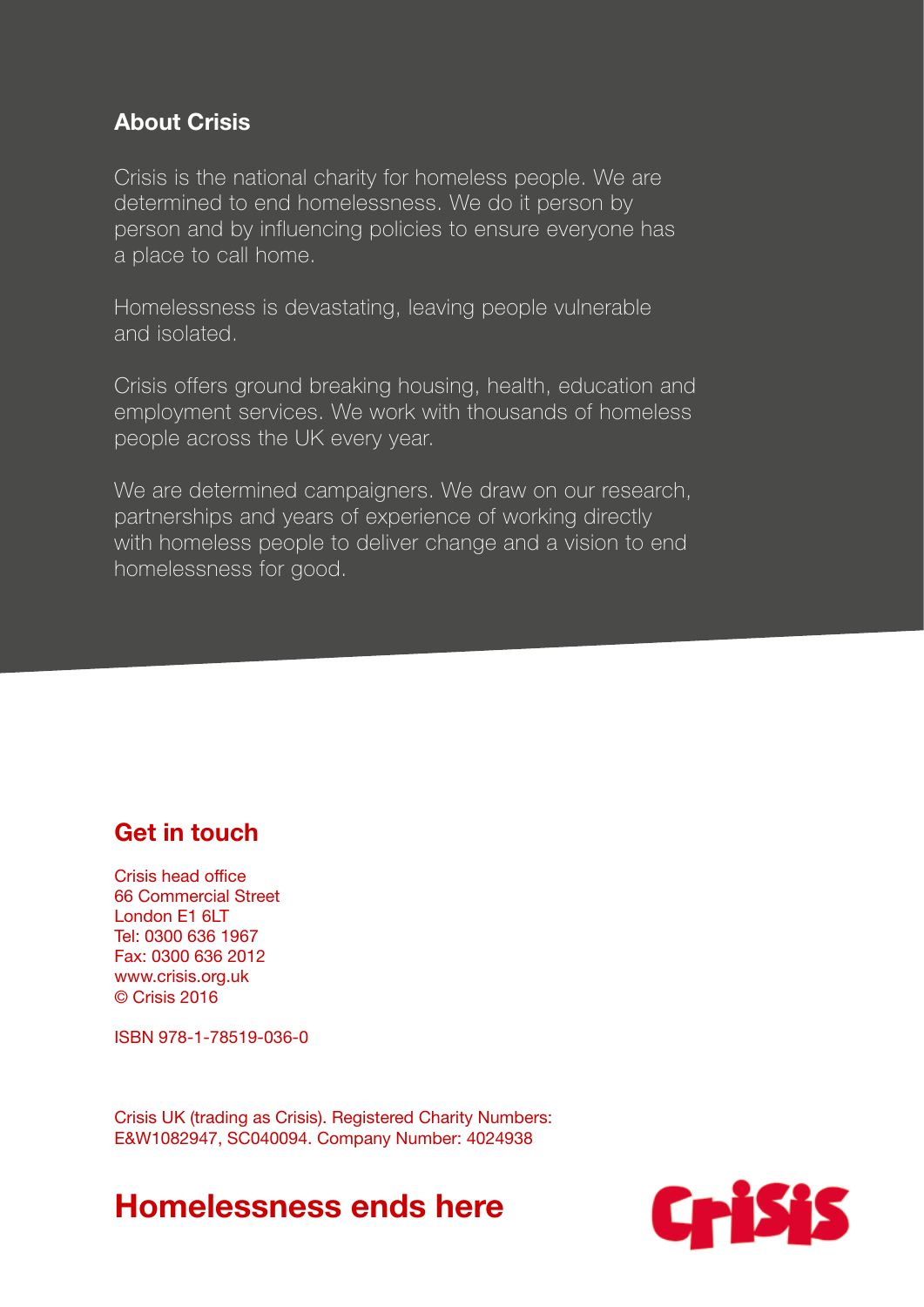## About Crisis

Crisis is the national charity for homeless people. We are determined to end homelessness. We do it person by person and by influencing policies to ensure everyone has a place to call home.

Homelessness is devastating, leaving people vulnerable and isolated.

Crisis offers ground breaking housing, health, education and employment services. We work with thousands of homeless people across the UK every year.

We are determined campaigners. We draw on our research, partnerships and years of experience of working directly with homeless people to deliver change and a vision to end homelessness for good.

## Get in touch

Crisis head office
66 Commercial Street
London E1 6LT
Tel: 0300 636 1967
Fax: 0300 636 2012
www.crisis.org.uk
© Crisis 2016

ISBN 978-1-78519-036-0

Crisis UK (trading as Crisis). Registered Charity Numbers: E&W1082947, SC040094. Company Number: 4024938

## Homelessness ends here

Crisis